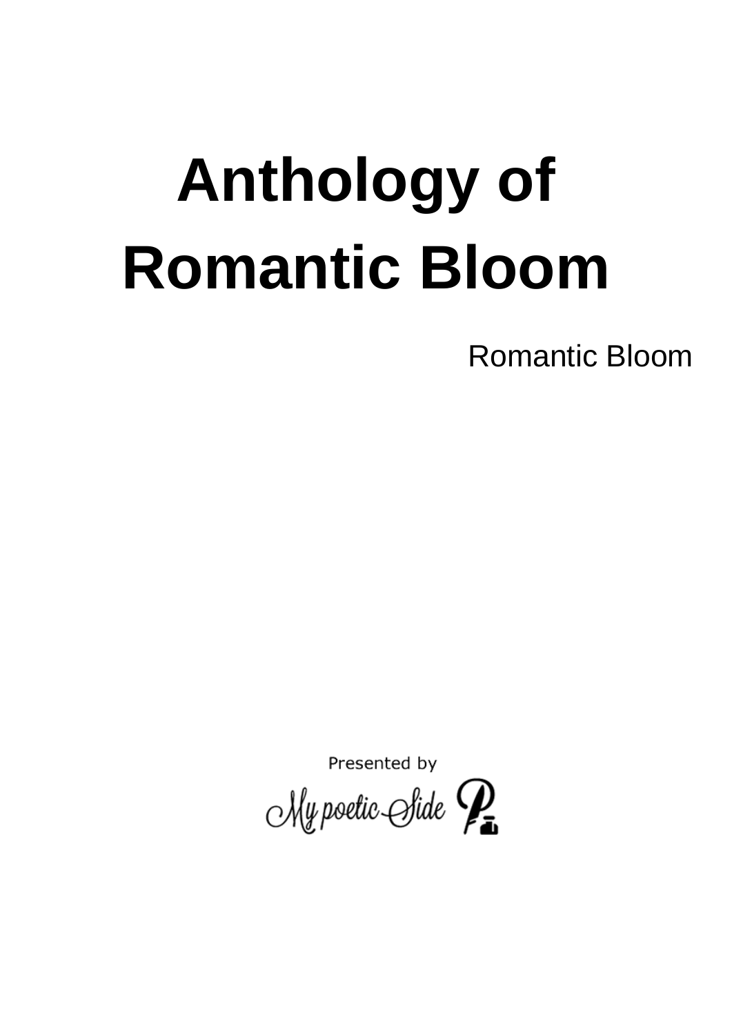# Anthology of Romantic Bloom

Romantic Bloom

Presented by

My poetic Side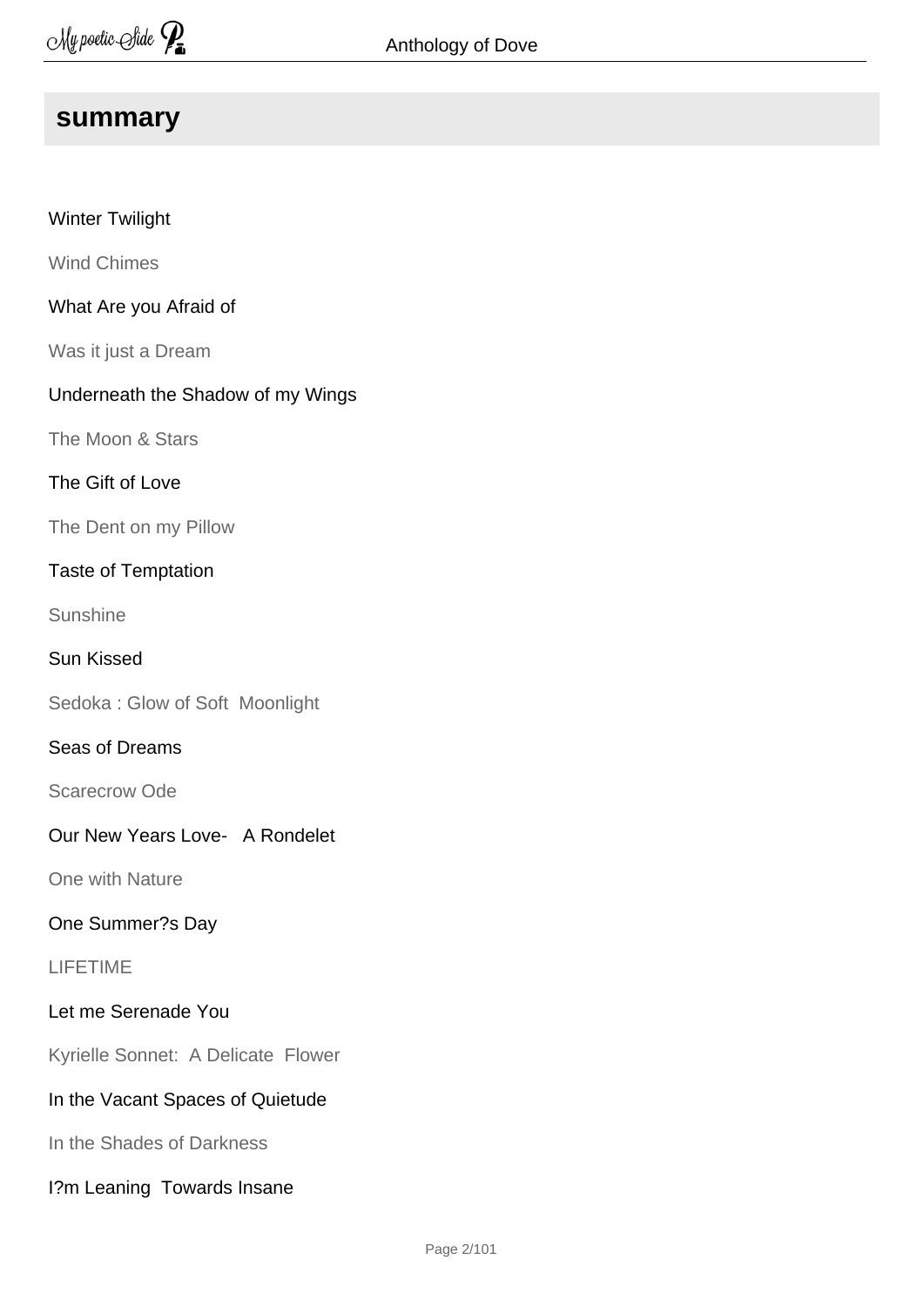## summary

Winter Twilight

Wind Chimes

What Are you Afraid of

Was it just a Dream

Underneath the Shadow of my Wings

The Moon & Stars

The Gift of Love

The Dent on my Pillow

Taste of Temptation

Sunshine

Sun Kissed

Sedoka : Glow of Soft  Moonlight

Seas of Dreams

Scarecrow Ode

Our New Years Love-   A Rondelet

One with Nature

One Summer?s Day

LIFETIME

Let me Serenade You

Kyrielle Sonnet:  A Delicate  Flower

In the Vacant Spaces of Quietude

In the Shades of Darkness

I?m Leaning  Towards Insane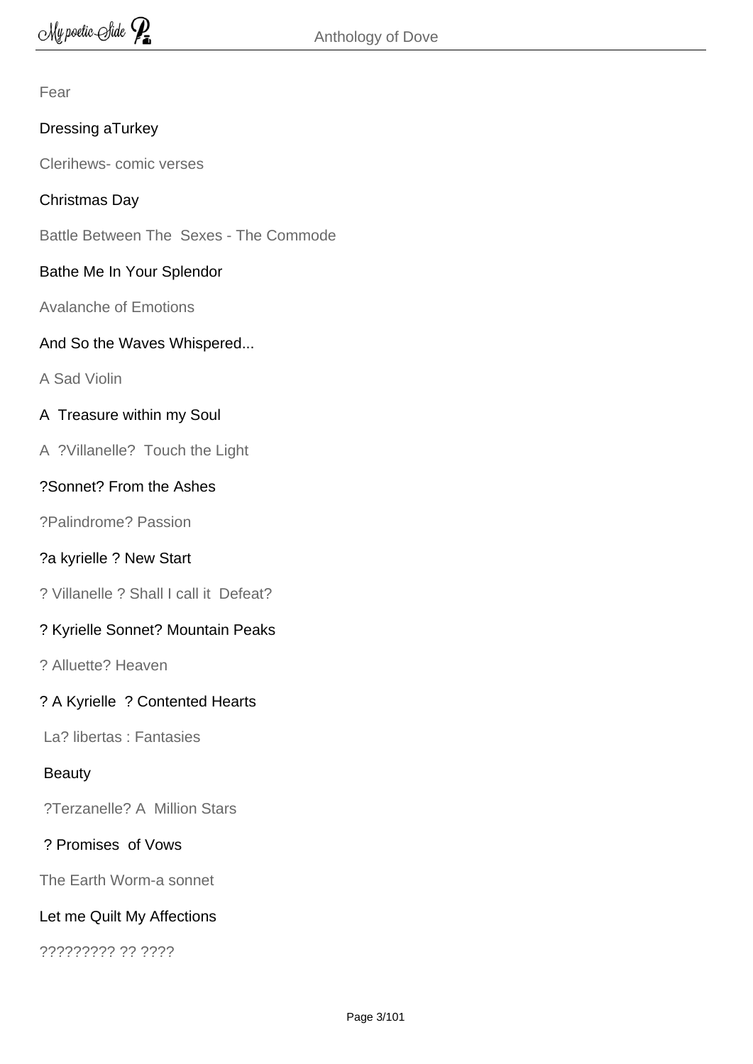Fear

Dressing aTurkey

Clerihews- comic verses

Christmas Day

Battle Between The  Sexes - The Commode

Bathe Me In Your Splendor

Avalanche of Emotions

And So the Waves Whispered...

A Sad Violin

A  Treasure within my Soul

A  ?Villanelle?  Touch the Light

?Sonnet? From the Ashes

?Palindrome? Passion

?a kyrielle ? New Start

? Villanelle ? Shall I call it  Defeat?

? Kyrielle Sonnet? Mountain Peaks

? Alluette? Heaven

? A Kyrielle  ? Contented Hearts

La? libertas : Fantasies

Beauty

?Terzanelle? A  Million Stars

? Promises  of Vows

The Earth Worm-a sonnet

Let me Quilt My Affections

????????? ?? ????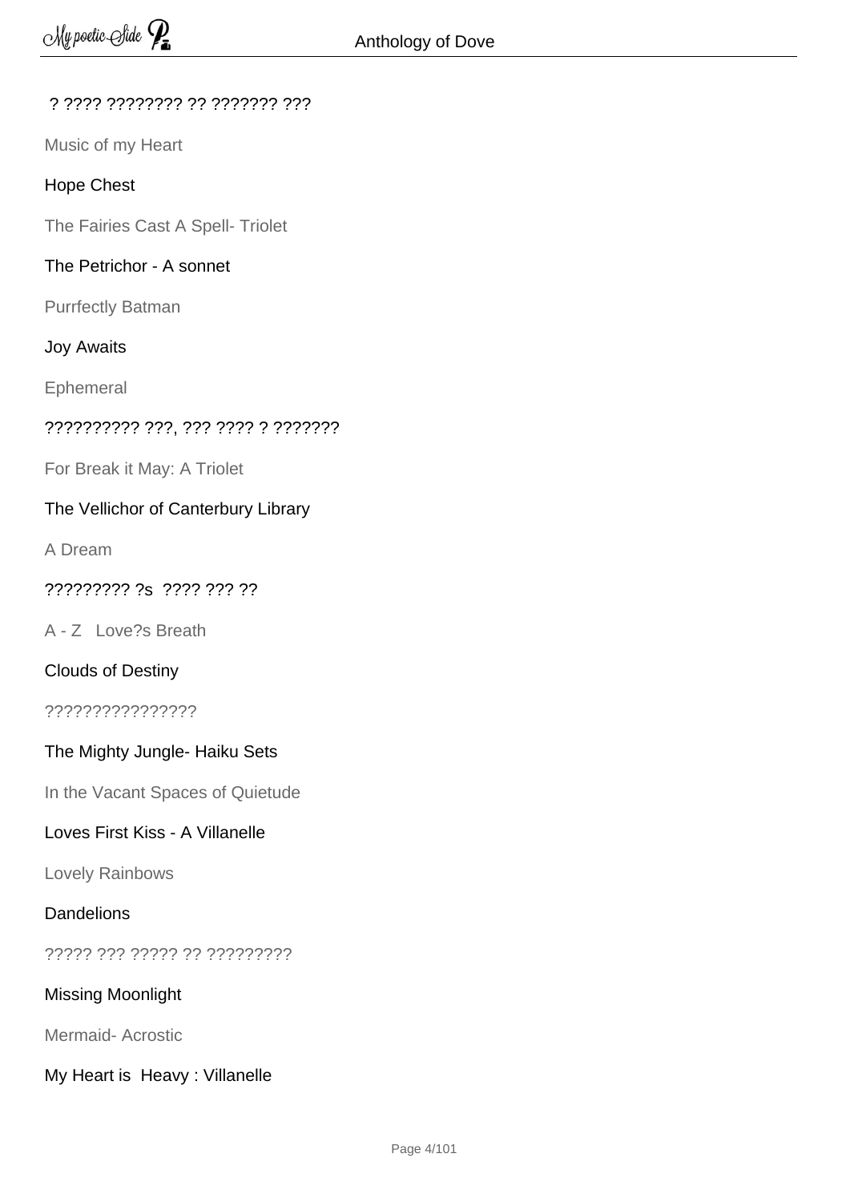? ???? ???????? ?? ??????? ???

Music of my Heart

Hope Chest

The Fairies Cast A Spell- Triolet

The Petrichor - A sonnet

Purrfectly Batman

Joy Awaits

Ephemeral

?????????? ???, ??? ???? ? ???????

For Break it May: A Triolet

The Vellichor of Canterbury Library

A Dream

????????? ?s  ???? ??? ??

A - Z   Love?s Breath

Clouds of Destiny

????????????????

The Mighty Jungle- Haiku Sets

In the Vacant Spaces of Quietude

Loves First Kiss - A Villanelle

Lovely Rainbows

Dandelions

????? ??? ????? ?? ?????????

Missing Moonlight

Mermaid- Acrostic

My Heart is  Heavy : Villanelle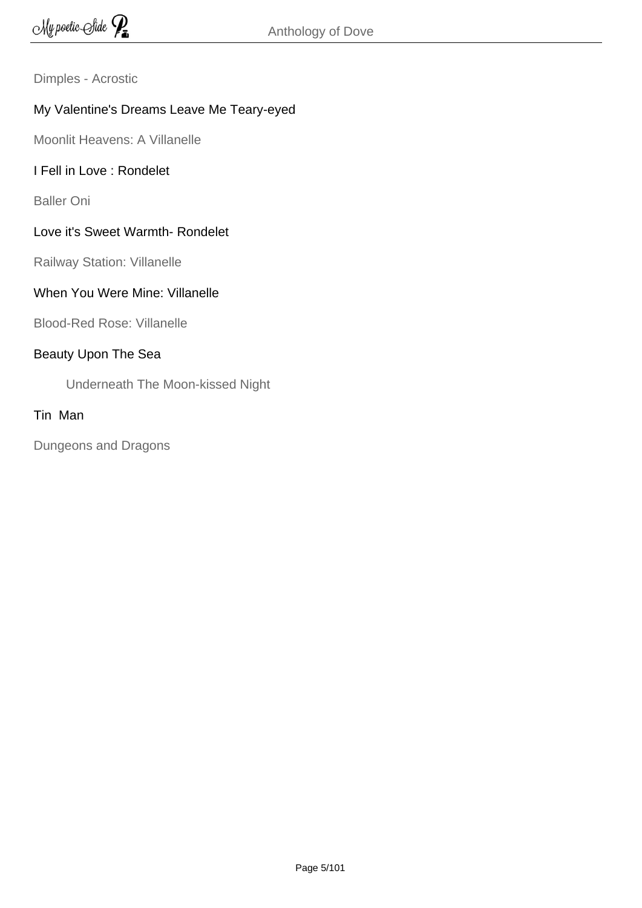Dimples - Acrostic

My Valentine's Dreams Leave Me Teary-eyed

Moonlit Heavens: A Villanelle

I Fell in Love : Rondelet

Baller Oni

Love it's Sweet Warmth- Rondelet

Railway Station: Villanelle

When You Were Mine: Villanelle

Blood-Red Rose: Villanelle

Beauty Upon The Sea

Underneath The Moon-kissed Night

Tin  Man

Dungeons and Dragons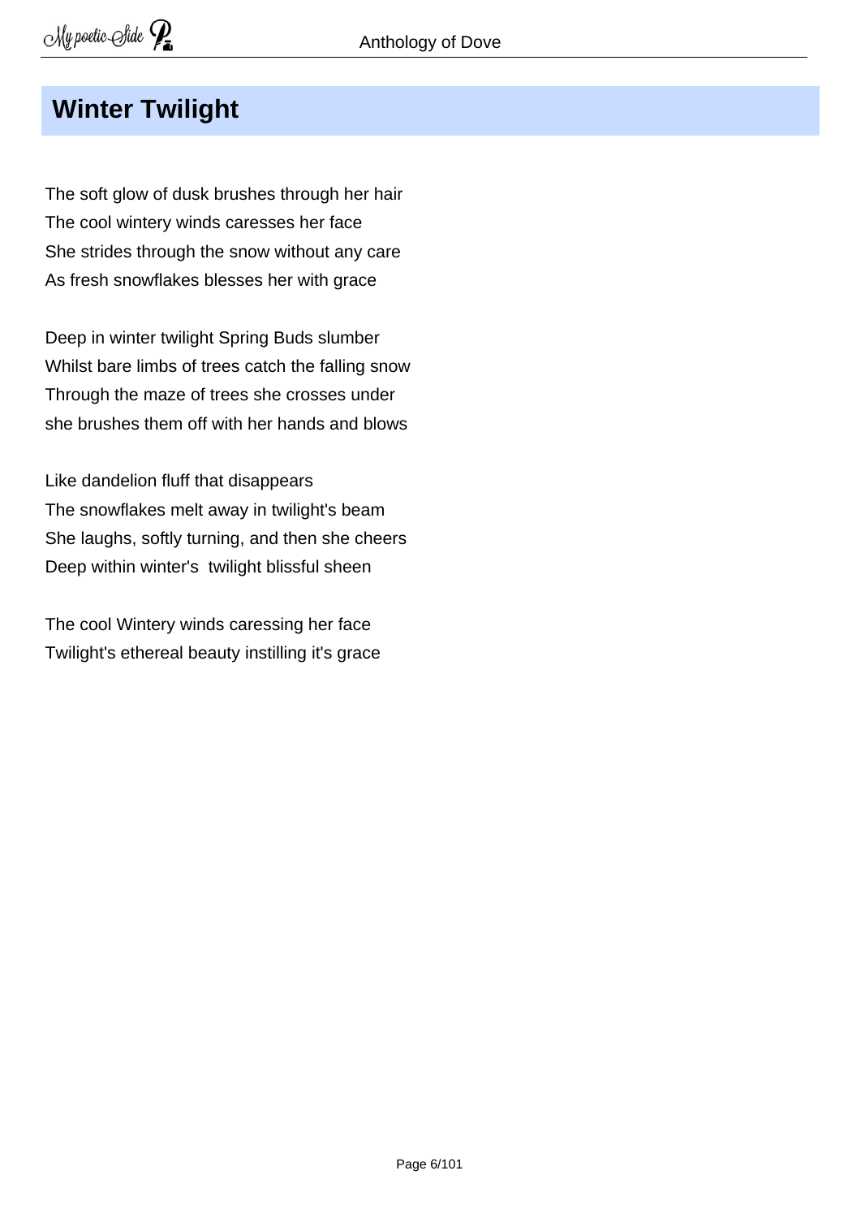## Winter Twilight

The soft glow of dusk brushes through her hair  
The cool wintery winds caresses her face  
She strides through the snow without any care  
As fresh snowflakes blesses her with grace

Deep in winter twilight Spring Buds slumber  
Whilst bare limbs of trees catch the falling snow  
Through the maze of trees she crosses under  
she brushes them off with her hands and blows

Like dandelion fluff that disappears  
The snowflakes melt away in twilight's beam  
She laughs, softly turning, and then she cheers  
Deep within winter's  twilight blissful sheen

The cool Wintery winds caressing her face  
Twilight's ethereal beauty instilling it's grace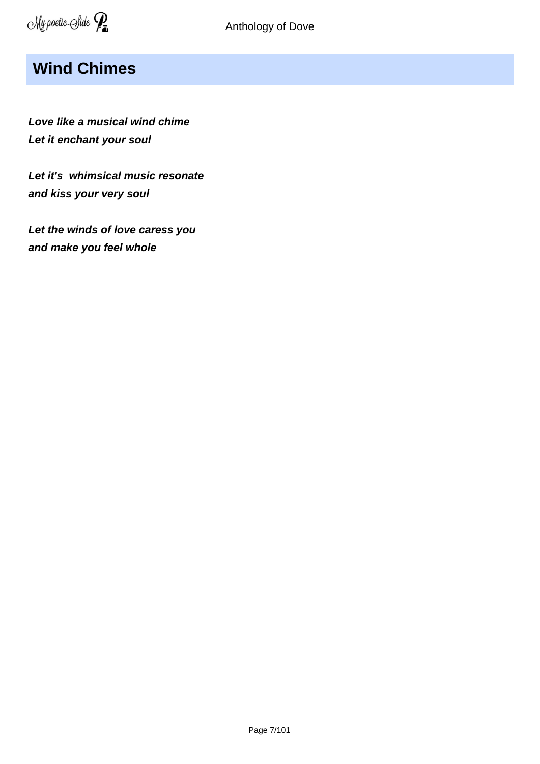## Wind Chimes

***Love like a musical wind chime***
***Let it enchant your soul***

***Let it's  whimsical music resonate***
***and kiss your very soul***

***Let the winds of love caress you***
***and make you feel whole***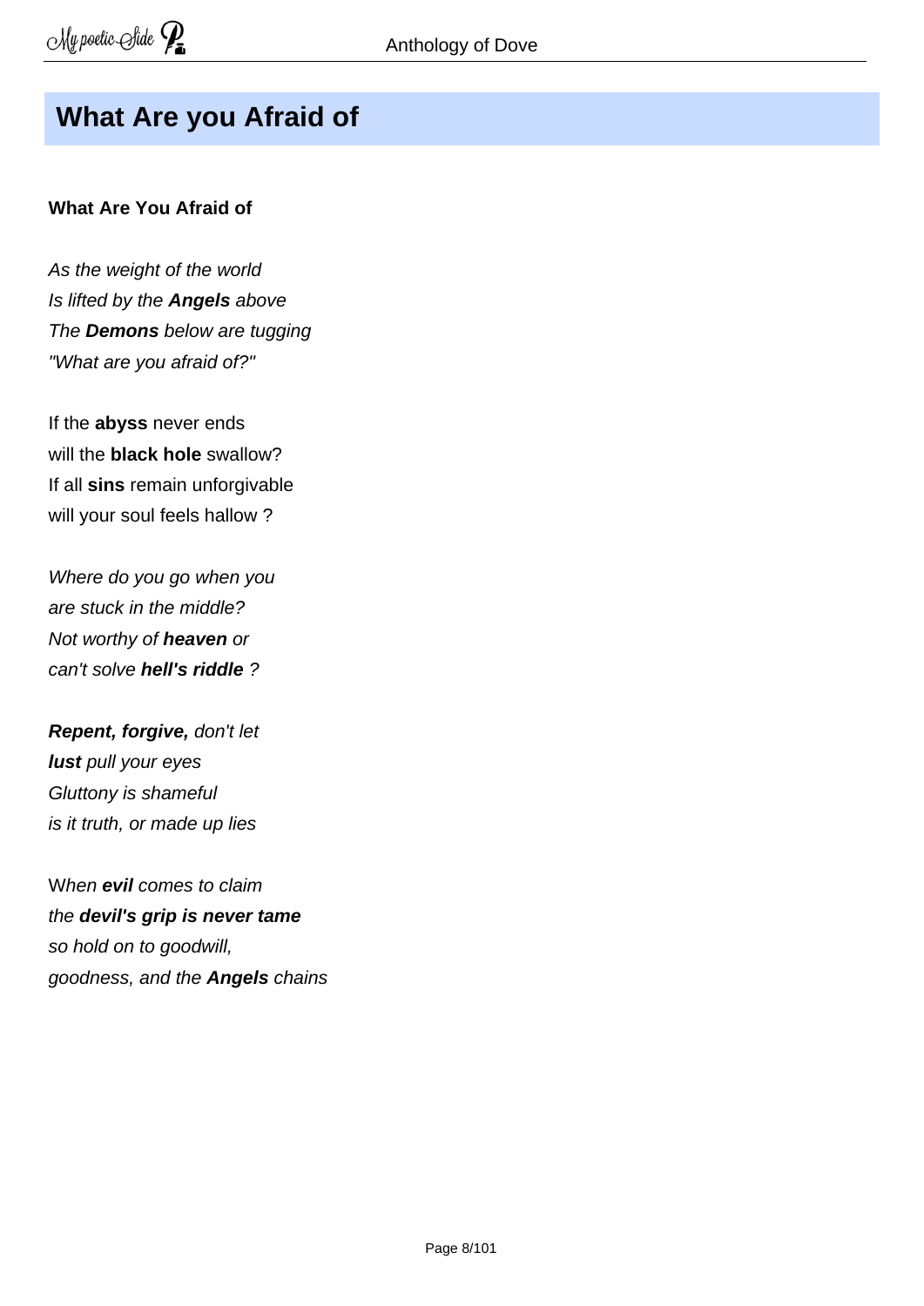## What Are you Afraid of

**What Are You Afraid of**

*As the weight of the world*
*Is lifted by the **Angels** above*
*The **Demons** below are tugging*
*"What are you afraid of?"*

If the **abyss** never ends
will the **black hole** swallow?
If all **sins** remain unforgivable
will your soul feels hallow ?

*Where do you go when you*
*are stuck in the middle?*
*Not worthy of **heaven** or*
*can't solve **hell's riddle** ?*

***Repent, forgive,** don't let*
***lust** pull your eyes*
*Gluttony is shameful*
*is it truth, or made up lies*

W*hen **evil** comes to claim*
*the **devil's grip is never tame***
*so hold on to goodwill,*
*goodness, and the **Angels** chains*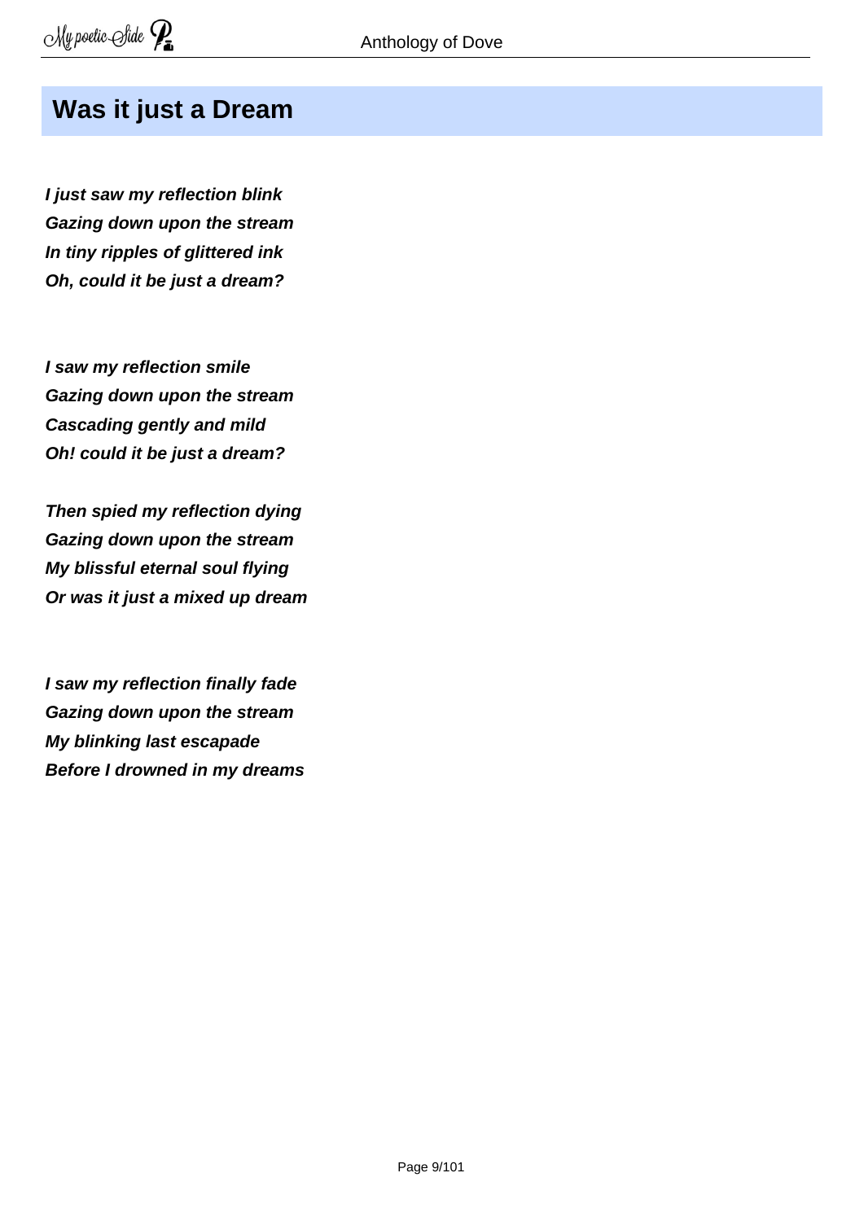## Was it just a Dream

***I just saw my reflection blink***
***Gazing down upon the stream***
***In tiny ripples of glittered ink***
***Oh, could it be just a dream?***

***I saw my reflection smile***
***Gazing down upon the stream***
***Cascading gently and mild***
***Oh! could it be just a dream?***

***Then spied my reflection dying***
***Gazing down upon the stream***
***My blissful eternal soul flying***
***Or was it just a mixed up dream***

***I saw my reflection finally fade***
***Gazing down upon the stream***
***My blinking last escapade***
***Before I drowned in my dreams***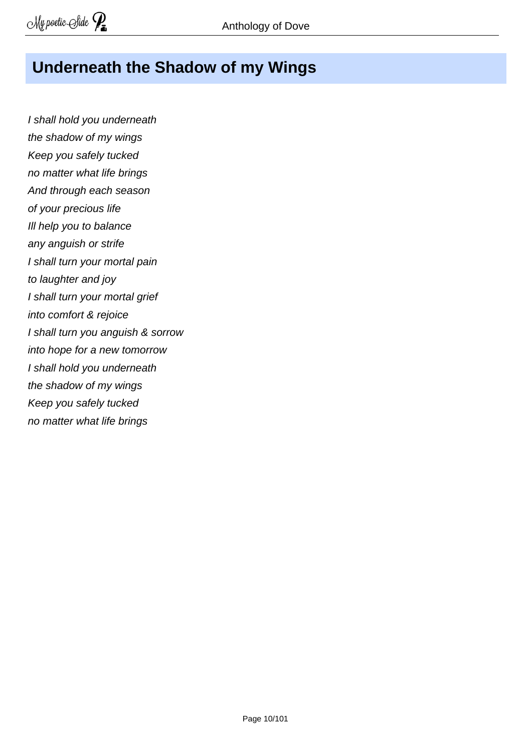## Underneath the Shadow of my Wings

*I shall hold you underneath*  
*the shadow of my wings*  
*Keep you safely tucked*  
*no matter what life brings*  
*And through each season*  
*of your precious life*  
*Ill help you to balance*  
*any anguish or strife*  
*I shall turn your mortal pain*  
*to laughter and joy*  
*I shall turn your mortal grief*  
*into comfort & rejoice*  
*I shall turn you anguish & sorrow*  
*into hope for a new tomorrow*  
*I shall hold you underneath*  
*the shadow of my wings*  
*Keep you safely tucked*  
*no matter what life brings*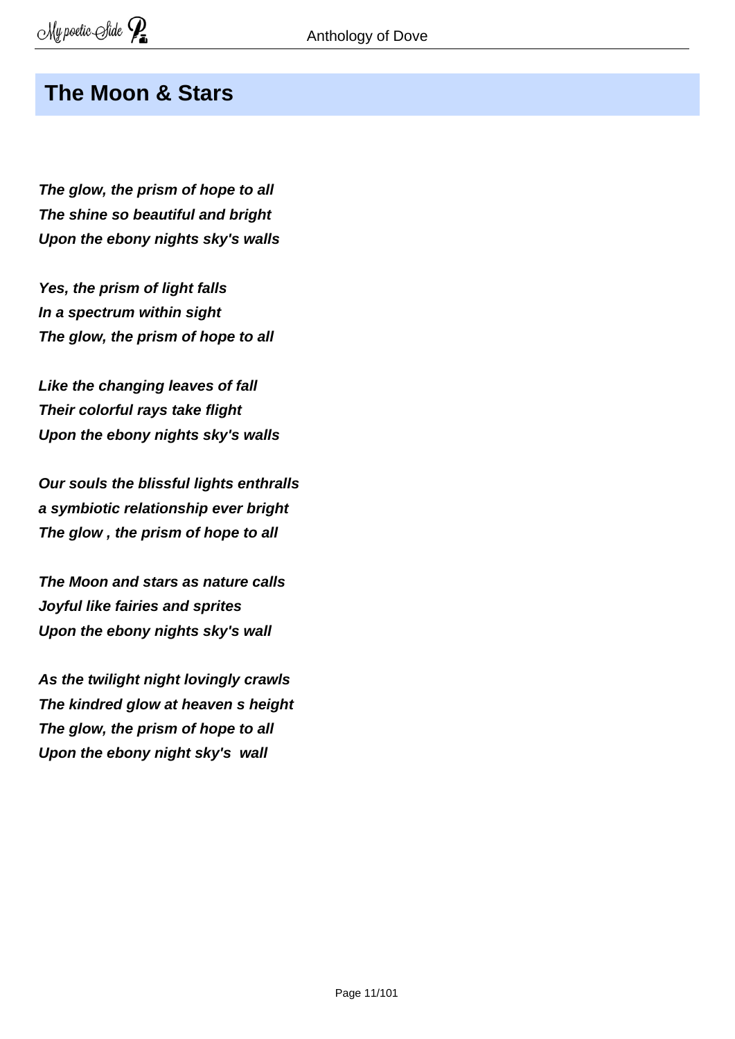## The Moon & Stars

***The glow, the prism of hope to all***
***The shine so beautiful and bright***
***Upon the ebony nights sky's walls***

***Yes, the prism of light falls***
***In a spectrum within sight***
***The glow, the prism of hope to all***

***Like the changing leaves of fall***
***Their colorful rays take flight***
***Upon the ebony nights sky's walls***

***Our souls the blissful lights enthralls***
***a symbiotic relationship ever bright***
***The glow , the prism of hope to all***

***The Moon and stars as nature calls***
***Joyful like fairies and sprites***
***Upon the ebony nights sky's wall***

***As the twilight night lovingly crawls***
***The kindred glow at heaven s height***
***The glow, the prism of hope to all***
***Upon the ebony night sky's wall***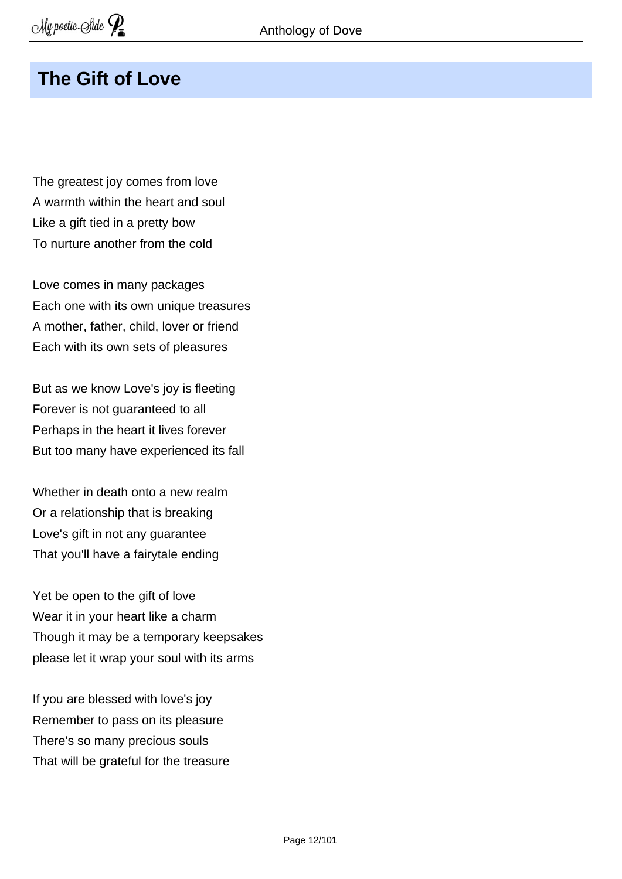## The Gift of Love

The greatest joy comes from love  
A warmth within the heart and soul  
Like a gift tied in a pretty bow  
To nurture another from the cold

Love comes in many packages  
Each one with its own unique treasures  
A mother, father, child, lover or friend  
Each with its own sets of pleasures

But as we know Love's joy is fleeting  
Forever is not guaranteed to all  
Perhaps in the heart it lives forever  
But too many have experienced its fall

Whether in death onto a new realm  
Or a relationship that is breaking  
Love's gift in not any guarantee  
That you'll have a fairytale ending

Yet be open to the gift of love  
Wear it in your heart like a charm  
Though it may be a temporary keepsakes  
please let it wrap your soul with its arms

If you are blessed with love's joy  
Remember to pass on its pleasure  
There's so many precious souls  
That will be grateful for the treasure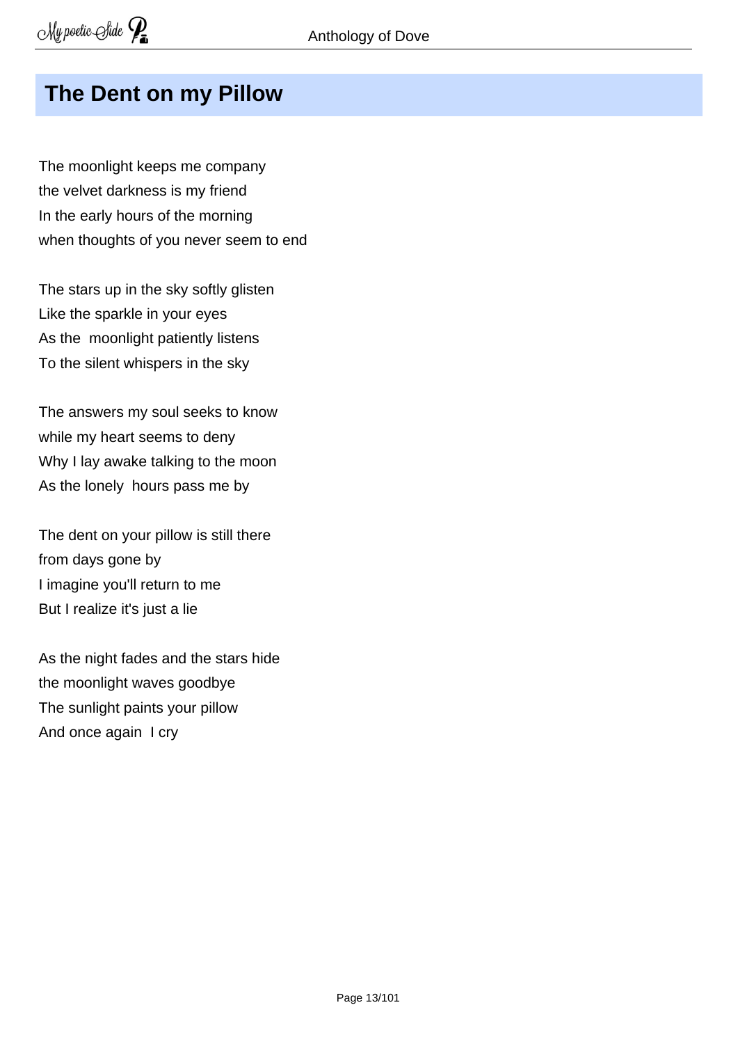## The Dent on my Pillow

The moonlight keeps me company
the velvet darkness is my friend
In the early hours of the morning
when thoughts of you never seem to end

The stars up in the sky softly glisten
Like the sparkle in your eyes
As the  moonlight patiently listens
To the silent whispers in the sky

The answers my soul seeks to know
while my heart seems to deny
Why I lay awake talking to the moon
As the lonely  hours pass me by

The dent on your pillow is still there
from days gone by
I imagine you'll return to me
But I realize it's just a lie

As the night fades and the stars hide
the moonlight waves goodbye
The sunlight paints your pillow
And once again  I cry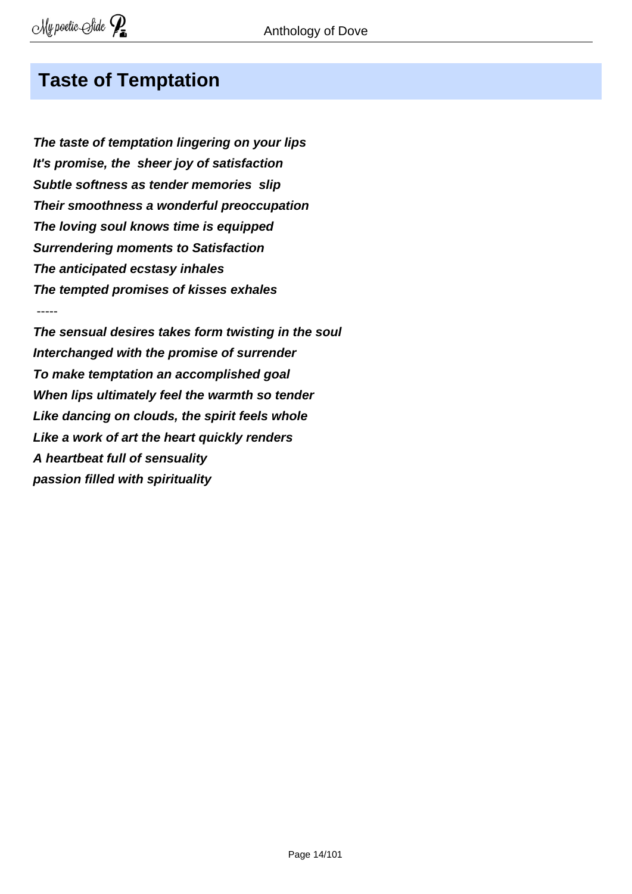## Taste of Temptation

***The taste of temptation lingering on your lips***
***It's promise, the sheer joy of satisfaction***
***Subtle softness as tender memories slip***
***Their smoothness a wonderful preoccupation***
***The loving soul knows time is equipped***
***Surrendering moments to Satisfaction***
***The anticipated ecstasy inhales***
***The tempted promises of kisses exhales***

-----

***The sensual desires takes form twisting in the soul***
***Interchanged with the promise of surrender***
***To make temptation an accomplished goal***
***When lips ultimately feel the warmth so tender***
***Like dancing on clouds, the spirit feels whole***
***Like a work of art the heart quickly renders***
***A heartbeat full of sensuality***
***passion filled with spirituality***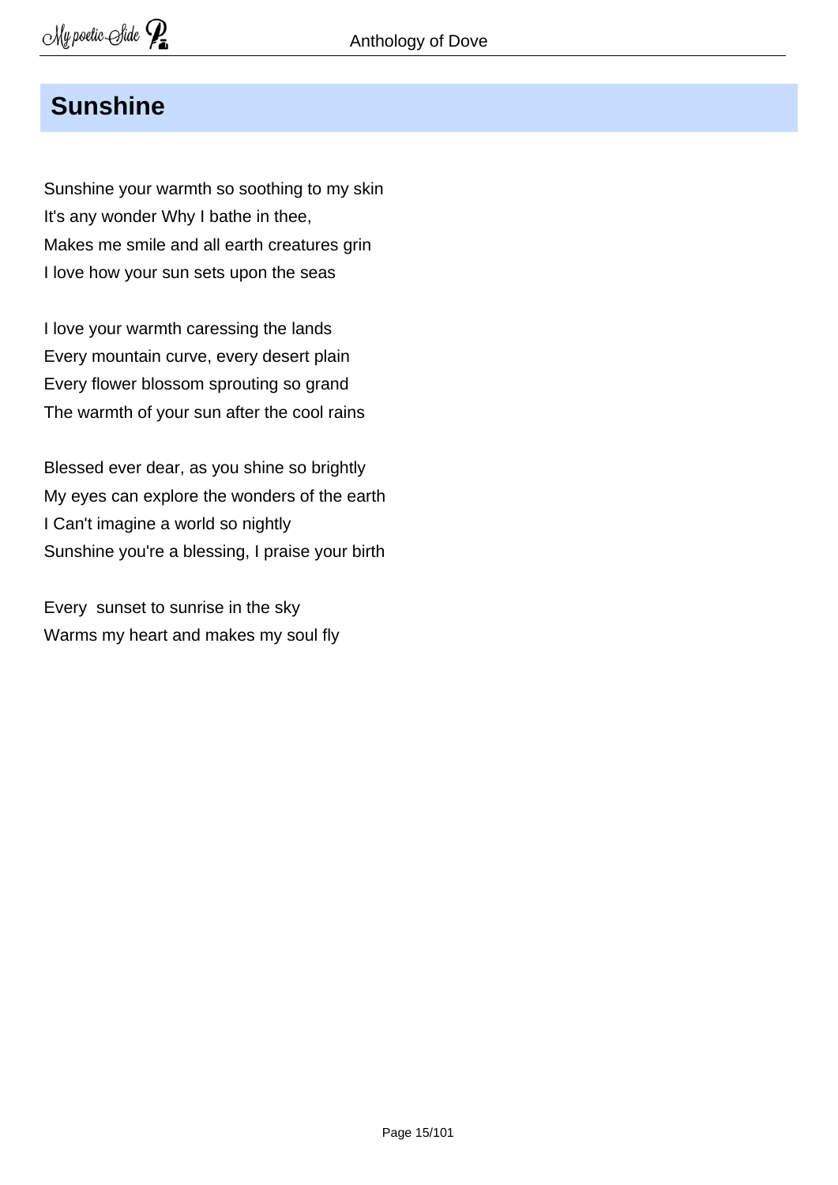## Sunshine

Sunshine your warmth so soothing to my skin  
It's any wonder Why I bathe in thee,  
Makes me smile and all earth creatures grin  
I love how your sun sets upon the seas

I love your warmth caressing the lands  
Every mountain curve, every desert plain  
Every flower blossom sprouting so grand  
The warmth of your sun after the cool rains

Blessed ever dear, as you shine so brightly  
My eyes can explore the wonders of the earth  
I Can't imagine a world so nightly  
Sunshine you're a blessing, I praise your birth

Every  sunset to sunrise in the sky  
Warms my heart and makes my soul fly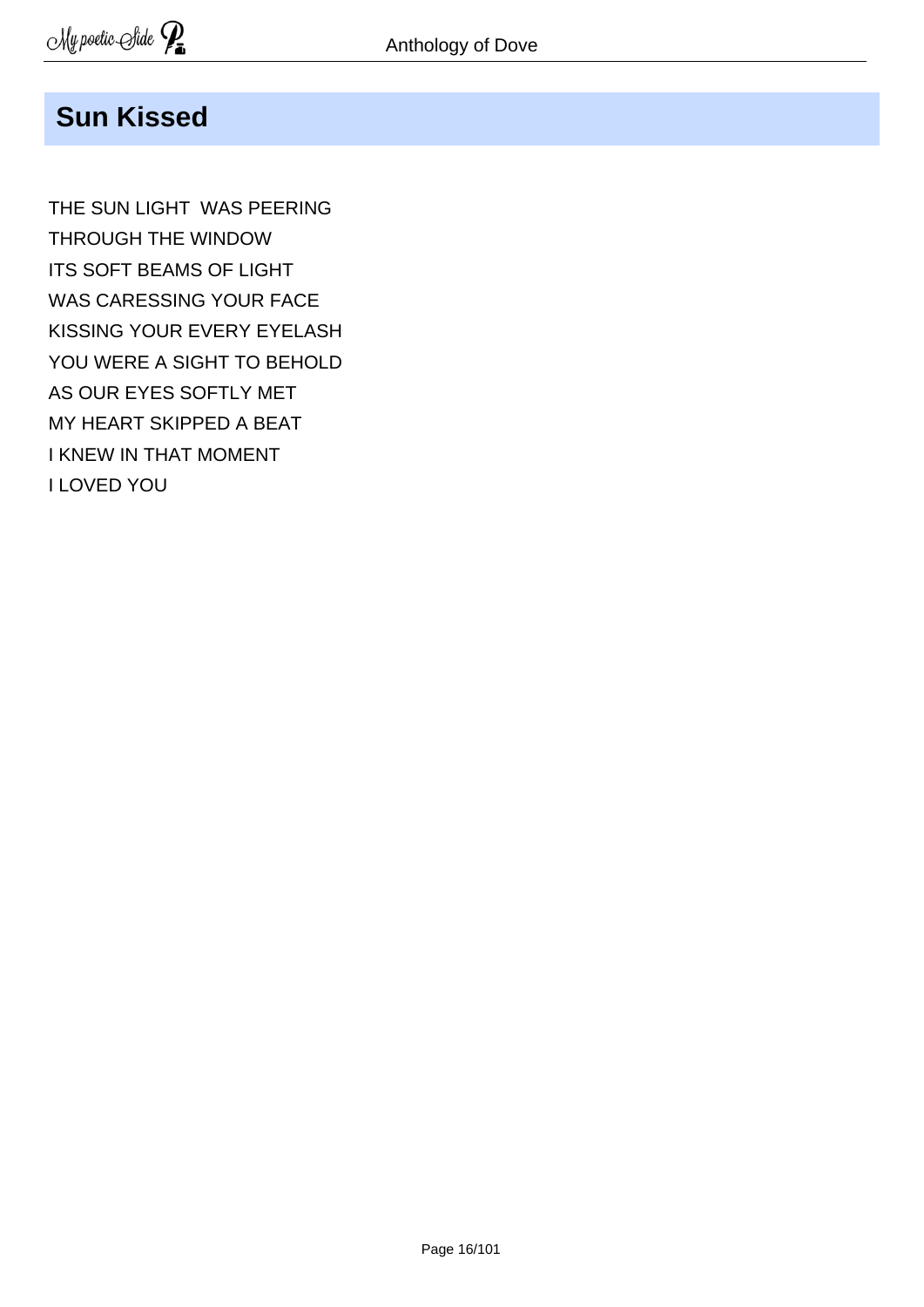## Sun Kissed

THE SUN LIGHT  WAS PEERING  
THROUGH THE WINDOW  
ITS SOFT BEAMS OF LIGHT  
WAS CARESSING YOUR FACE  
KISSING YOUR EVERY EYELASH  
YOU WERE A SIGHT TO BEHOLD  
AS OUR EYES SOFTLY MET  
MY HEART SKIPPED A BEAT  
I KNEW IN THAT MOMENT  
I LOVED YOU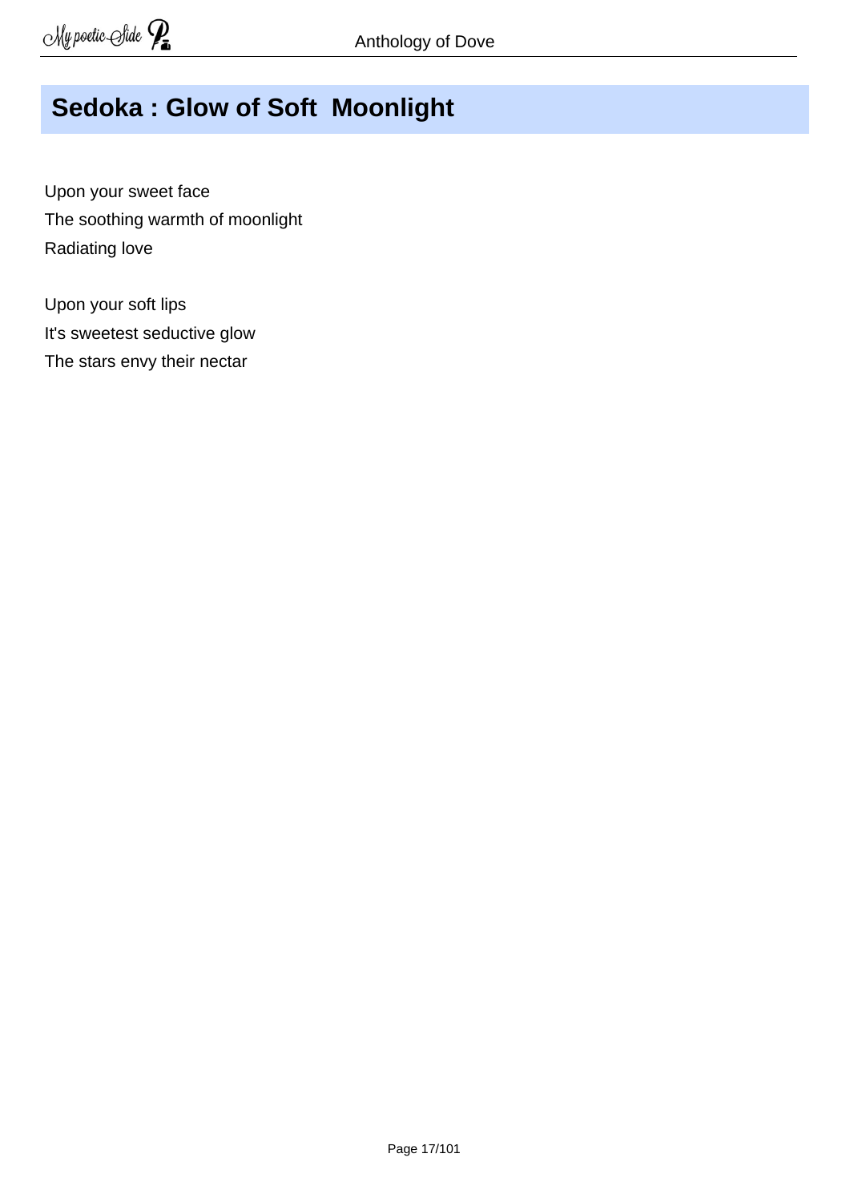## Sedoka : Glow of Soft  Moonlight

Upon your sweet face  
The soothing warmth of moonlight  
Radiating love

Upon your soft lips  
It's sweetest seductive glow  
The stars envy their nectar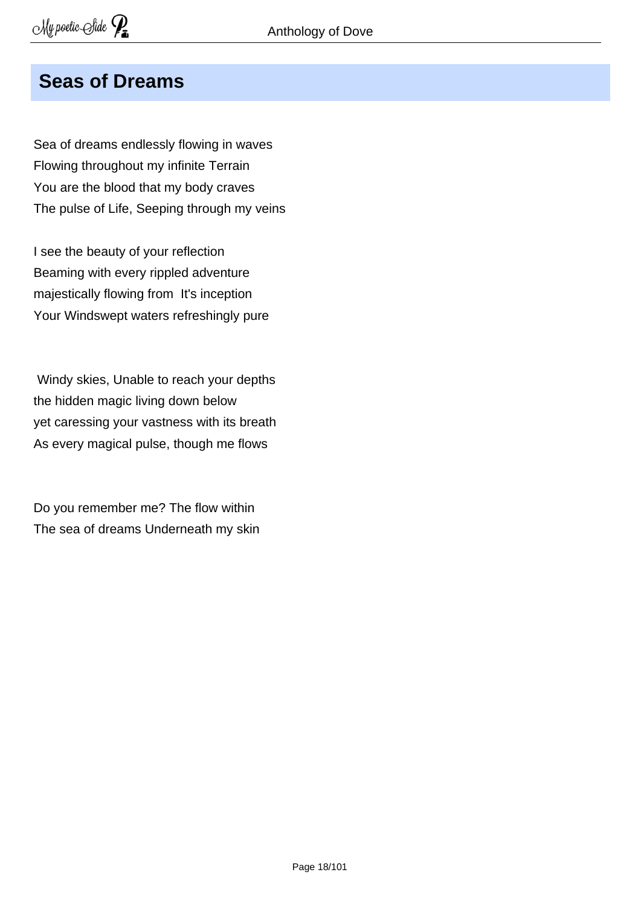## Seas of Dreams

Sea of dreams endlessly flowing in waves  
Flowing throughout my infinite Terrain  
You are the blood that my body craves  
The pulse of Life, Seeping through my veins

I see the beauty of your reflection  
Beaming with every rippled adventure  
majestically flowing from It's inception  
Your Windswept waters refreshingly pure

Windy skies, Unable to reach your depths  
the hidden magic living down below  
yet caressing your vastness with its breath  
As every magical pulse, though me flows

Do you remember me? The flow within  
The sea of dreams Underneath my skin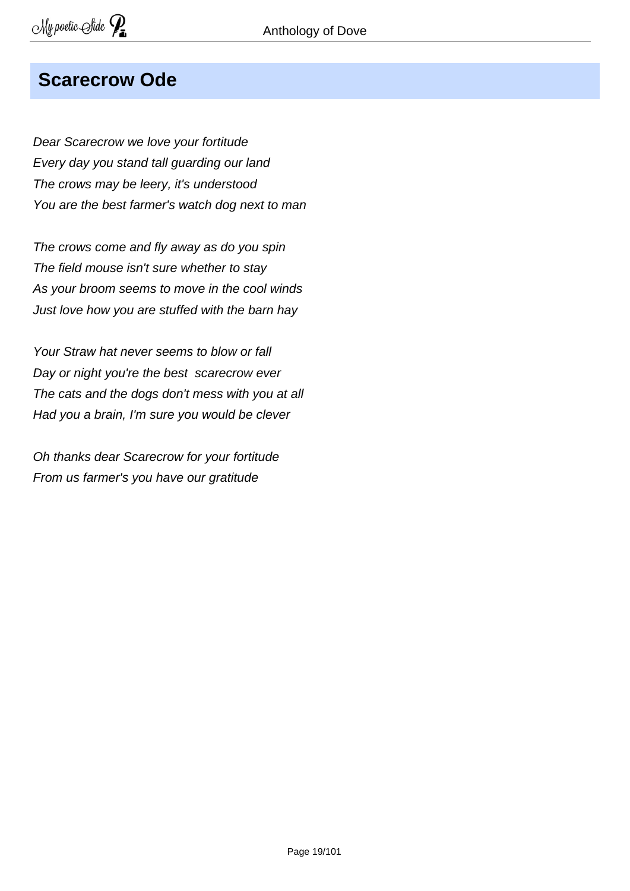## Scarecrow Ode

*Dear Scarecrow we love your fortitude*
*Every day you stand tall guarding our land*
*The crows may be leery, it's understood*
*You are the best farmer's watch dog next to man*

*The crows come and fly away as do you spin*
*The field mouse isn't sure whether to stay*
*As your broom seems to move in the cool winds*
*Just love how you are stuffed with the barn hay*

*Your Straw hat never seems to blow or fall*
*Day or night you're the best  scarecrow ever*
*The cats and the dogs don't mess with you at all*
*Had you a brain, I'm sure you would be clever*

*Oh thanks dear Scarecrow for your fortitude*
*From us farmer's you have our gratitude*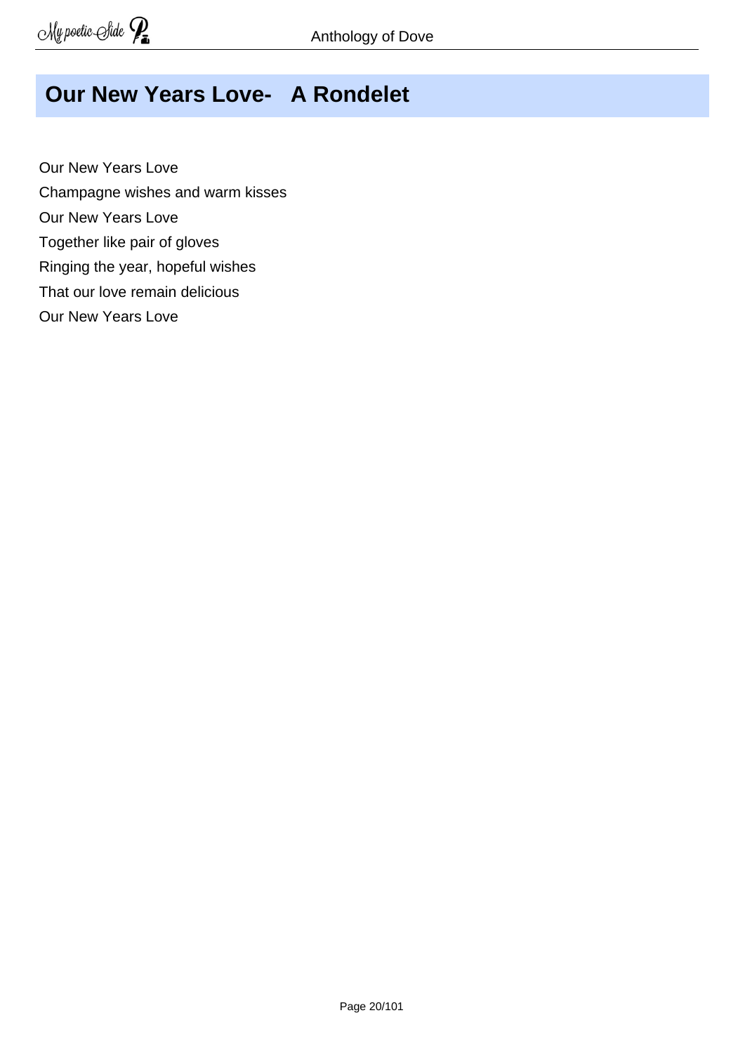## Our New Years Love-   A Rondelet

Our New Years Love
Champagne wishes and warm kisses
Our New Years Love
Together like pair of gloves
Ringing the year, hopeful wishes
That our love remain delicious
Our New Years Love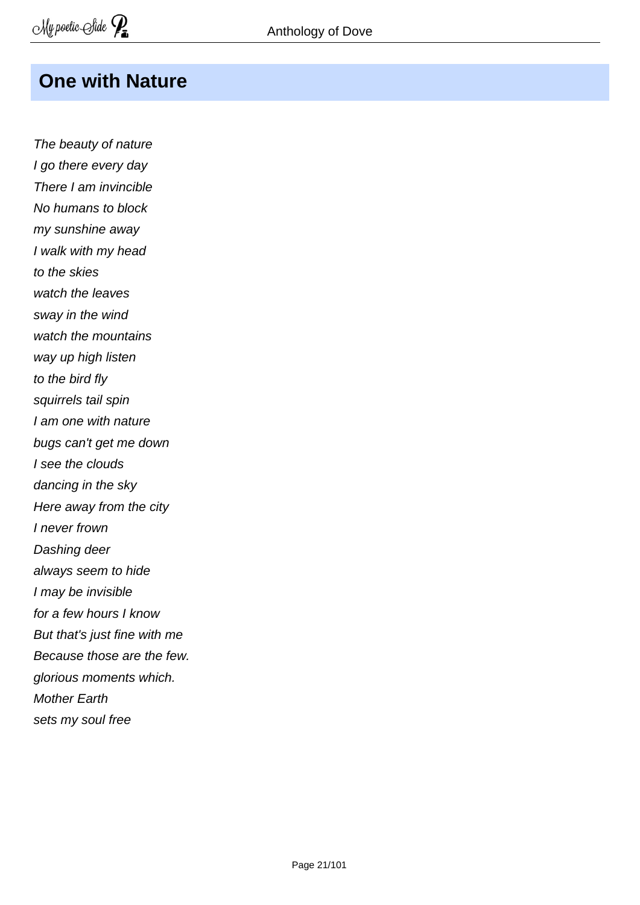## One with Nature

*The beauty of nature*
*I go there every day*
*There I am invincible*
*No humans to block*
*my sunshine away*
*I walk with my head*
*to the skies*
*watch the leaves*
*sway in the wind*
*watch the mountains*
*way up high listen*
*to the bird fly*
*squirrels tail spin*
*I am one with nature*
*bugs can't get me down*
*I see the clouds*
*dancing in the sky*
*Here away from the city*
*I never frown*
*Dashing deer*
*always seem to hide*
*I may be invisible*
*for a few hours I know*
*But that's just fine with me*
*Because those are the few.*
*glorious moments which.*
*Mother Earth*
*sets my soul free*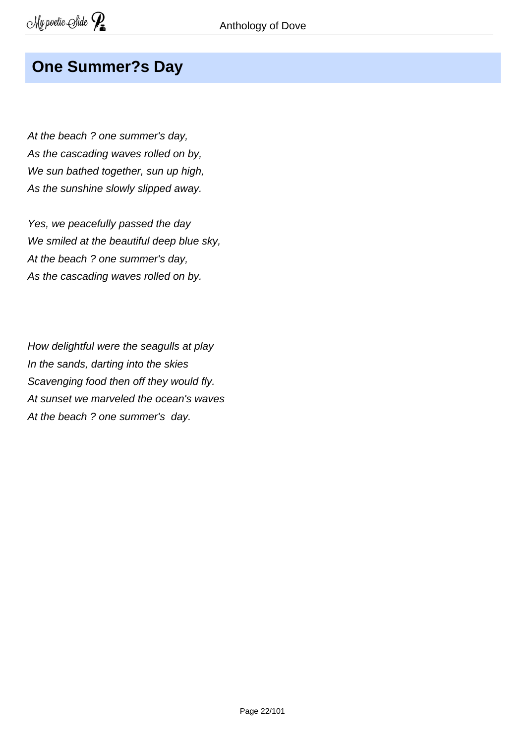## One Summer?s Day

*At the beach ? one summer's day,*
*As the cascading waves rolled on by,*
*We sun bathed together, sun up high,*
*As the sunshine slowly slipped away.*

*Yes, we peacefully passed the day*
*We smiled at the beautiful deep blue sky,*
*At the beach ? one summer's day,*
*As the cascading waves rolled on by.*

*How delightful were the seagulls at play*
*In the sands, darting into the skies*
*Scavenging food then off they would fly.*
*At sunset we marveled the ocean's waves*
*At the beach ? one summer's day.*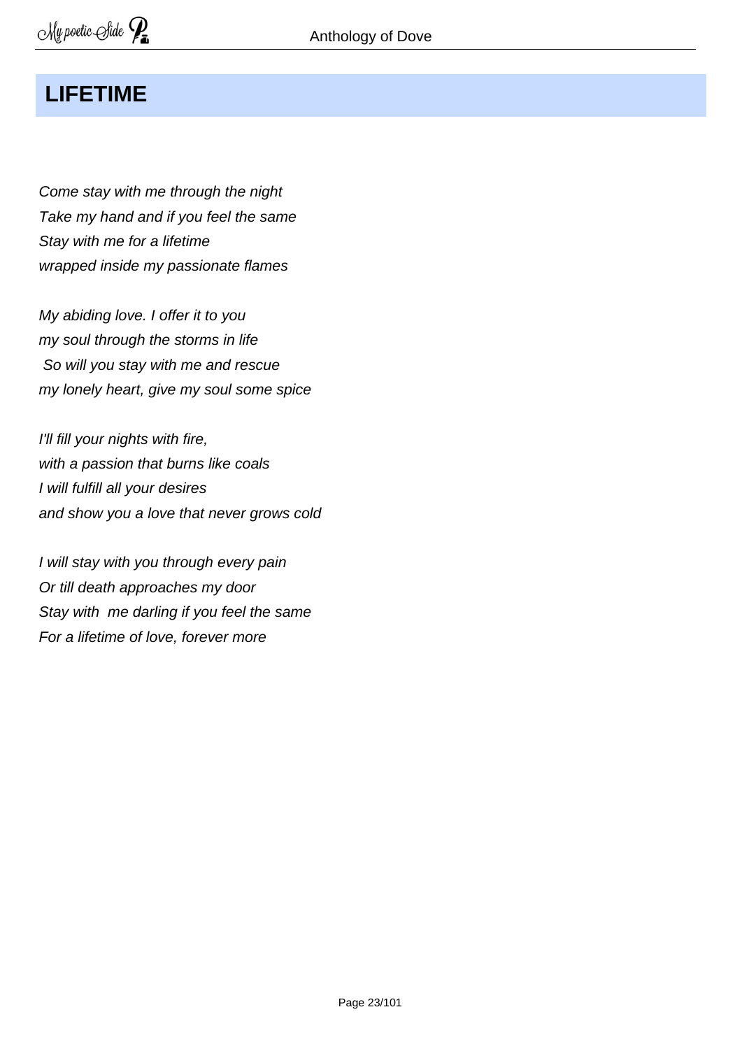## LIFETIME

*Come stay with me through the night*
*Take my hand and if you feel the same*
*Stay with me for a lifetime*
*wrapped inside my passionate flames*

*My abiding love. I offer it to you*
*my soul through the storms in life*
*So will you stay with me and rescue*
*my lonely heart, give my soul some spice*

*I'll fill your nights with fire,*
*with a passion that burns like coals*
*I will fulfill all your desires*
*and show you a love that never grows cold*

*I will stay with you through every pain*
*Or till death approaches my door*
*Stay with me darling if you feel the same*
*For a lifetime of love, forever more*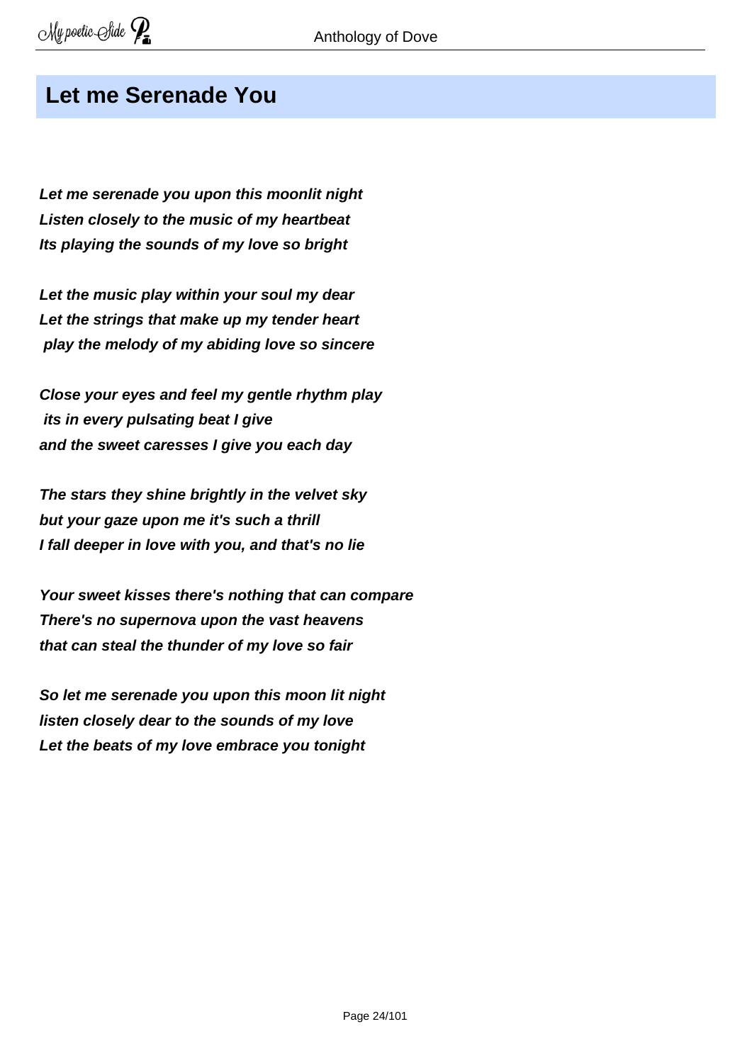## Let me Serenade You

***Let me serenade you upon this moonlit night***
***Listen closely to the music of my heartbeat***
***Its playing the sounds of my love so bright***

***Let the music play within your soul my dear***
***Let the strings that make up my tender heart***
***play the melody of my abiding love so sincere***

***Close your eyes and feel my gentle rhythm play***
***its in every pulsating beat I give***
***and the sweet caresses I give you each day***

***The stars they shine brightly in the velvet sky***
***but your gaze upon me it's such a thrill***
***I fall deeper in love with you, and that's no lie***

***Your sweet kisses there's nothing that can compare***
***There's no supernova upon the vast heavens***
***that can steal the thunder of my love so fair***

***So let me serenade you upon this moon lit night***
***listen closely dear to the sounds of my love***
***Let the beats of my love embrace you tonight***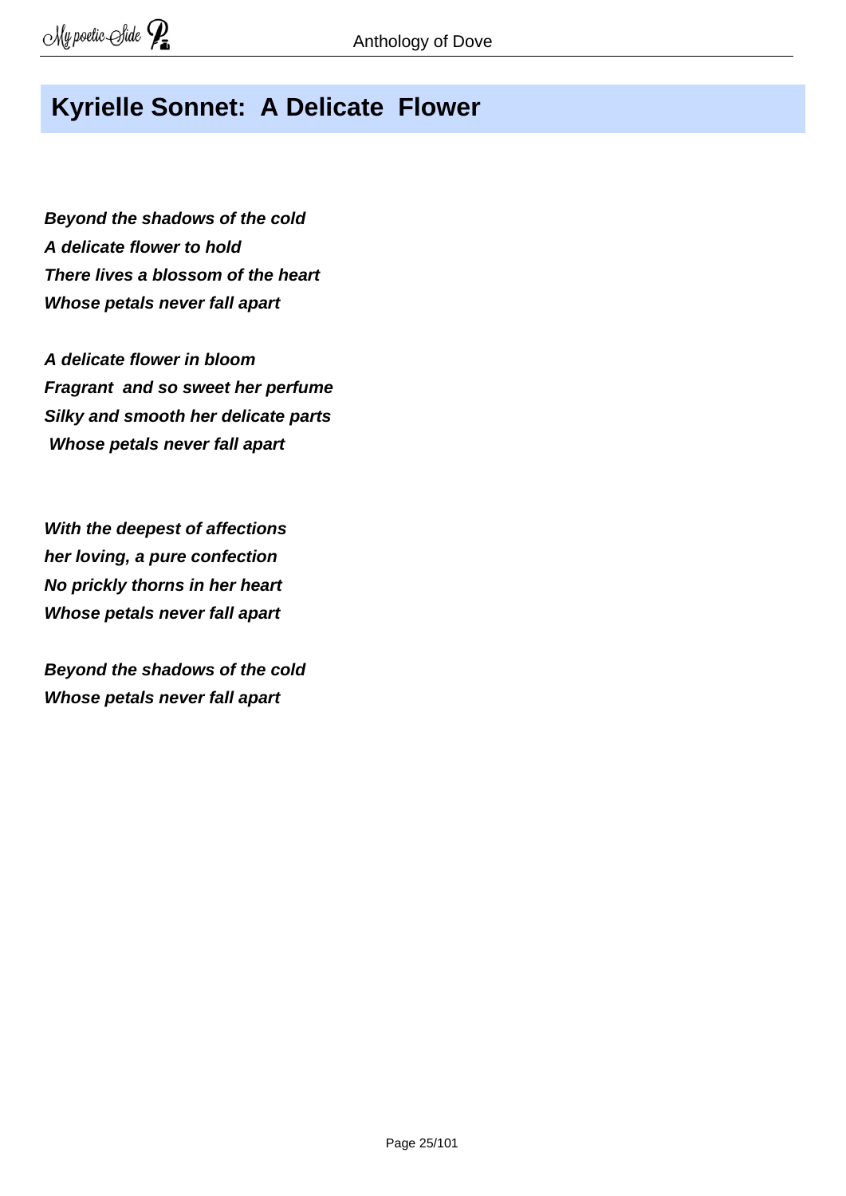## Kyrielle Sonnet: A Delicate Flower

***Beyond the shadows of the cold***
***A delicate flower to hold***
***There lives a blossom of the heart***
***Whose petals never fall apart***

***A delicate flower in bloom***
***Fragrant and so sweet her perfume***
***Silky and smooth her delicate parts***
***Whose petals never fall apart***

***With the deepest of affections***
***her loving, a pure confection***
***No prickly thorns in her heart***
***Whose petals never fall apart***

***Beyond the shadows of the cold***
***Whose petals never fall apart***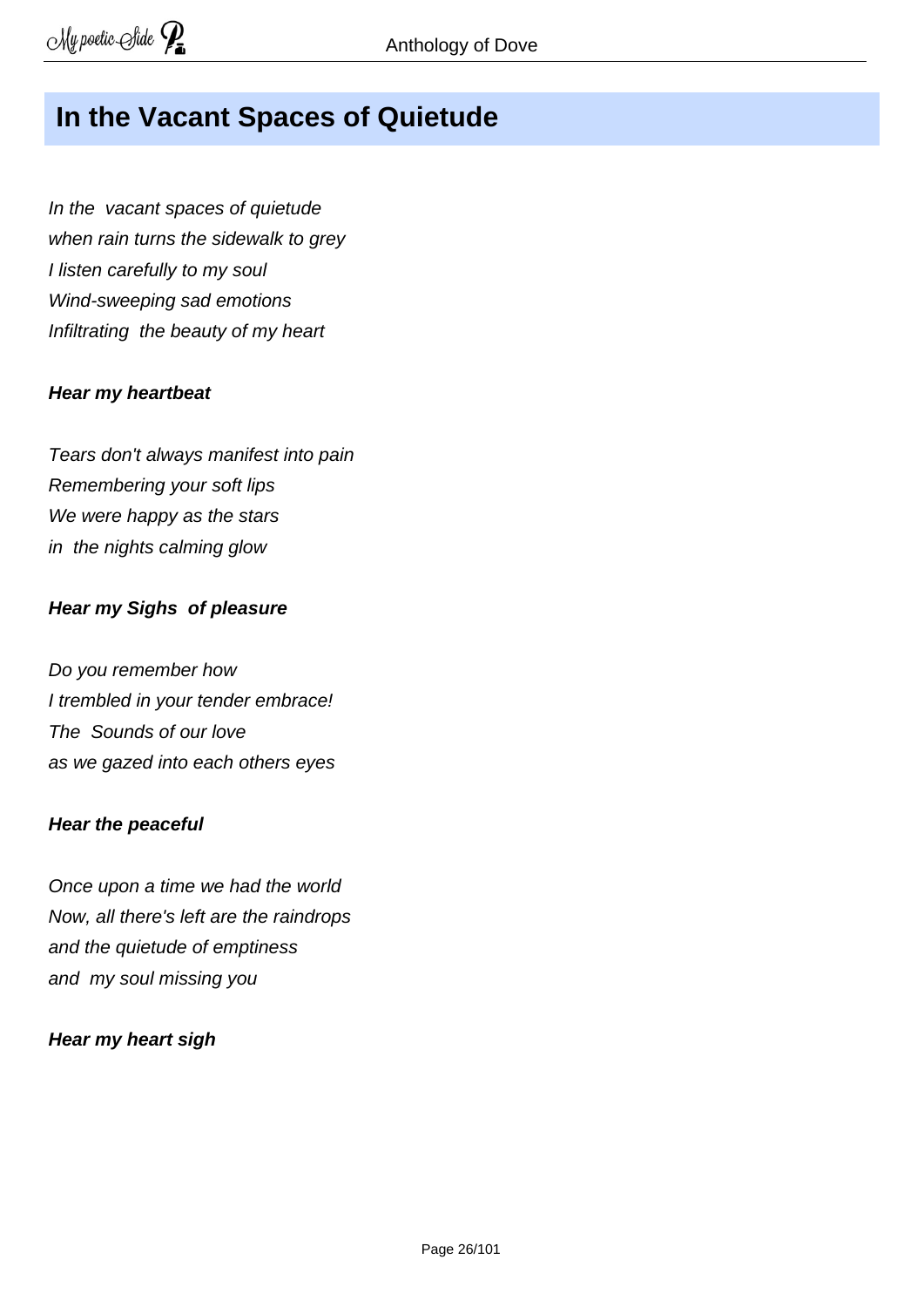## In the Vacant Spaces of Quietude

*In the vacant spaces of quietude*
*when rain turns the sidewalk to grey*
*I listen carefully to my soul*
*Wind-sweeping sad emotions*
*Infiltrating the beauty of my heart*

***Hear my heartbeat***

*Tears don't always manifest into pain*
*Remembering your soft lips*
*We were happy as the stars*
*in the nights calming glow*

***Hear my Sighs of pleasure***

*Do you remember how*
*I trembled in your tender embrace!*
*The Sounds of our love*
*as we gazed into each others eyes*

***Hear the peaceful***

*Once upon a time we had the world*
*Now, all there's left are the raindrops*
*and the quietude of emptiness*
*and my soul missing you*

***Hear my heart sigh***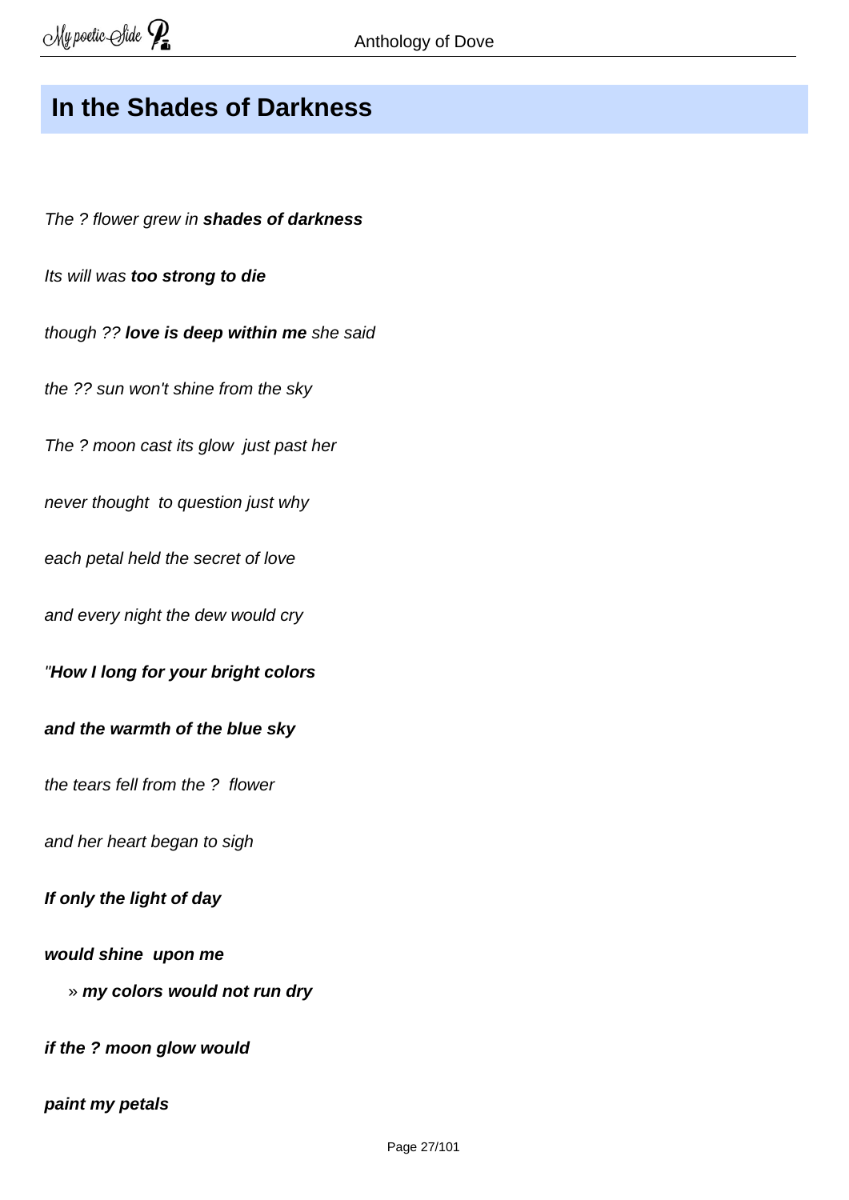## In the Shades of Darkness

*The ? flower grew in **shades of darkness***

*Its will was **too strong to die***

*though ?? **love is deep within me** she said*

*the ?? sun won't shine from the sky*

*The ? moon cast its glow just past her*

*never thought to question just why*

*each petal held the secret of love*

*and every night the dew would cry*

*"**How I long for your bright colors***

***and the warmth of the blue sky***

*the tears fell from the ? flower*

*and her heart began to sigh*

***If only the light of day***

***would shine upon me***

» ***my colors would not run dry***

***if the ? moon glow would***

***paint my petals***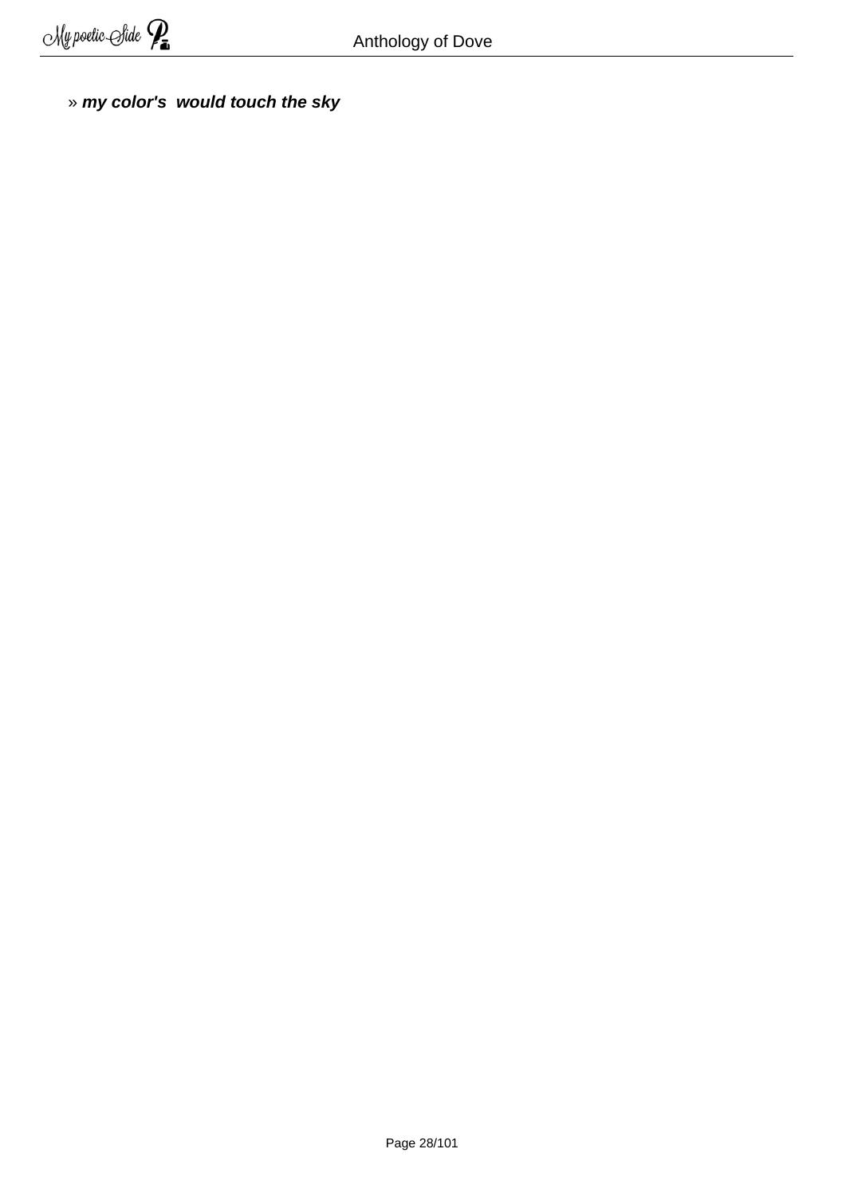» ***my color's  would touch the sky***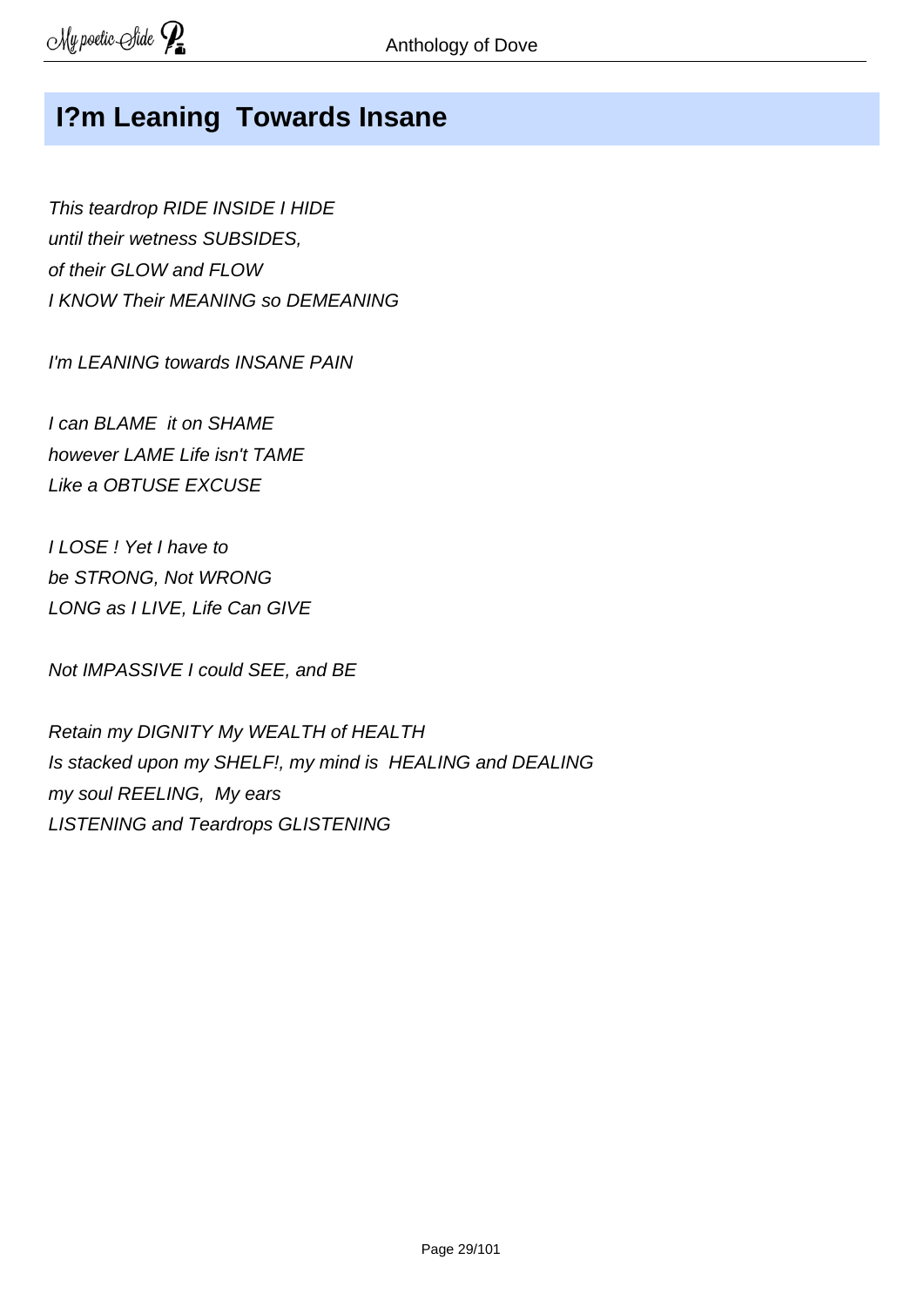## I?m Leaning  Towards Insane

*This teardrop RIDE INSIDE I HIDE*
*until their wetness SUBSIDES,*
*of their GLOW and FLOW*
*I KNOW Their MEANING so DEMEANING*

*I'm LEANING towards INSANE PAIN*

*I can BLAME  it on SHAME*
*however LAME Life isn't TAME*
*Like a OBTUSE EXCUSE*

*I LOSE ! Yet I have to*
*be STRONG, Not WRONG*
*LONG as I LIVE, Life Can GIVE*

*Not IMPASSIVE I could SEE, and BE*

*Retain my DIGNITY My WEALTH of HEALTH*
*Is stacked upon my SHELF!, my mind is  HEALING and DEALING*
*my soul REELING,  My ears*
*LISTENING and Teardrops GLISTENING*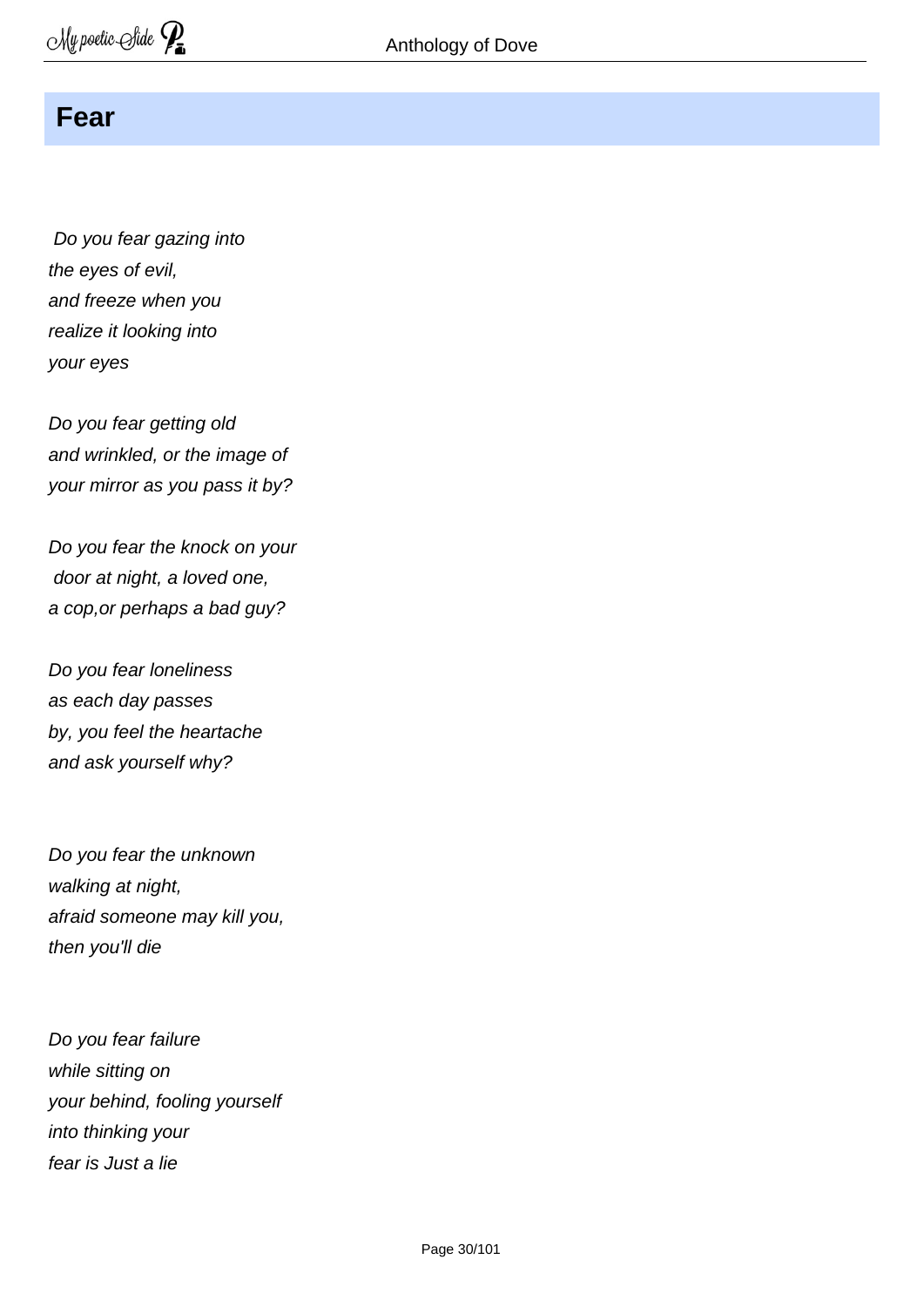## Fear

*Do you fear gazing into*
*the eyes of evil,*
*and freeze when you*
*realize it looking into*
*your eyes*

*Do you fear getting old*
*and wrinkled, or the image of*
*your mirror as you pass it by?*

*Do you fear the knock on your*
*door at night, a loved one,*
*a cop,or perhaps a bad guy?*

*Do you fear loneliness*
*as each day passes*
*by, you feel the heartache*
*and ask yourself why?*

*Do you fear the unknown*
*walking at night,*
*afraid someone may kill you,*
*then you'll die*

*Do you fear failure*
*while sitting on*
*your behind, fooling yourself*
*into thinking your*
*fear is Just a lie*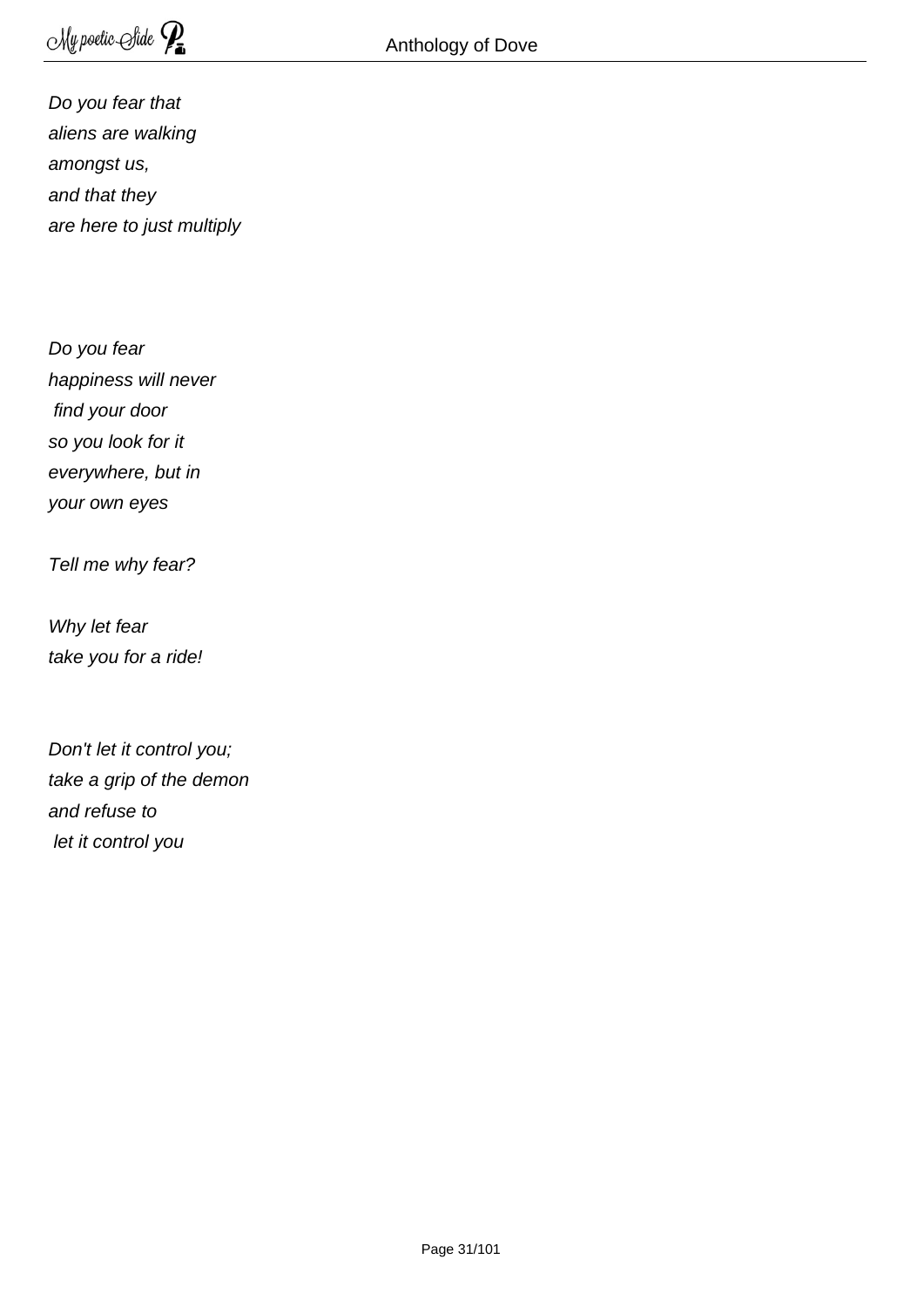*Do you fear that*
*aliens are walking*
*amongst us,*
*and that they*
*are here to just multiply*

*Do you fear*
*happiness will never*
*find your door*
*so you look for it*
*everywhere, but in*
*your own eyes*

*Tell me why fear?*

*Why let fear*
*take you for a ride!*

*Don't let it control you;*
*take a grip of the demon*
*and refuse to*
*let it control you*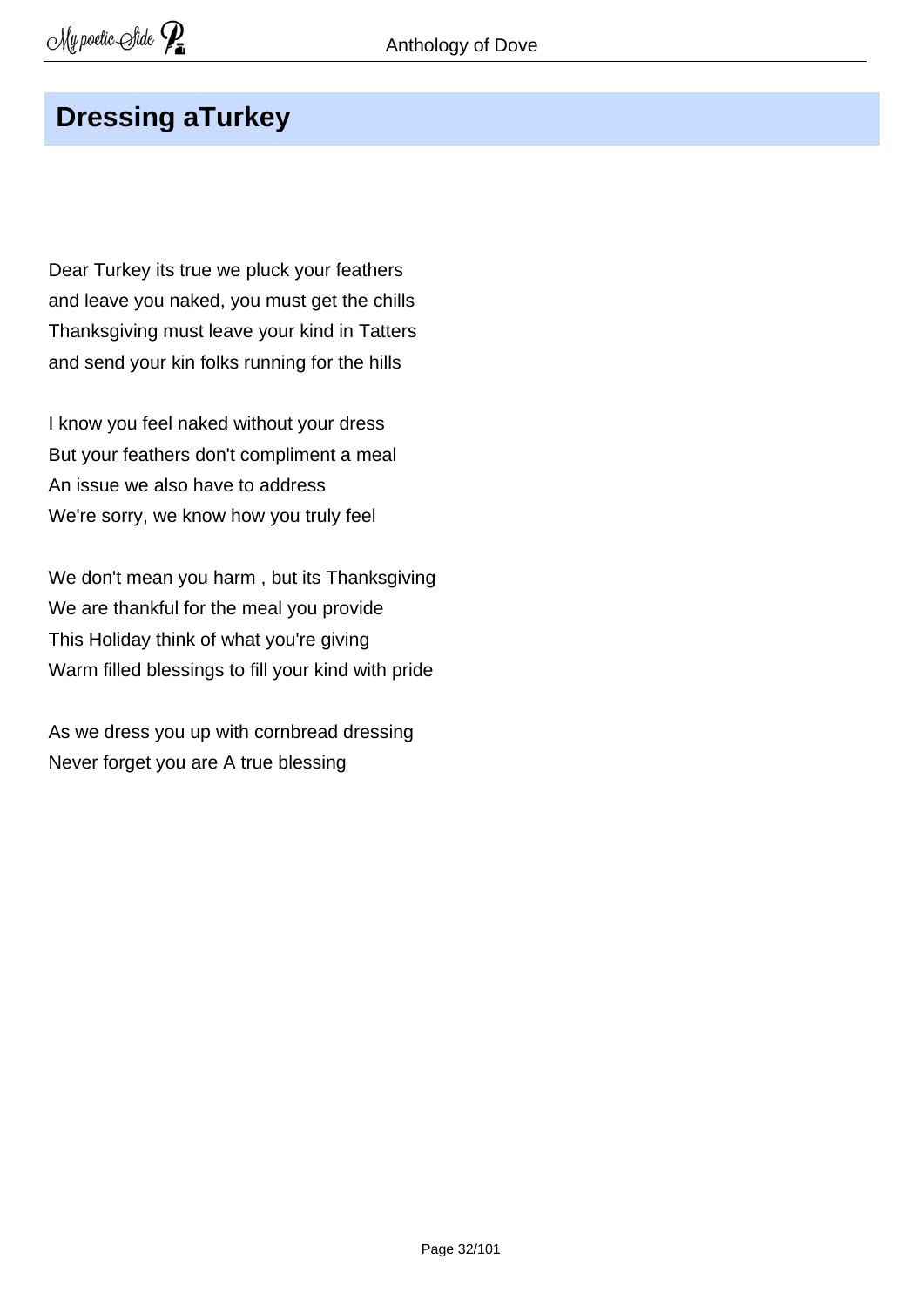## Dressing aTurkey

Dear Turkey its true we pluck your feathers  
and leave you naked, you must get the chills  
Thanksgiving must leave your kind in Tatters  
and send your kin folks running for the hills

I know you feel naked without your dress  
But your feathers don't compliment a meal  
An issue we also have to address  
We're sorry, we know how you truly feel

We don't mean you harm , but its Thanksgiving  
We are thankful for the meal you provide  
This Holiday think of what you're giving  
Warm filled blessings to fill your kind with pride

As we dress you up with cornbread dressing  
Never forget you are A true blessing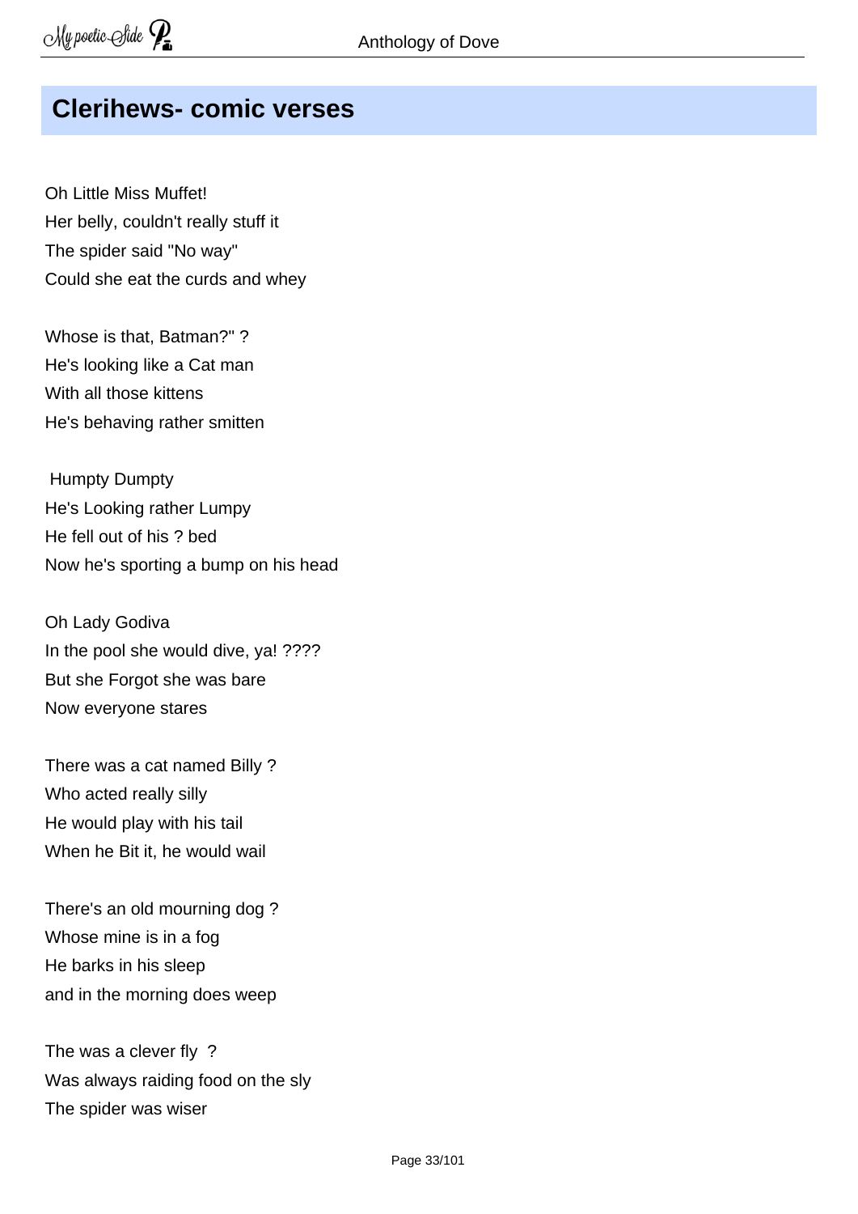## Clerihews- comic verses

Oh Little Miss Muffet!
Her belly, couldn't really stuff it
The spider said "No way"
Could she eat the curds and whey

Whose is that, Batman?" ?
He's looking like a Cat man
With all those kittens
He's behaving rather smitten

Humpty Dumpty
He's Looking rather Lumpy
He fell out of his ? bed
Now he's sporting a bump on his head

Oh Lady Godiva
In the pool she would dive, ya! ????
But she Forgot she was bare
Now everyone stares

There was a cat named Billy ?
Who acted really silly
He would play with his tail
When he Bit it, he would wail

There's an old mourning dog ?
Whose mine is in a fog
He barks in his sleep
and in the morning does weep

The was a clever fly ?
Was always raiding food on the sly
The spider was wiser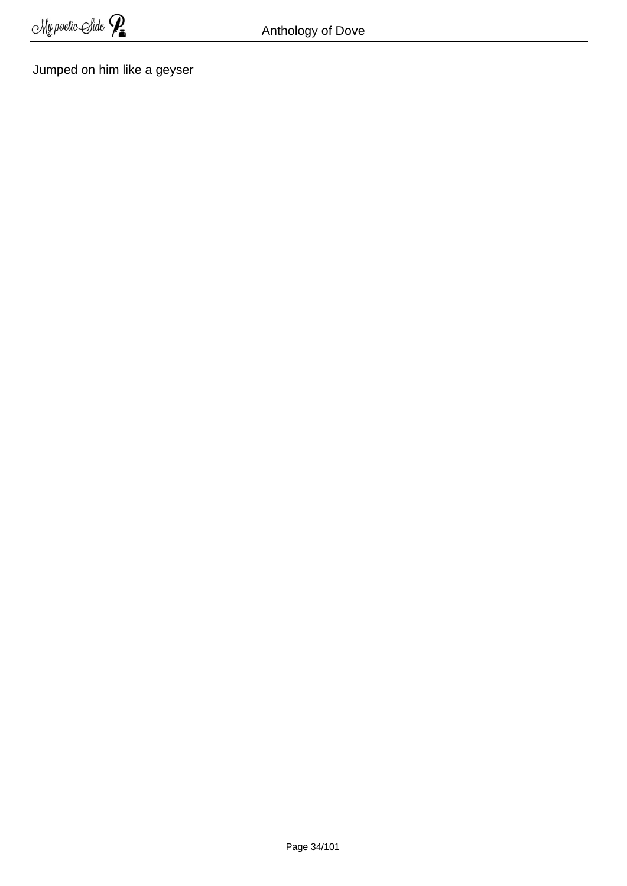Jumped on him like a geyser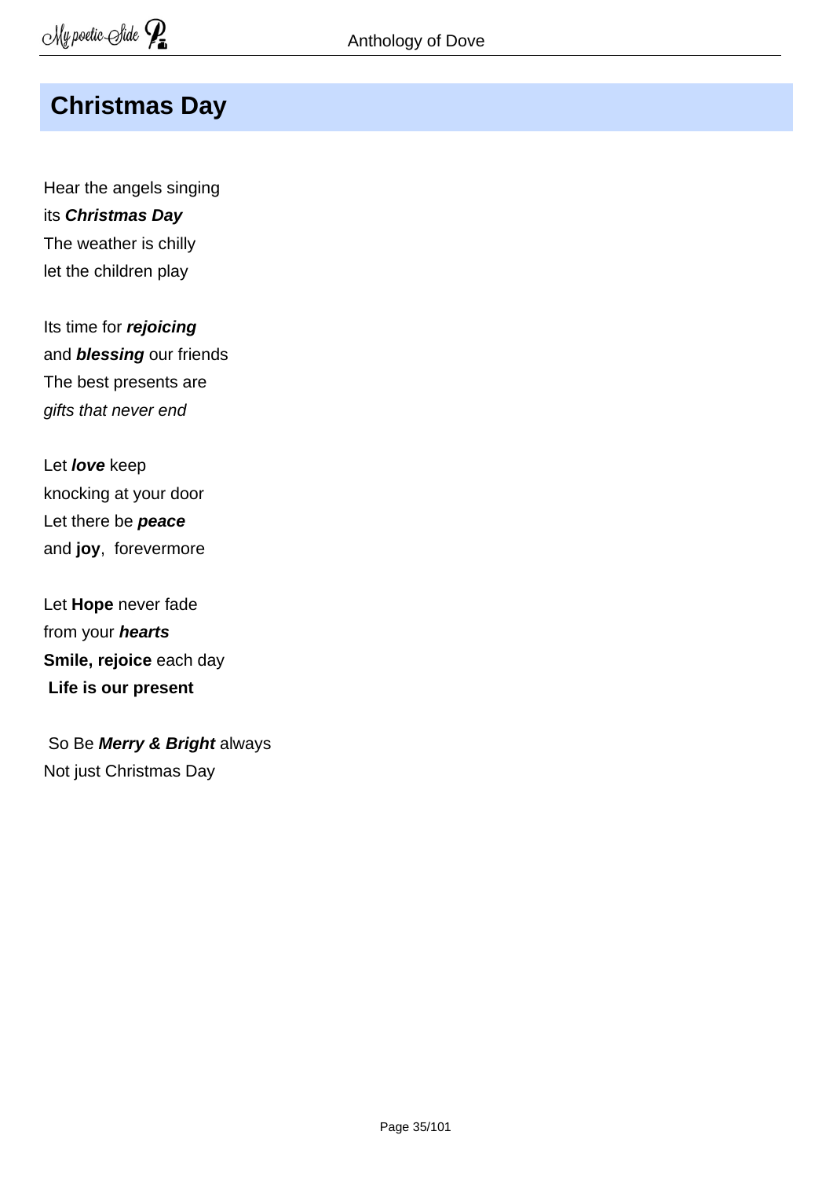## Christmas Day

Hear the angels singing  
its ***Christmas Day***  
The weather is chilly  
let the children play

Its time for ***rejoicing***  
and ***blessing*** our friends  
The best presents are  
*gifts that never end*

Let ***love*** keep  
knocking at your door  
Let there be ***peace***  
and **joy**,  forevermore

Let **Hope** never fade  
from your ***hearts***  
**Smile, rejoice** each day  
**Life is our present**

So Be ***Merry & Bright*** always  
Not just Christmas Day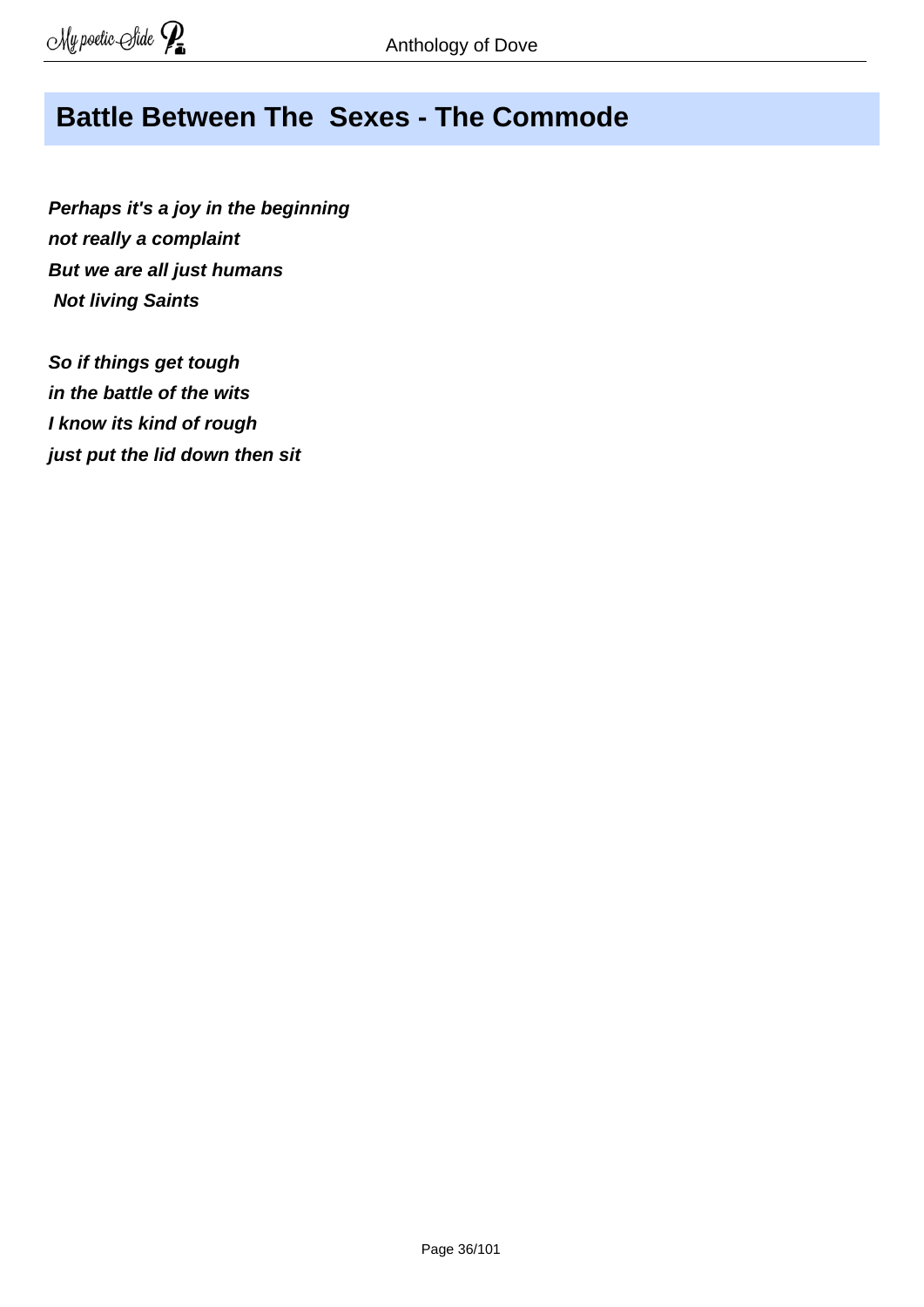## Battle Between The  Sexes - The Commode

***Perhaps it's a joy in the beginning***
***not really a complaint***
***But we are all just humans***
***Not living Saints***

***So if things get tough***
***in the battle of the wits***
***I know its kind of rough***
***just put the lid down then sit***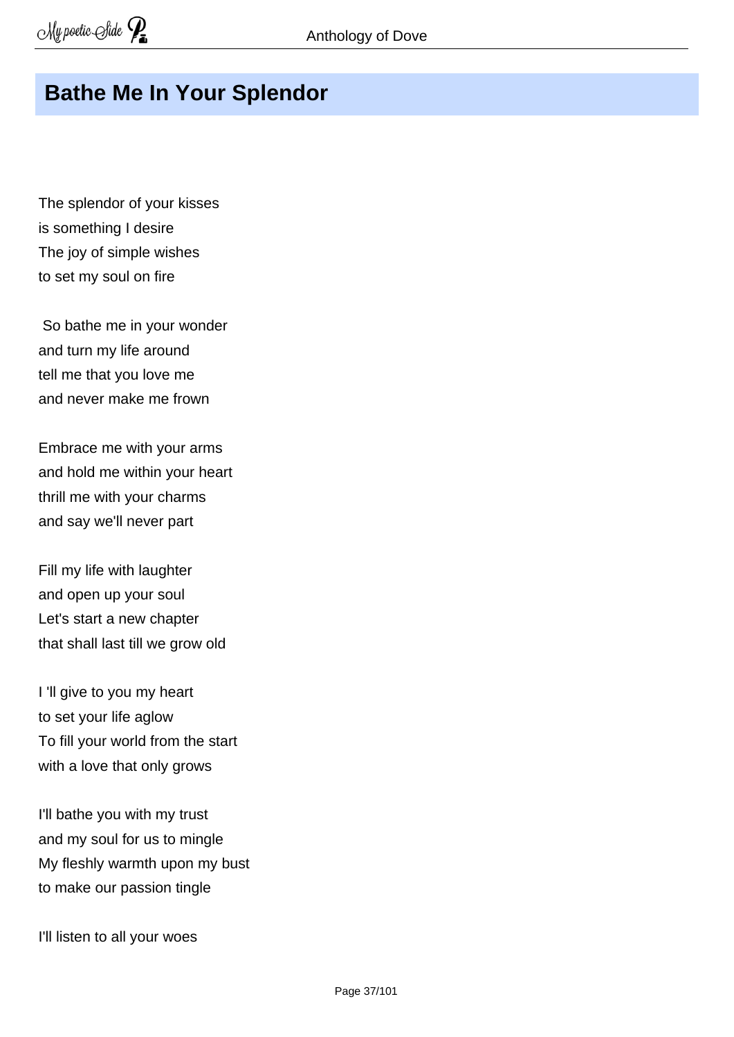## Bathe Me In Your Splendor

The splendor of your kisses
is something I desire
The joy of simple wishes
to set my soul on fire

So bathe me in your wonder
and turn my life around
tell me that you love me
and never make me frown

Embrace me with your arms
and hold me within your heart
thrill me with your charms
and say we'll never part

Fill my life with laughter
and open up your soul
Let's start a new chapter
that shall last till we grow old

I 'll give to you my heart
to set your life aglow
To fill your world from the start
with a love that only grows

I'll bathe you with my trust
and my soul for us to mingle
My fleshly warmth upon my bust
to make our passion tingle

I'll listen to all your woes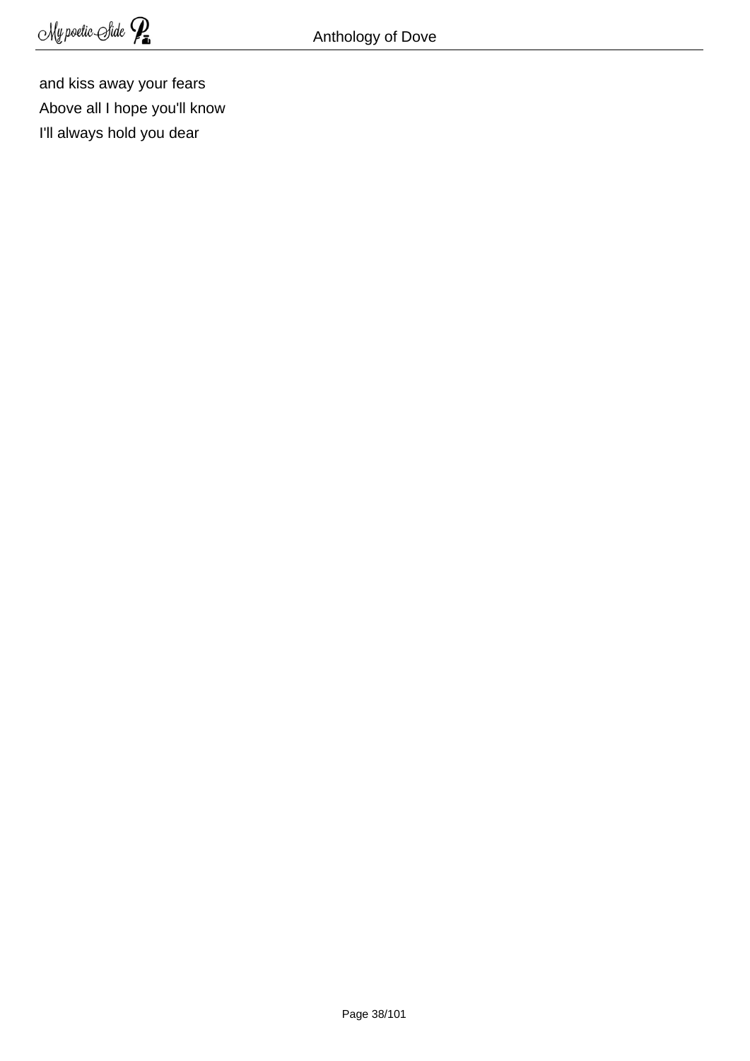and kiss away your fears  
Above all I hope you'll know  
I'll always hold you dear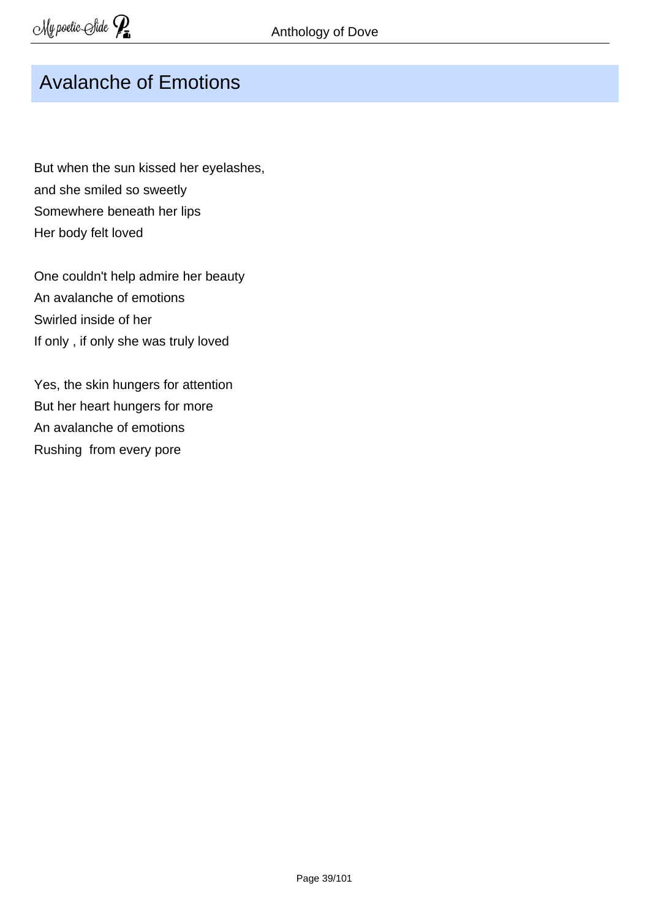# Avalanche of Emotions

But when the sun kissed her eyelashes,  
and she smiled so sweetly  
Somewhere beneath her lips  
Her body felt loved

One couldn't help admire her beauty  
An avalanche of emotions  
Swirled inside of her  
If only , if only she was truly loved

Yes, the skin hungers for attention  
But her heart hungers for more  
An avalanche of emotions  
Rushing  from every pore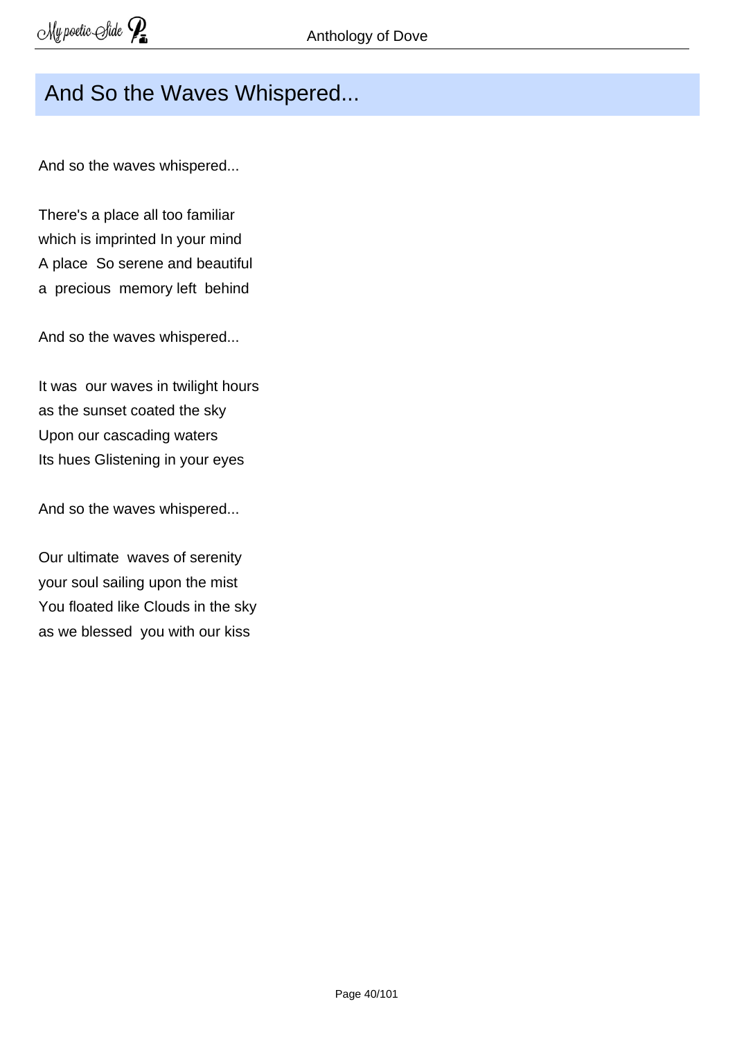## And So the Waves Whispered...

And so the waves whispered...

There's a place all too familiar  
which is imprinted In your mind  
A place  So serene and beautiful  
a  precious  memory left  behind

And so the waves whispered...

It was  our waves in twilight hours  
as the sunset coated the sky  
Upon our cascading waters  
Its hues Glistening in your eyes

And so the waves whispered...

Our ultimate  waves of serenity  
your soul sailing upon the mist  
You floated like Clouds in the sky  
as we blessed  you with our kiss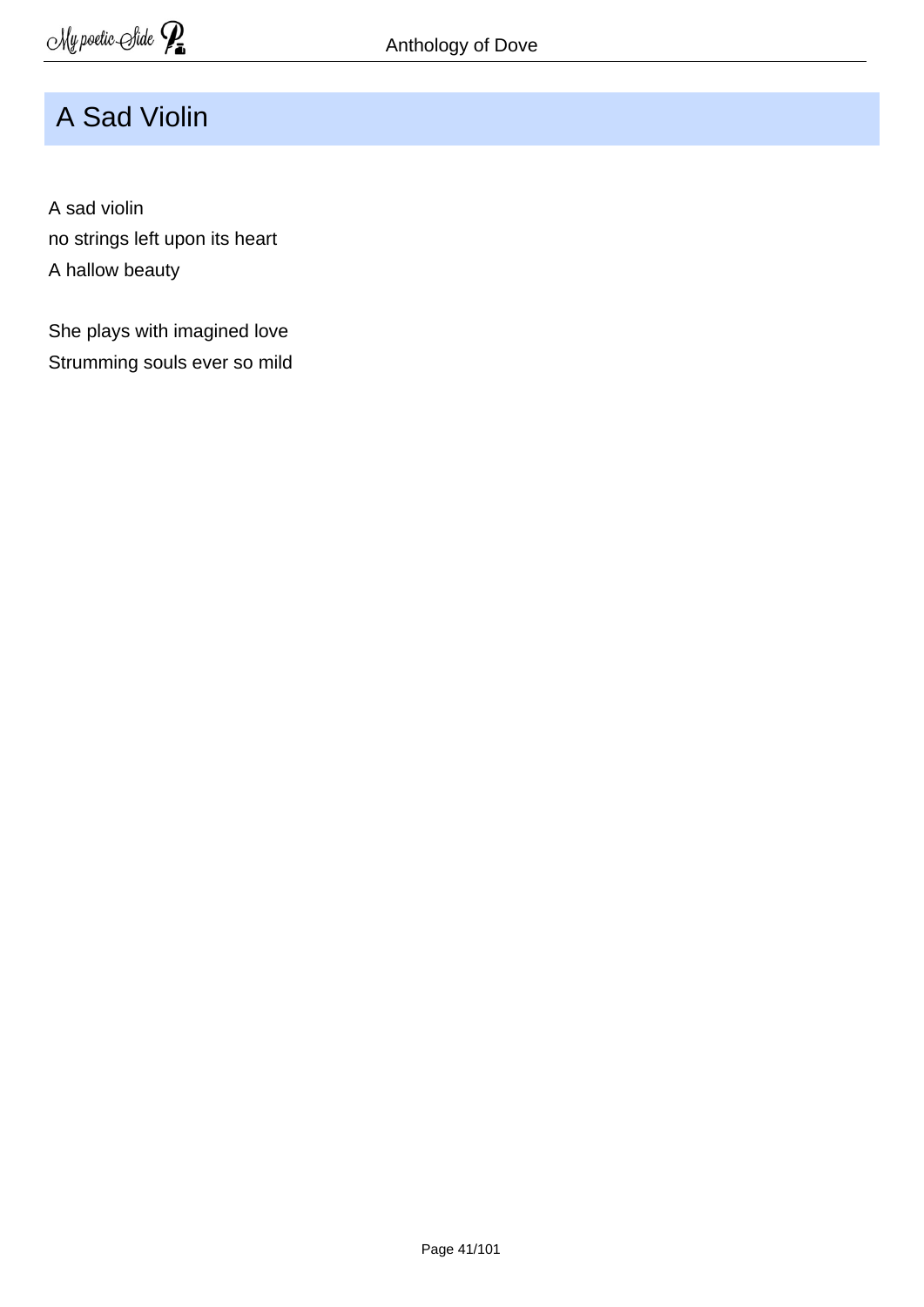# A Sad Violin

A sad violin  
no strings left upon its heart  
A hallow beauty

She plays with imagined love  
Strumming souls ever so mild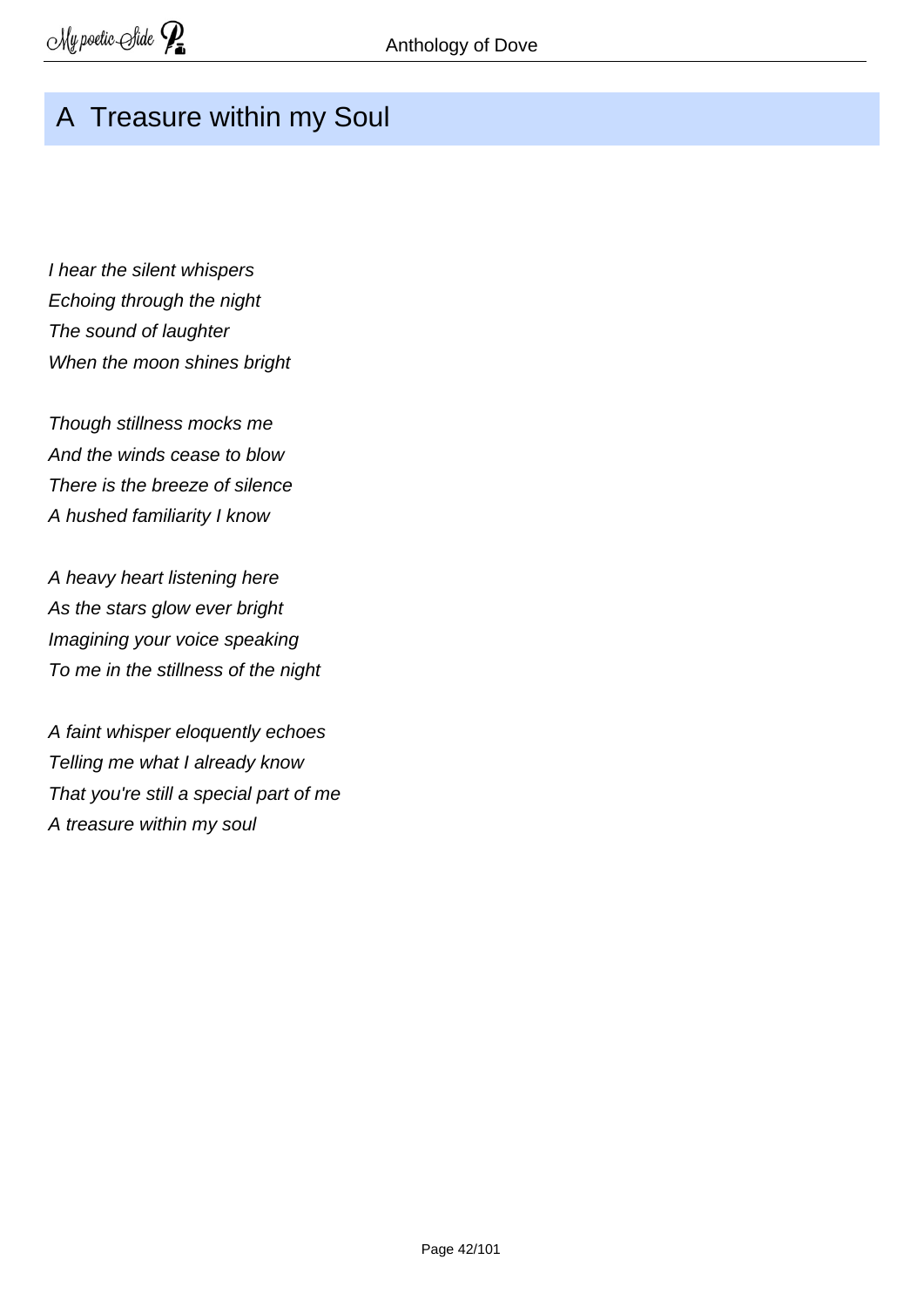## A Treasure within my Soul

*I hear the silent whispers*
*Echoing through the night*
*The sound of laughter*
*When the moon shines bright*

*Though stillness mocks me*
*And the winds cease to blow*
*There is the breeze of silence*
*A hushed familiarity I know*

*A heavy heart listening here*
*As the stars glow ever bright*
*Imagining your voice speaking*
*To me in the stillness of the night*

*A faint whisper eloquently echoes*
*Telling me what I already know*
*That you're still a special part of me*
*A treasure within my soul*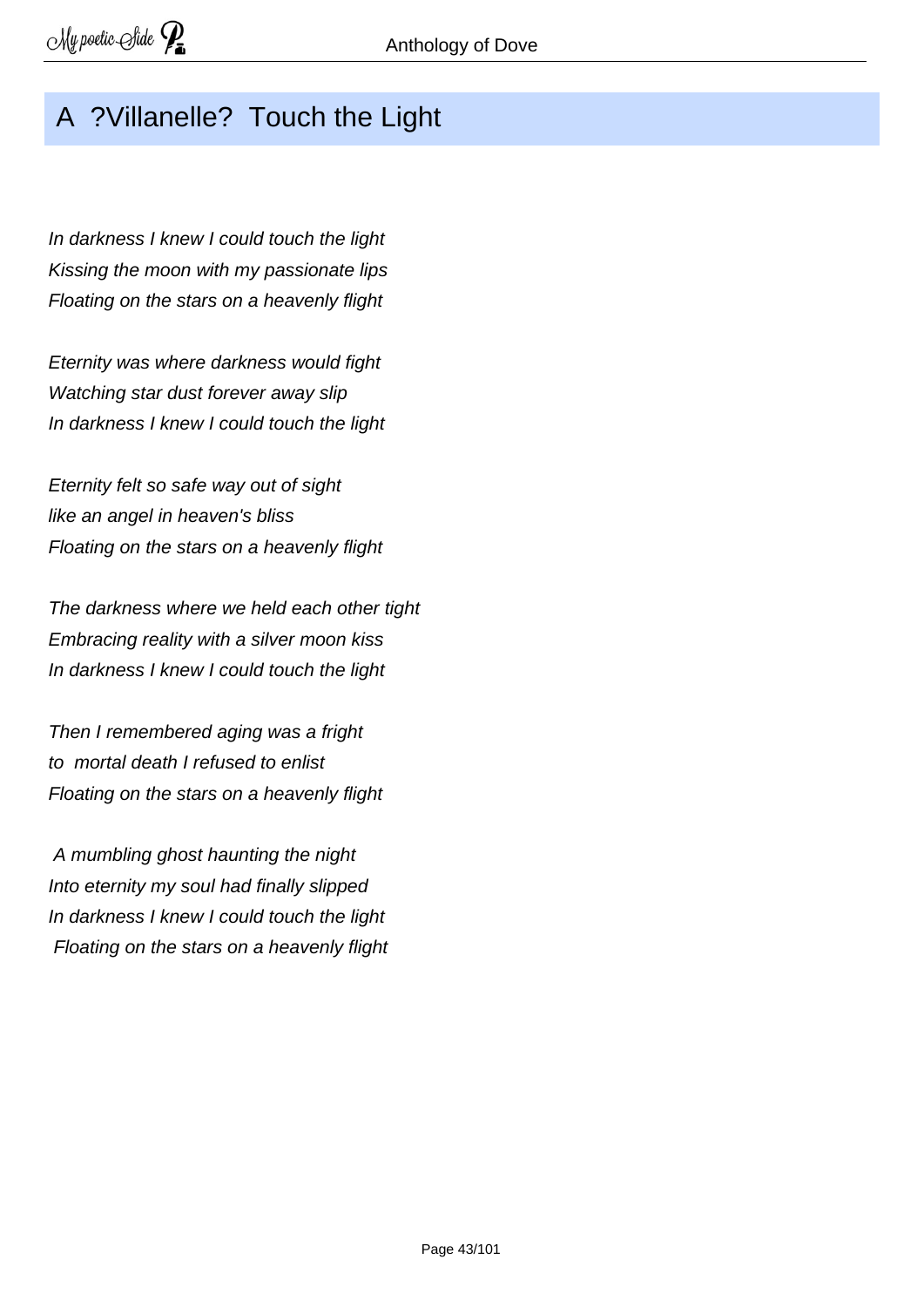## A ?Villanelle? Touch the Light

*In darkness I knew I could touch the light*  
*Kissing the moon with my passionate lips*  
*Floating on the stars on a heavenly flight*

*Eternity was where darkness would fight*  
*Watching star dust forever away slip*  
*In darkness I knew I could touch the light*

*Eternity felt so safe way out of sight*  
*like an angel in heaven's bliss*  
*Floating on the stars on a heavenly flight*

*The darkness where we held each other tight*  
*Embracing reality with a silver moon kiss*  
*In darkness I knew I could touch the light*

*Then I remembered aging was a fright*  
*to mortal death I refused to enlist*  
*Floating on the stars on a heavenly flight*

*A mumbling ghost haunting the night*  
*Into eternity my soul had finally slipped*  
*In darkness I knew I could touch the light*  
*Floating on the stars on a heavenly flight*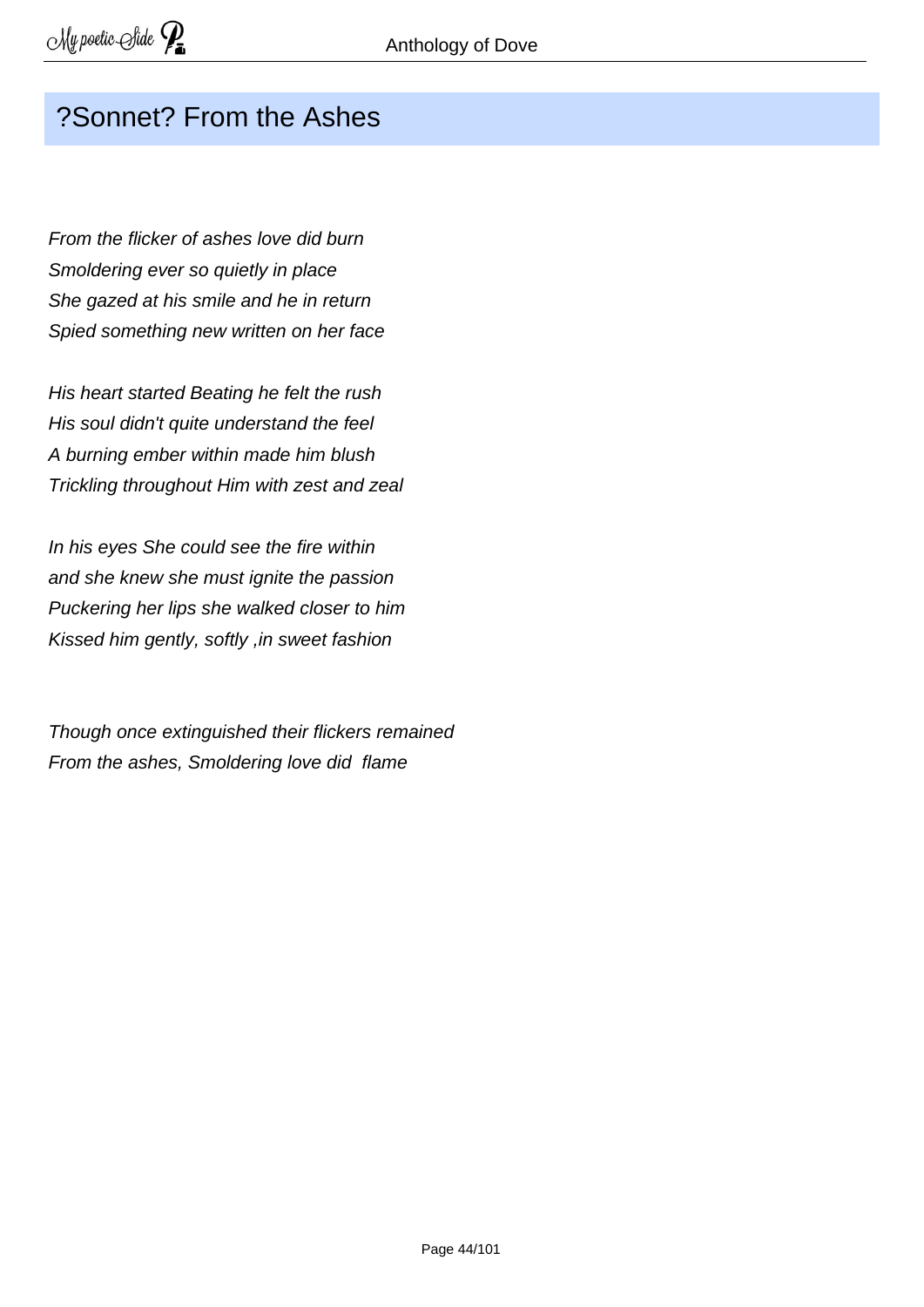## ?Sonnet? From the Ashes

*From the flicker of ashes love did burn*
*Smoldering ever so quietly in place*
*She gazed at his smile and he in return*
*Spied something new written on her face*

*His heart started Beating he felt the rush*
*His soul didn't quite understand the feel*
*A burning ember within made him blush*
*Trickling throughout Him with zest and zeal*

*In his eyes She could see the fire within*
*and she knew she must ignite the passion*
*Puckering her lips she walked closer to him*
*Kissed him gently, softly ,in sweet fashion*

*Though once extinguished their flickers remained*
*From the ashes, Smoldering love did flame*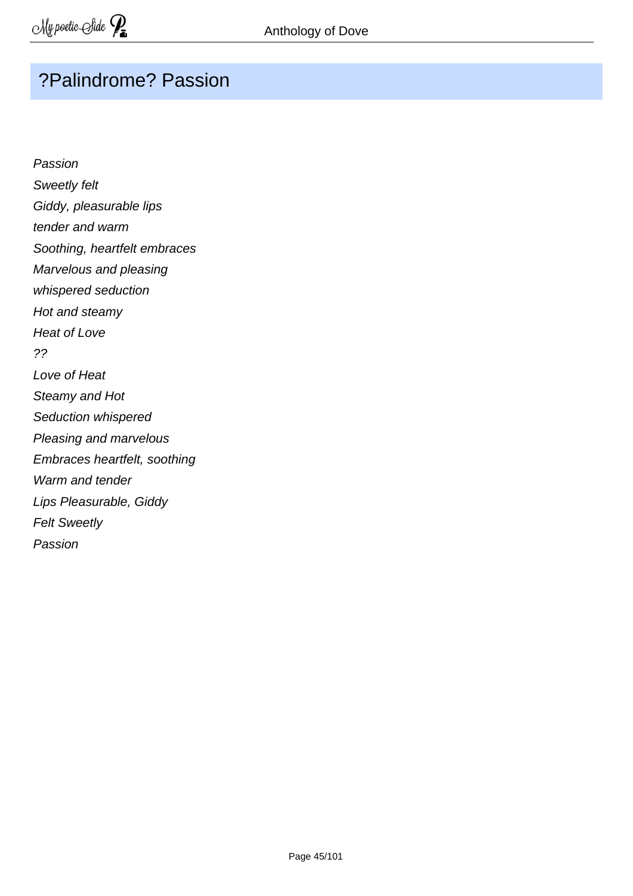## ?Palindrome? Passion

*Passion*  
*Sweetly felt*  
*Giddy, pleasurable lips*  
*tender and warm*  
*Soothing, heartfelt embraces*  
*Marvelous and pleasing*  
*whispered seduction*  
*Hot and steamy*  
*Heat of Love*  
*??*  
*Love of Heat*  
*Steamy and Hot*  
*Seduction whispered*  
*Pleasing and marvelous*  
*Embraces heartfelt, soothing*  
*Warm and tender*  
*Lips Pleasurable, Giddy*  
*Felt Sweetly*  
*Passion*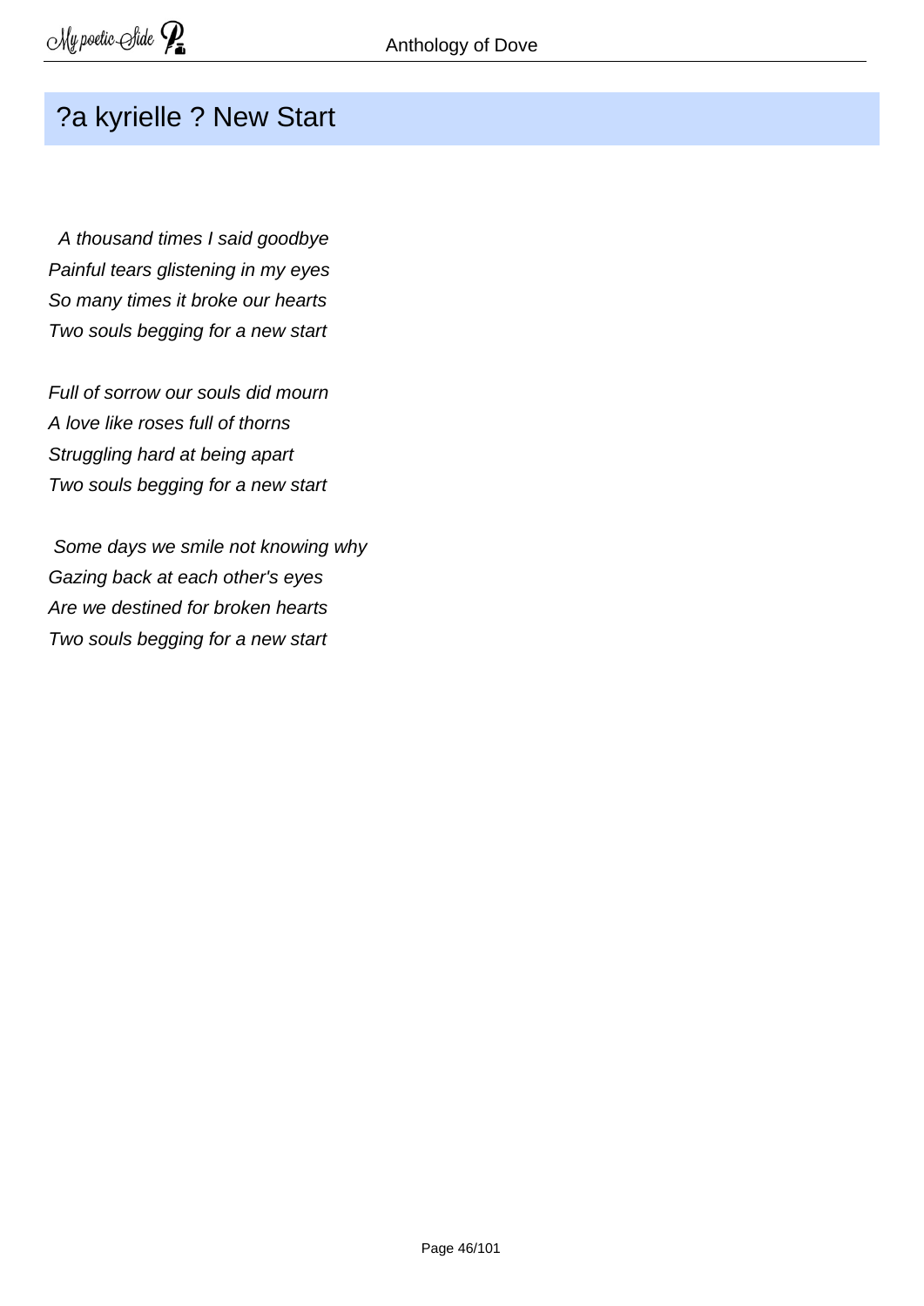## ?a kyrielle ? New Start

*A thousand times I said goodbye*
*Painful tears glistening in my eyes*
*So many times it broke our hearts*
*Two souls begging for a new start*

*Full of sorrow our souls did mourn*
*A love like roses full of thorns*
*Struggling hard at being apart*
*Two souls begging for a new start*

*Some days we smile not knowing why*
*Gazing back at each other's eyes*
*Are we destined for broken hearts*
*Two souls begging for a new start*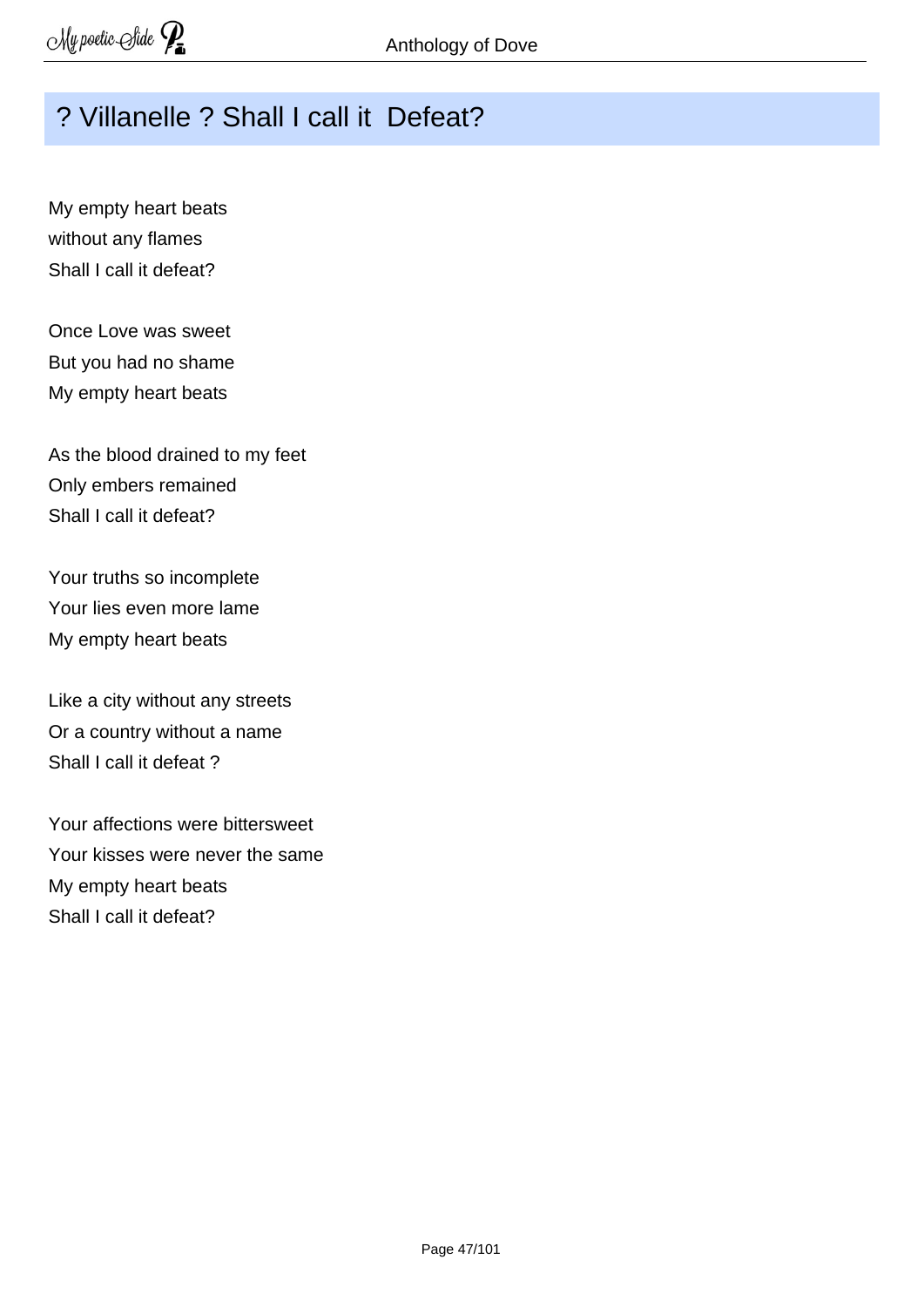## ? Villanelle ? Shall I call it  Defeat?

My empty heart beats  
without any flames  
Shall I call it defeat?

Once Love was sweet  
But you had no shame  
My empty heart beats

As the blood drained to my feet  
Only embers remained  
Shall I call it defeat?

Your truths so incomplete  
Your lies even more lame  
My empty heart beats

Like a city without any streets  
Or a country without a name  
Shall I call it defeat ?

Your affections were bittersweet  
Your kisses were never the same  
My empty heart beats  
Shall I call it defeat?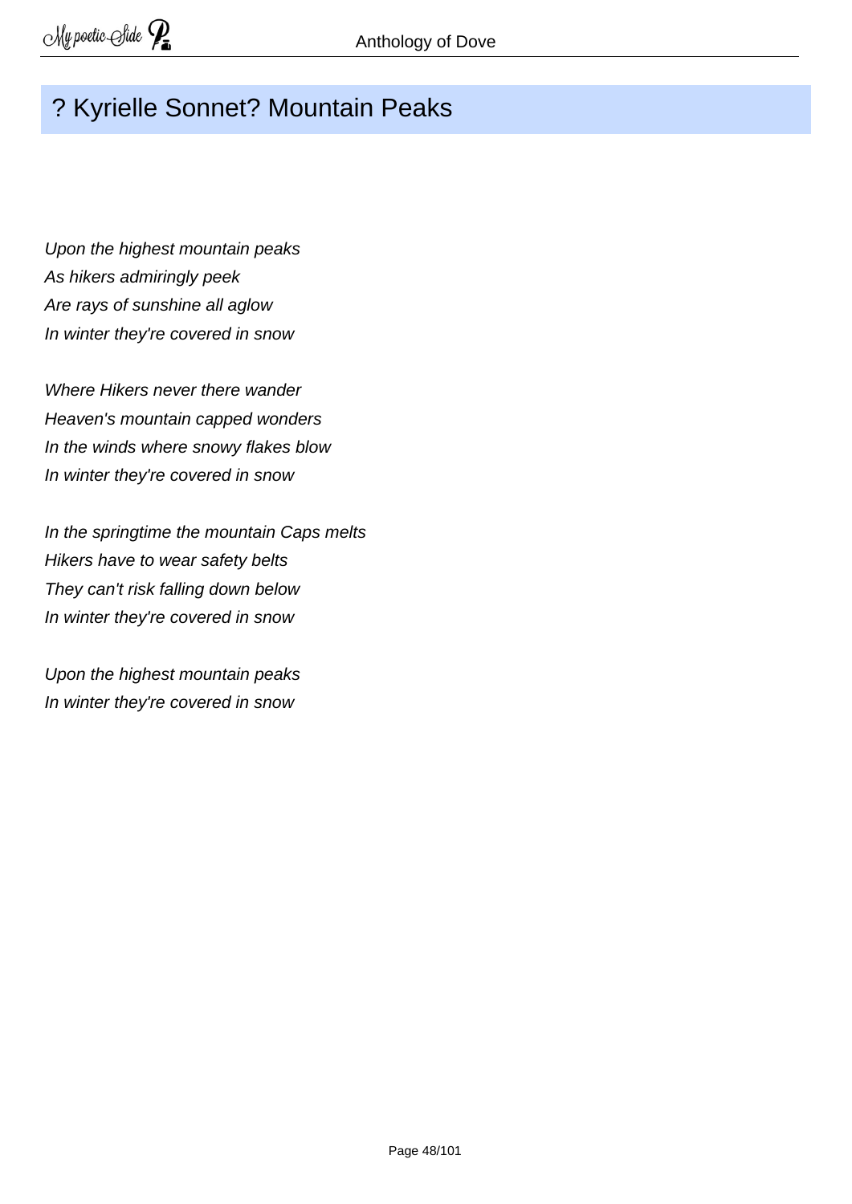## ? Kyrielle Sonnet? Mountain Peaks

*Upon the highest mountain peaks*
*As hikers admiringly peek*
*Are rays of sunshine all aglow*
*In winter they're covered in snow*

*Where Hikers never there wander*
*Heaven's mountain capped wonders*
*In the winds where snowy flakes blow*
*In winter they're covered in snow*

*In the springtime the mountain Caps melts*
*Hikers have to wear safety belts*
*They can't risk falling down below*
*In winter they're covered in snow*

*Upon the highest mountain peaks*
*In winter they're covered in snow*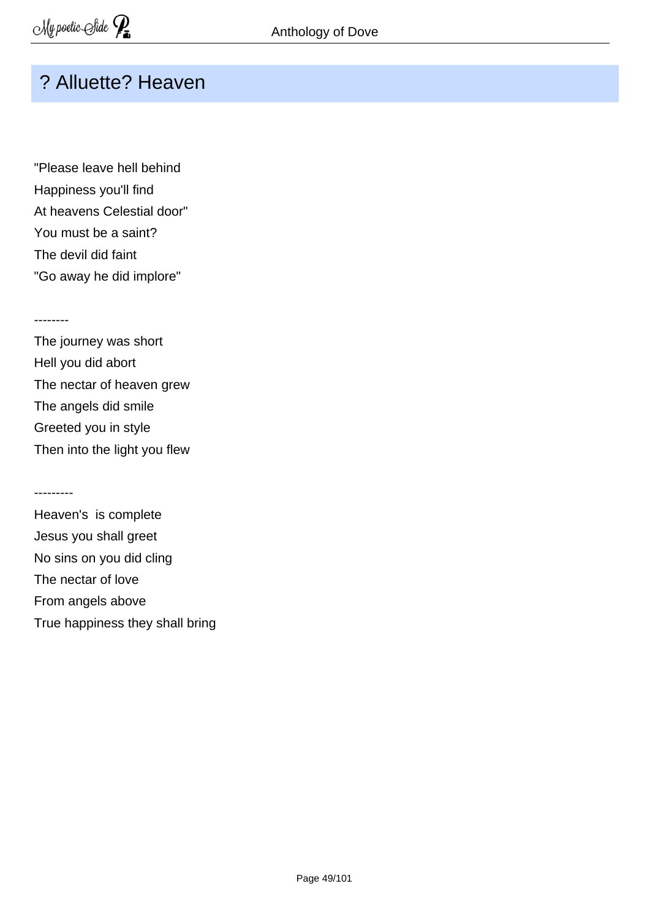## ? Alluette? Heaven

"Please leave hell behind  
Happiness you'll find  
At heavens Celestial door"  
You must be a saint?  
The devil did faint  
"Go away he did implore"

--------

The journey was short  
Hell you did abort  
The nectar of heaven grew  
The angels did smile  
Greeted you in style  
Then into the light you flew

---------

Heaven's  is complete  
Jesus you shall greet  
No sins on you did cling  
The nectar of love  
From angels above  
True happiness they shall bring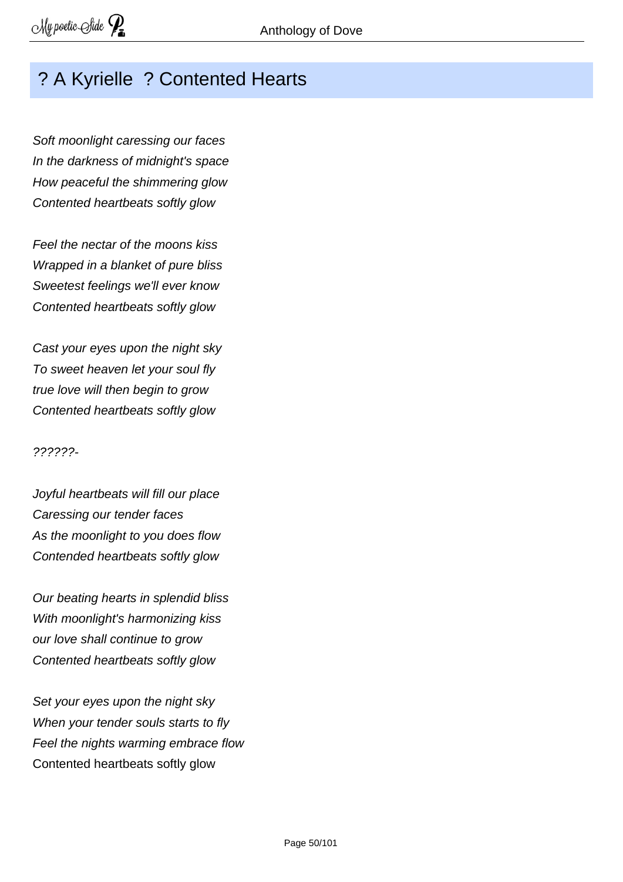## ? A Kyrielle ? Contented Hearts

*Soft moonlight caressing our faces*
*In the darkness of midnight's space*
*How peaceful the shimmering glow*
*Contented heartbeats softly glow*

*Feel the nectar of the moons kiss*
*Wrapped in a blanket of pure bliss*
*Sweetest feelings we'll ever know*
*Contented heartbeats softly glow*

*Cast your eyes upon the night sky*
*To sweet heaven let your soul fly*
*true love will then begin to grow*
*Contented heartbeats softly glow*

*??????-*

*Joyful heartbeats will fill our place*
*Caressing our tender faces*
*As the moonlight to you does flow*
*Contended heartbeats softly glow*

*Our beating hearts in splendid bliss*
*With moonlight's harmonizing kiss*
*our love shall continue to grow*
*Contented heartbeats softly glow*

*Set your eyes upon the night sky*
*When your tender souls starts to fly*
*Feel the nights warming embrace flow*
Contented heartbeats softly glow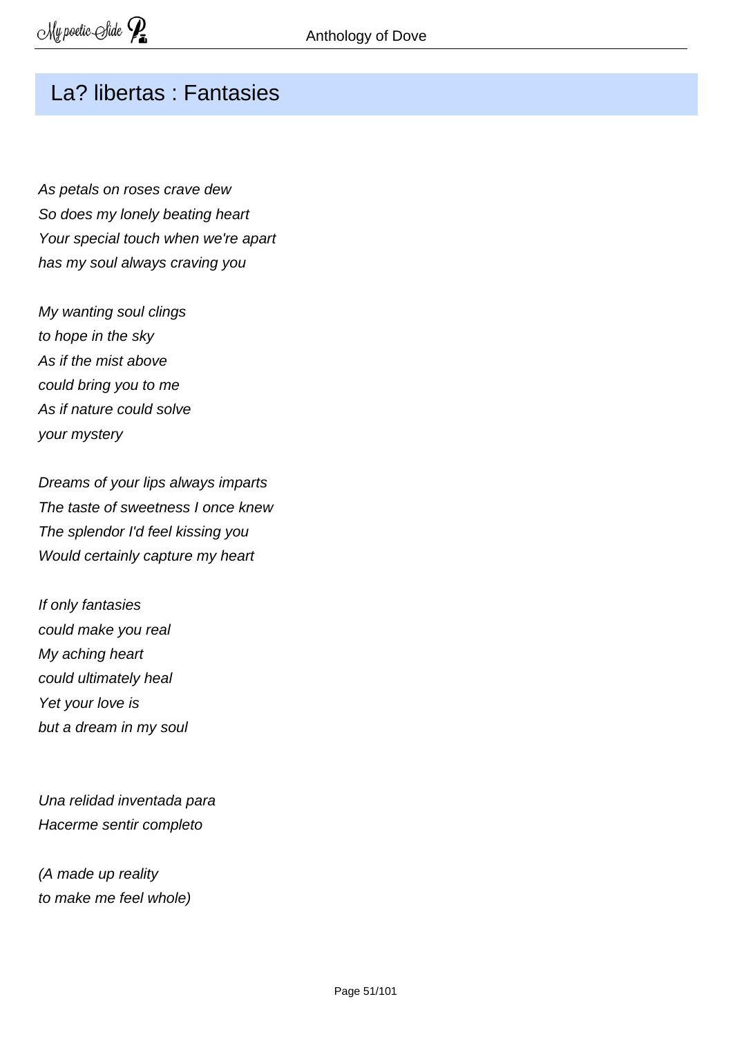## La? libertas : Fantasies

*As petals on roses crave dew*
*So does my lonely beating heart*
*Your special touch when we're apart*
*has my soul always craving you*

*My wanting soul clings*
*to hope in the sky*
*As if the mist above*
*could bring you to me*
*As if nature could solve*
*your mystery*

*Dreams of your lips always imparts*
*The taste of sweetness I once knew*
*The splendor I'd feel kissing you*
*Would certainly capture my heart*

*If only fantasies*
*could make you real*
*My aching heart*
*could ultimately heal*
*Yet your love is*
*but a dream in my soul*

*Una relidad inventada para*
*Hacerme sentir completo*

*(A made up reality*
*to make me feel whole)*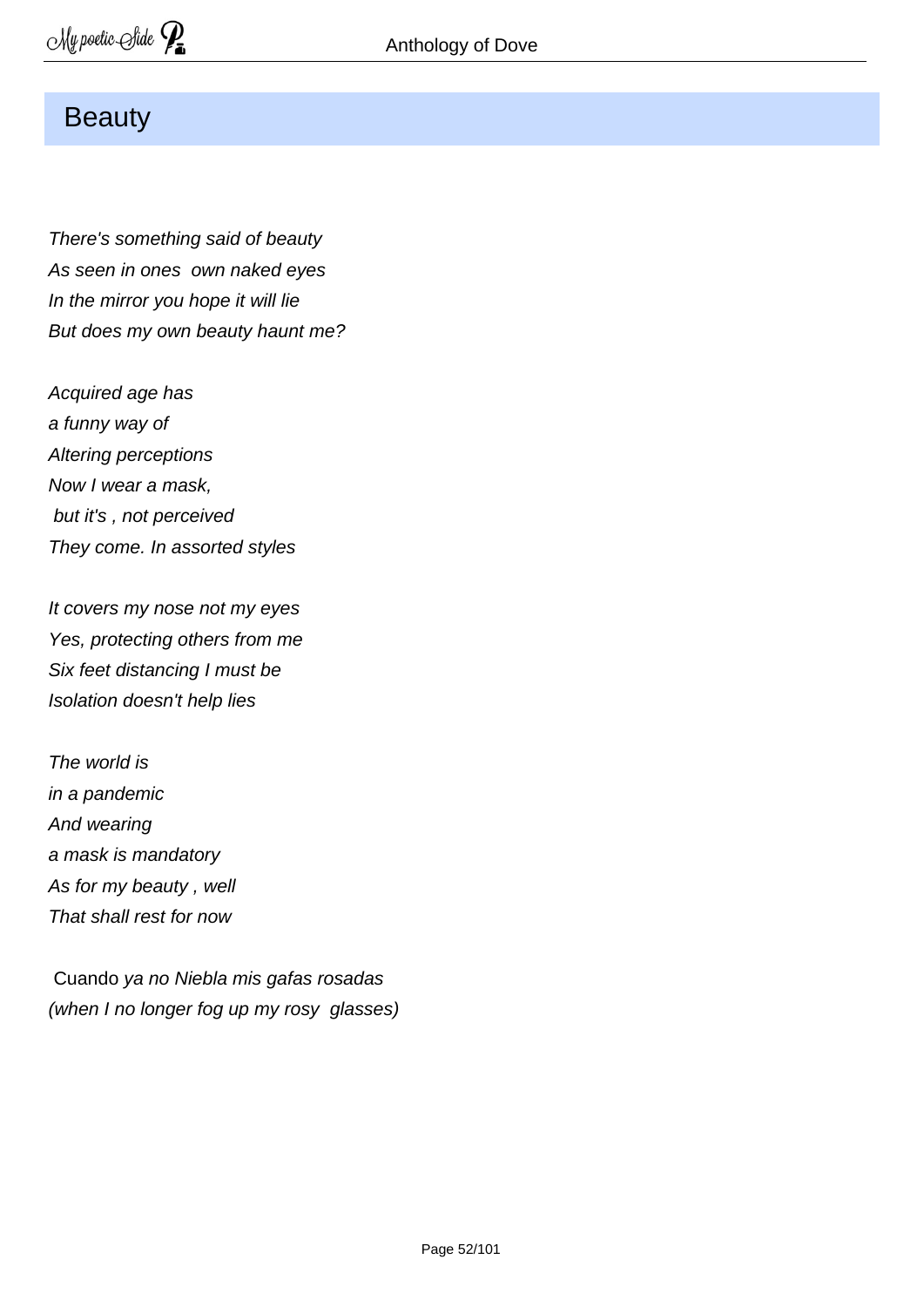## Beauty

*There's something said of beauty*
*As seen in ones  own naked eyes*
*In the mirror you hope it will lie*
*But does my own beauty haunt me?*

*Acquired age has*
*a funny way of*
*Altering perceptions*
*Now I wear a mask,*
*but it's , not perceived*
*They come. In assorted styles*

*It covers my nose not my eyes*
*Yes, protecting others from me*
*Six feet distancing I must be*
*Isolation doesn't help lies*

*The world is*
*in a pandemic*
*And wearing*
*a mask is mandatory*
*As for my beauty , well*
*That shall rest for now*

Cuando *ya no Niebla mis gafas rosadas*
*(when I no longer fog up my rosy  glasses)*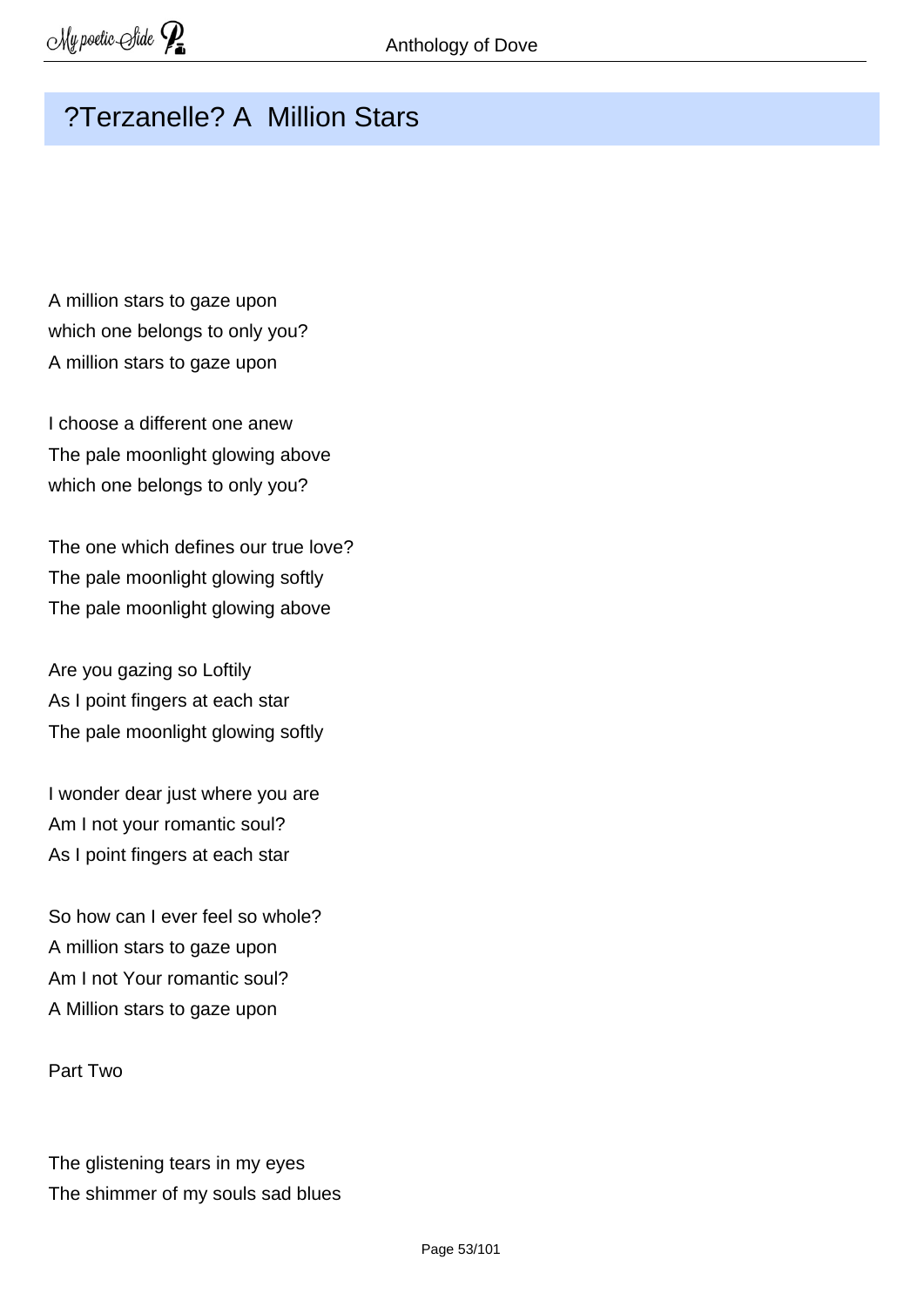## ?Terzanelle? A  Million Stars

A million stars to gaze upon
which one belongs to only you?
A million stars to gaze upon

I choose a different one anew
The pale moonlight glowing above
which one belongs to only you?

The one which defines our true love?
The pale moonlight glowing softly
The pale moonlight glowing above

Are you gazing so Loftily
As I point fingers at each star
The pale moonlight glowing softly

I wonder dear just where you are
Am I not your romantic soul?
As I point fingers at each star

So how can I ever feel so whole?
A million stars to gaze upon
Am I not Your romantic soul?
A Million stars to gaze upon

Part Two

The glistening tears in my eyes
The shimmer of my souls sad blues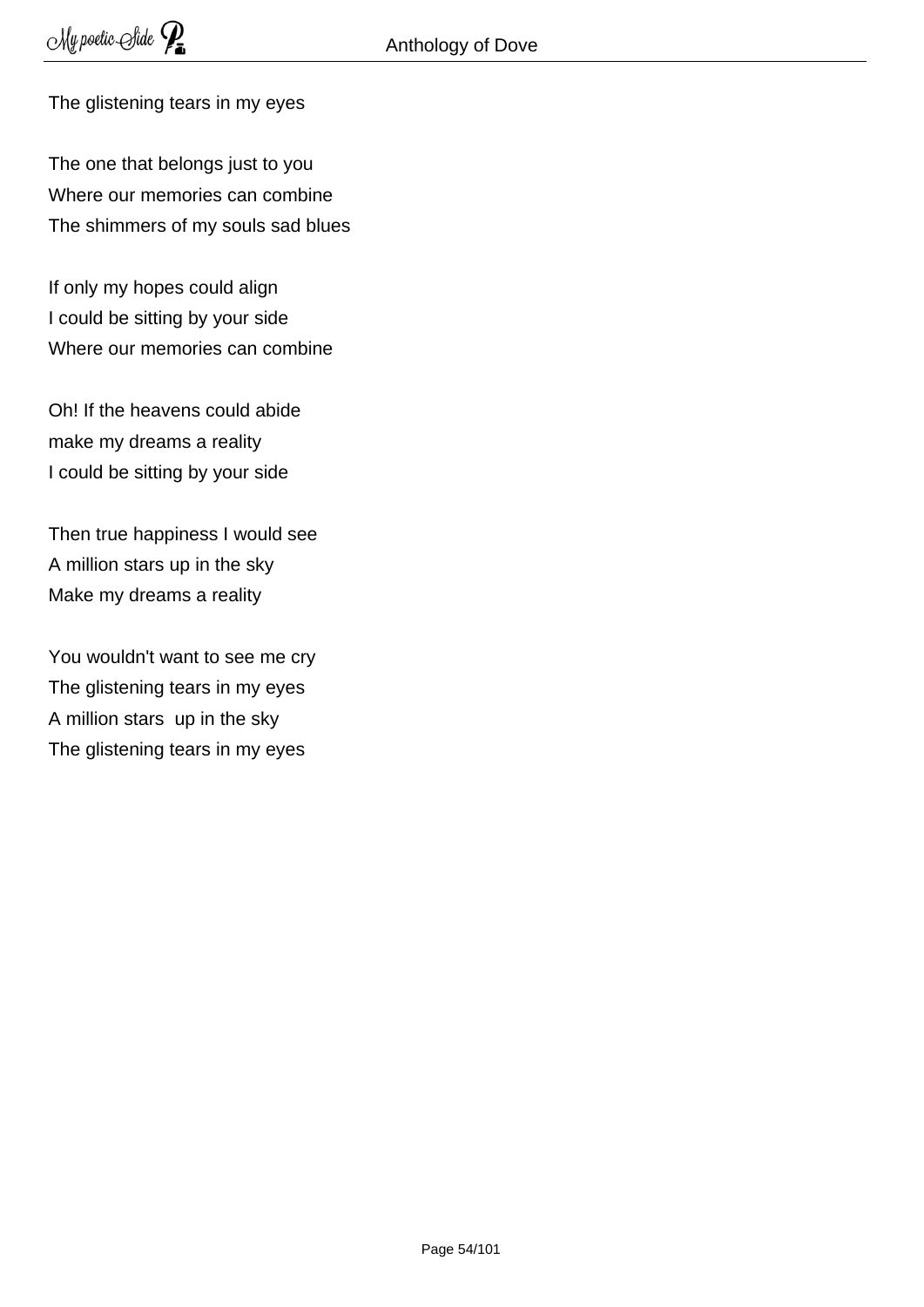The glistening tears in my eyes

The one that belongs just to you
Where our memories can combine
The shimmers of my souls sad blues

If only my hopes could align
I could be sitting by your side
Where our memories can combine

Oh! If the heavens could abide
make my dreams a reality
I could be sitting by your side

Then true happiness I would see
A million stars up in the sky
Make my dreams a reality

You wouldn't want to see me cry
The glistening tears in my eyes
A million stars  up in the sky
The glistening tears in my eyes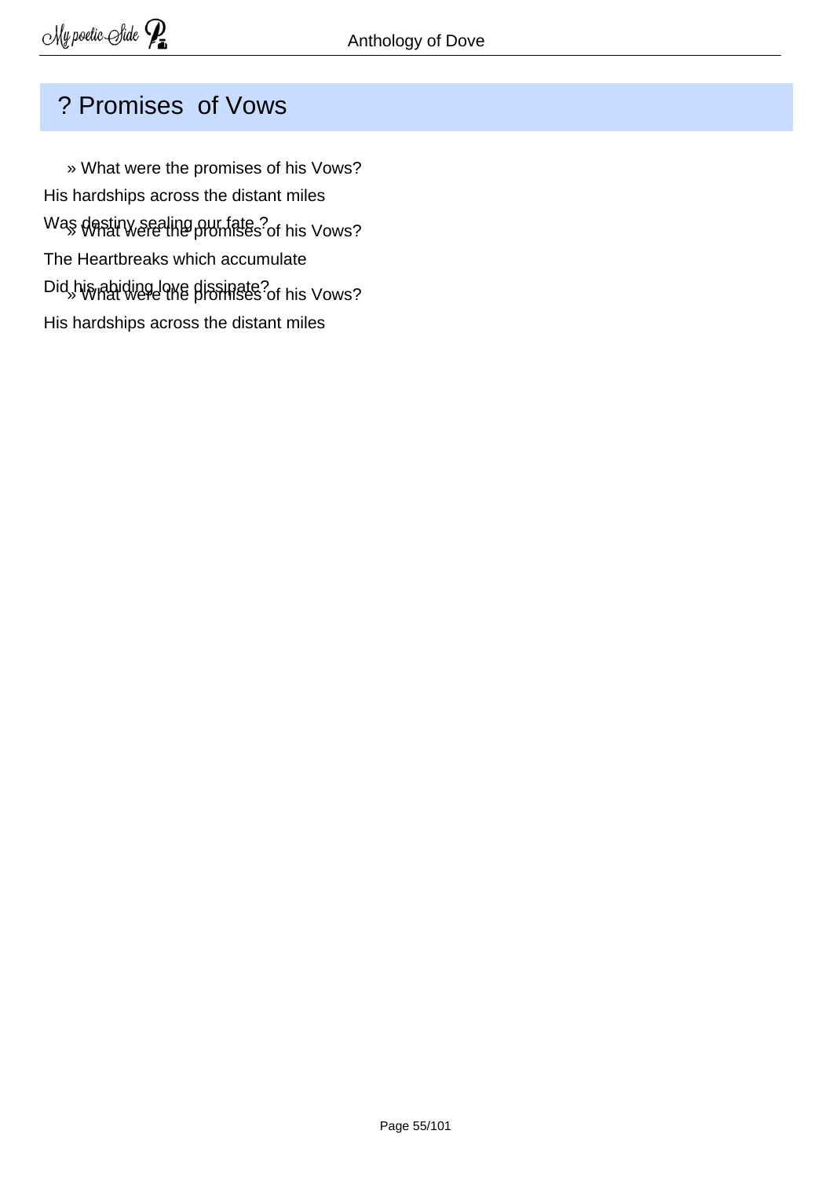## ? Promises of Vows

» What were the promises of his Vows?
His hardships across the distant miles
Was destiny sealing our fate ?
» What were the promises of his Vows?
The Heartbreaks which accumulate
Did his abiding love dissipate?
» What were the promises of his Vows?
His hardships across the distant miles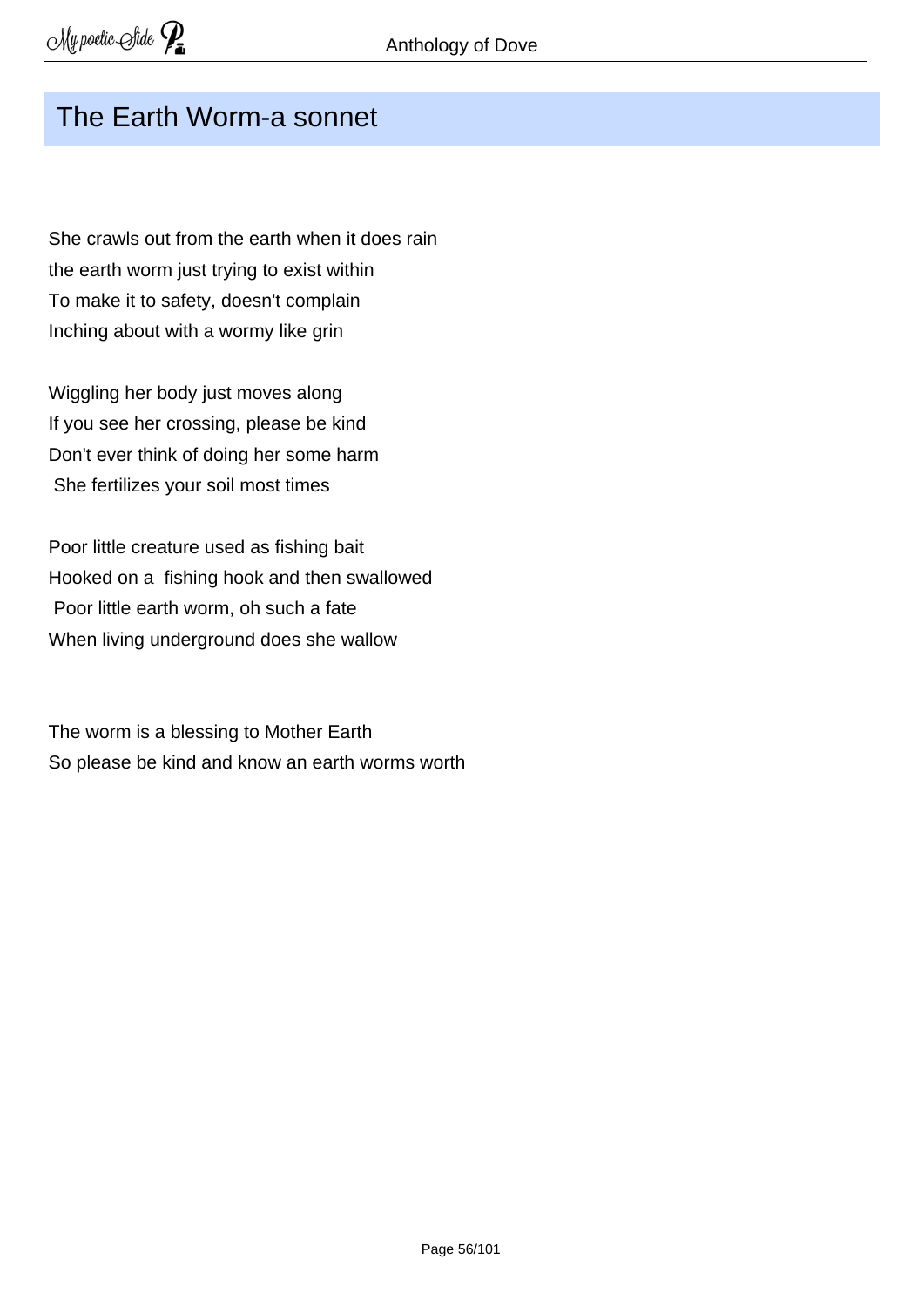## The Earth Worm-a sonnet

She crawls out from the earth when it does rain
the earth worm just trying to exist within
To make it to safety, doesn't complain
Inching about with a wormy like grin

Wiggling her body just moves along
If you see her crossing, please be kind
Don't ever think of doing her some harm
She fertilizes your soil most times

Poor little creature used as fishing bait
Hooked on a fishing hook and then swallowed
Poor little earth worm, oh such a fate
When living underground does she wallow

The worm is a blessing to Mother Earth
So please be kind and know an earth worms worth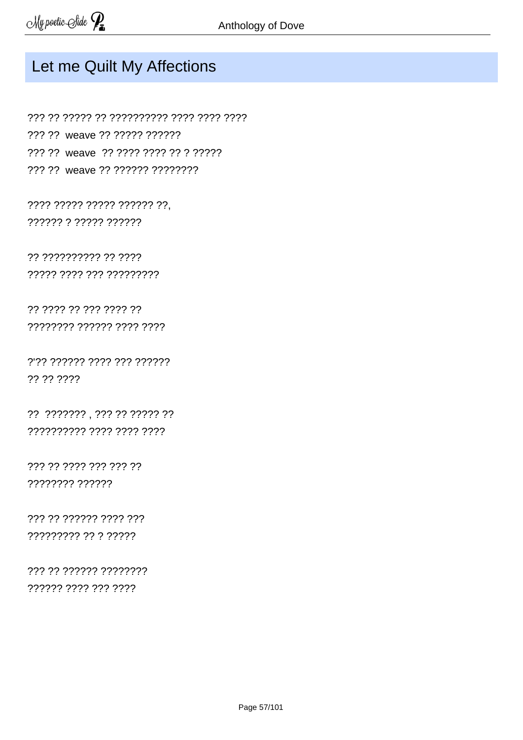# Let me Quilt My Affections

??? ?? ????? ?? ?????????? ???? ???? ????
??? ?? weave ?? ????? ??????
??? ?? weave ?? ???? ???? ?? ? ?????
??? ?? weave ?? ?????? ????????

???? ????? ????? ?????? ??,
?????? ? ????? ??????

?? ?????????? ?? ????
????? ???? ??? ?????????

?? ???? ?? ??? ???? ??
???????? ?????? ???? ????

?'?? ?????? ???? ??? ??????
?? ?? ????

?? ??????? , ??? ?? ????? ??
?????????? ???? ???? ????

??? ?? ???? ??? ??? ??
???????? ??????

??? ?? ?????? ???? ???
????????? ?? ? ?????

??? ?? ?????? ????????
?????? ???? ??? ????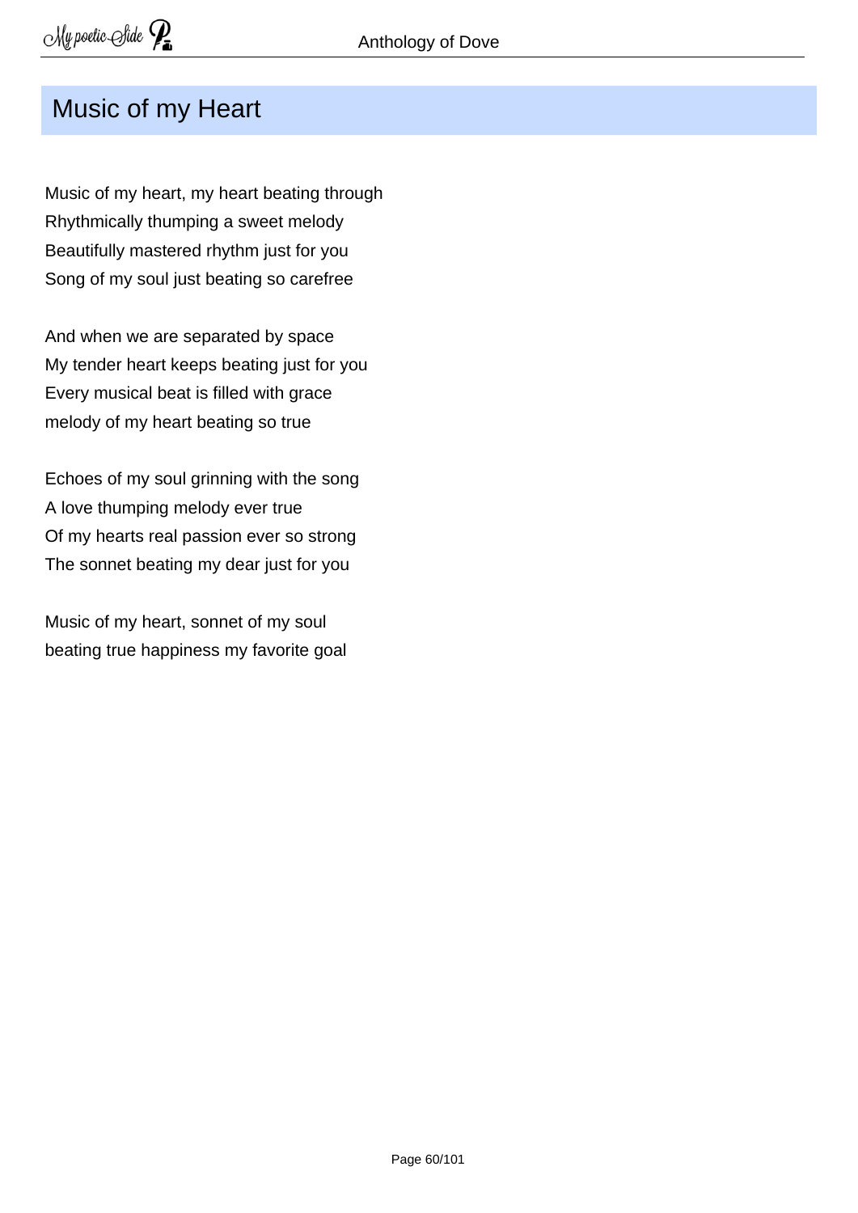## Music of my Heart

Music of my heart, my heart beating through
Rhythmically thumping a sweet melody
Beautifully mastered rhythm just for you
Song of my soul just beating so carefree

And when we are separated by space
My tender heart keeps beating just for you
Every musical beat is filled with grace
melody of my heart beating so true

Echoes of my soul grinning with the song
A love thumping melody ever true
Of my hearts real passion ever so strong
The sonnet beating my dear just for you

Music of my heart, sonnet of my soul
beating true happiness my favorite goal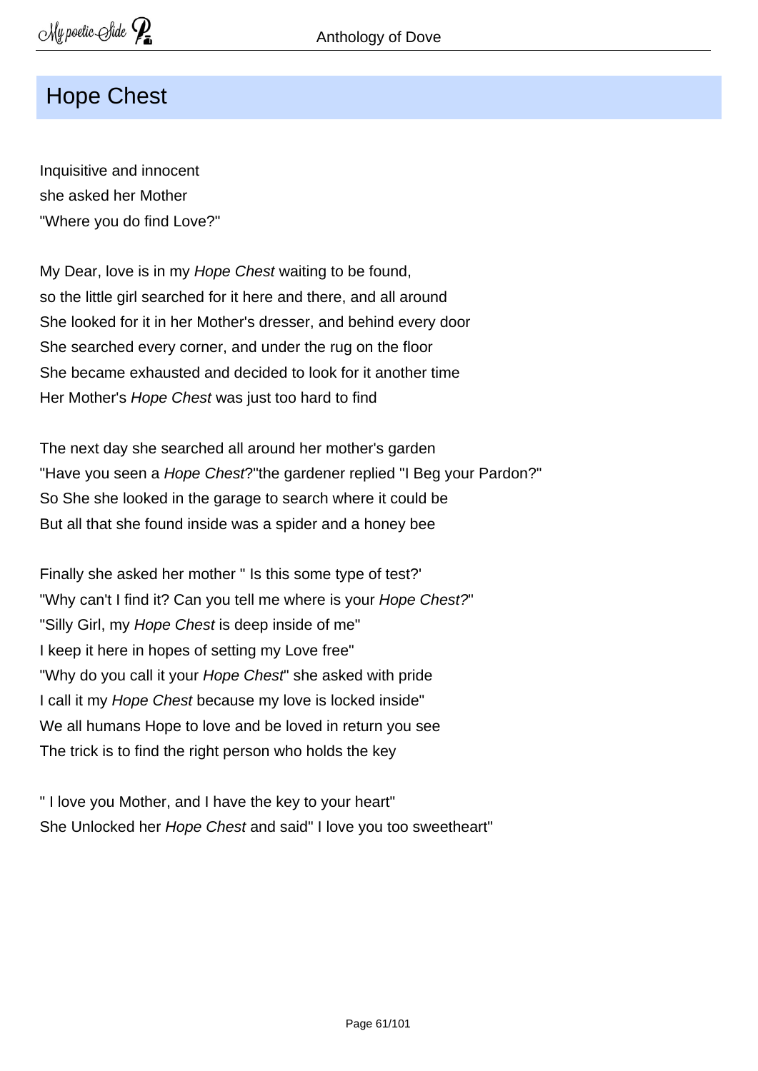# Hope Chest

Inquisitive and innocent  
she asked her Mother  
"Where you do find Love?"

My Dear, love is in my *Hope Chest* waiting to be found,  
so the little girl searched for it here and there, and all around  
She looked for it in her Mother's dresser, and behind every door  
She searched every corner, and under the rug on the floor  
She became exhausted and decided to look for it another time  
Her Mother's *Hope Chest* was just too hard to find

The next day she searched all around her mother's garden  
"Have you seen a *Hope Chest*?"the gardener replied "I Beg your Pardon?"  
So She she looked in the garage to search where it could be  
But all that she found inside was a spider and a honey bee

Finally she asked her mother " Is this some type of test?'  
"Why can't I find it? Can you tell me where is your *Hope Chest?*"  
"Silly Girl, my *Hope Chest* is deep inside of me"  
I keep it here in hopes of setting my Love free"  
"Why do you call it your *Hope Chest*" she asked with pride  
I call it my *Hope Chest* because my love is locked inside"  
We all humans Hope to love and be loved in return you see  
The trick is to find the right person who holds the key

" I love you Mother, and I have the key to your heart"  
She Unlocked her *Hope Chest* and said" I love you too sweetheart"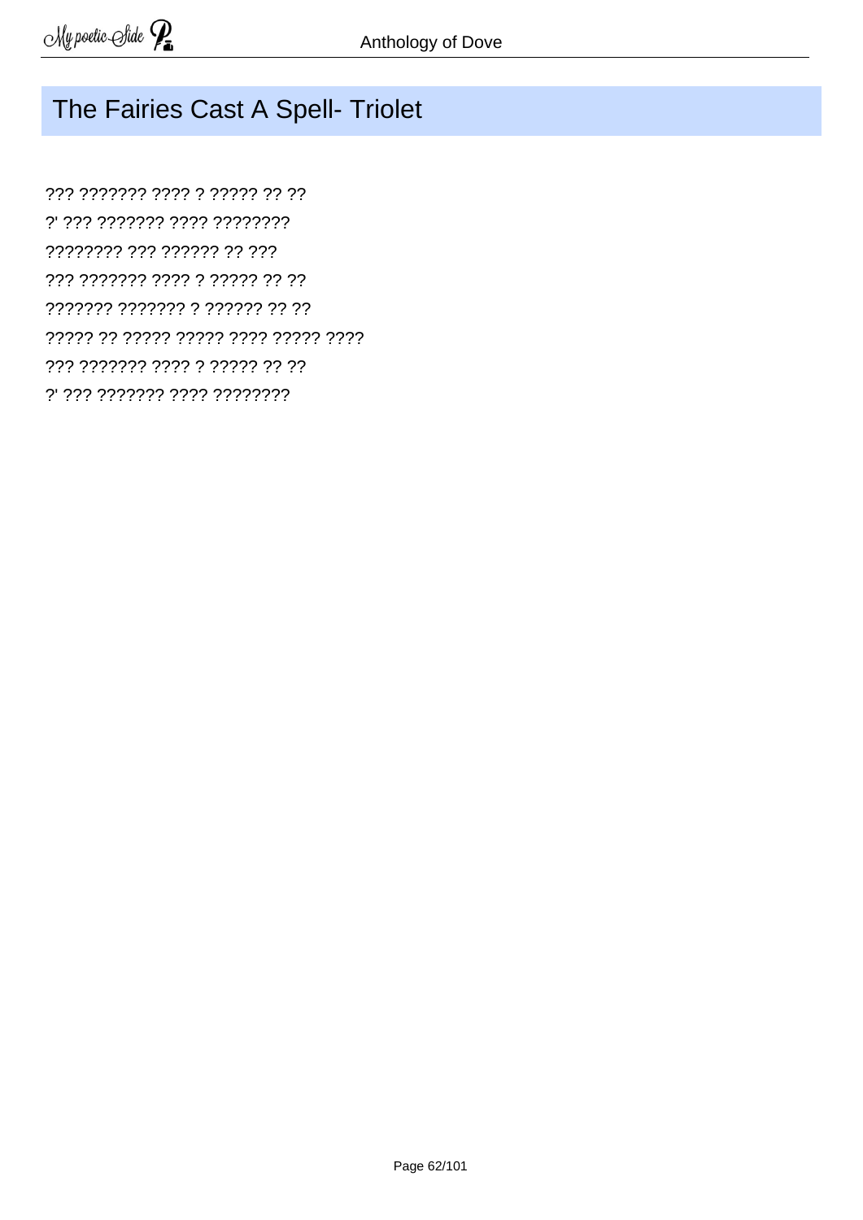## The Fairies Cast A Spell- Triolet

??? ??????? ???? ? ????? ?? ??
?' ??? ??????? ???? ????????
???????? ??? ?????? ?? ???
??? ??????? ???? ? ????? ?? ??
??????? ??????? ? ?????? ?? ??
????? ?? ????? ????? ???? ????? ????
??? ??????? ???? ? ????? ?? ??
?' ??? ??????? ???? ????????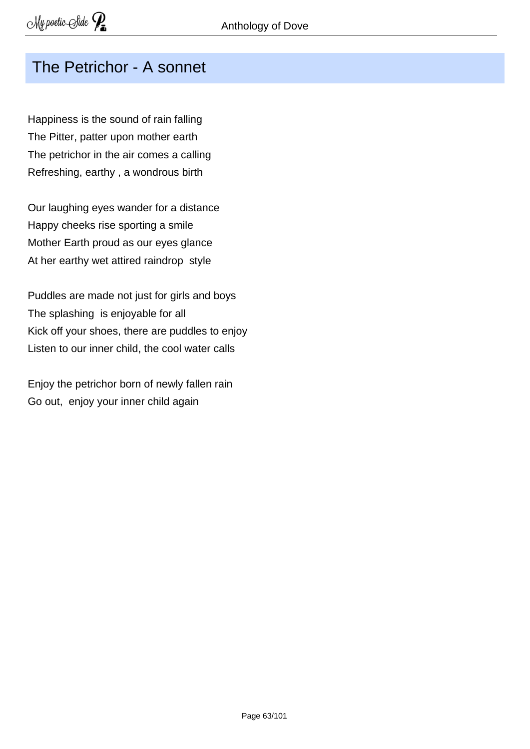## The Petrichor - A sonnet

Happiness is the sound of rain falling
The Pitter, patter upon mother earth
The petrichor in the air comes a calling
Refreshing, earthy , a wondrous birth

Our laughing eyes wander for a distance
Happy cheeks rise sporting a smile
Mother Earth proud as our eyes glance
At her earthy wet attired raindrop style

Puddles are made not just for girls and boys
The splashing is enjoyable for all
Kick off your shoes, there are puddles to enjoy
Listen to our inner child, the cool water calls

Enjoy the petrichor born of newly fallen rain
Go out, enjoy your inner child again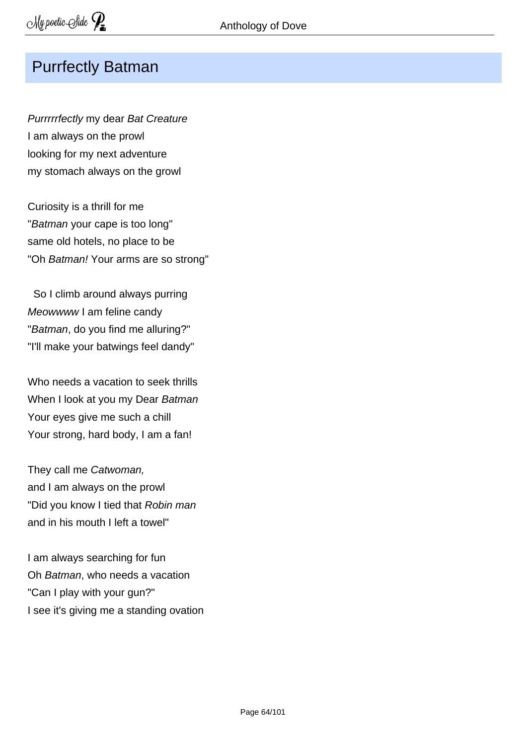## Purrfectly Batman

*Purrrrrfectly* my dear *Bat Creature*
I am always on the prowl
looking for my next adventure
my stomach always on the growl

Curiosity is a thrill for me
"*Batman* your cape is too long"
same old hotels, no place to be
"Oh *Batman!* Your arms are so strong"

So I climb around always purring
*Meowwww* I am feline candy
"*Batman*, do you find me alluring?"
"I'll make your batwings feel dandy"

Who needs a vacation to seek thrills
When I look at you my Dear *Batman*
Your eyes give me such a chill
Your strong, hard body, I am a fan!

They call me *Catwoman,*
and I am always on the prowl
"Did you know I tied that *Robin man*
and in his mouth I left a towel"

I am always searching for fun
Oh *Batman*, who needs a vacation
"Can I play with your gun?"
I see it's giving me a standing ovation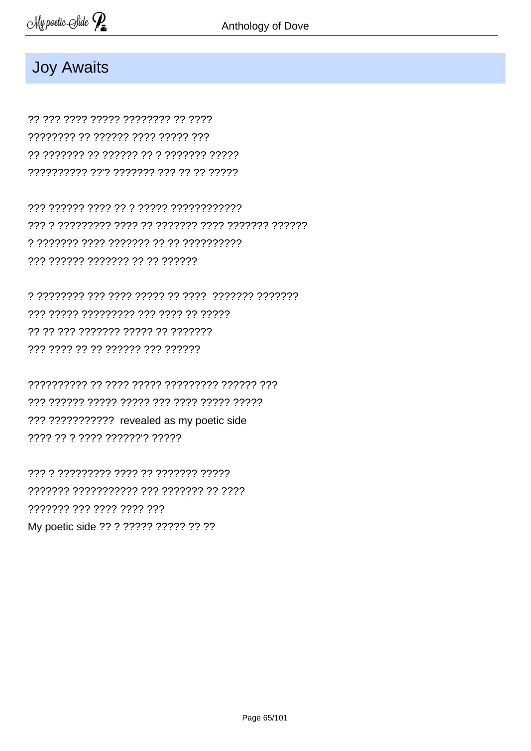## Joy Awaits

?? ??? ???? ????? ???????? ?? ????
???????? ?? ?????? ???? ????? ???
?? ??????? ?? ?????? ?? ? ??????? ?????
?????????? ??'? ??????? ??? ?? ?? ?????

??? ?????? ???? ?? ? ????? ????????????
??? ? ????????? ???? ?? ??????? ???? ??????? ??????
? ??????? ???? ??????? ?? ?? ??????????
??? ?????? ??????? ?? ?? ??????

? ???????? ??? ???? ????? ?? ???? ??????? ???????
??? ????? ????????? ??? ???? ?? ?????
?? ?? ??? ??????? ????? ?? ???????
??? ???? ?? ?? ?????? ??? ??????

?????????? ?? ???? ????? ????????? ?????? ???
??? ?????? ????? ????? ??? ???? ????? ?????
??? ??????????? revealed as my poetic side
???? ?? ? ???? ??????'? ?????

??? ? ????????? ???? ?? ??????? ?????
??????? ?????????? ??? ??????? ?? ????
??????? ??? ???? ???? ???
My poetic side ?? ? ????? ????? ?? ??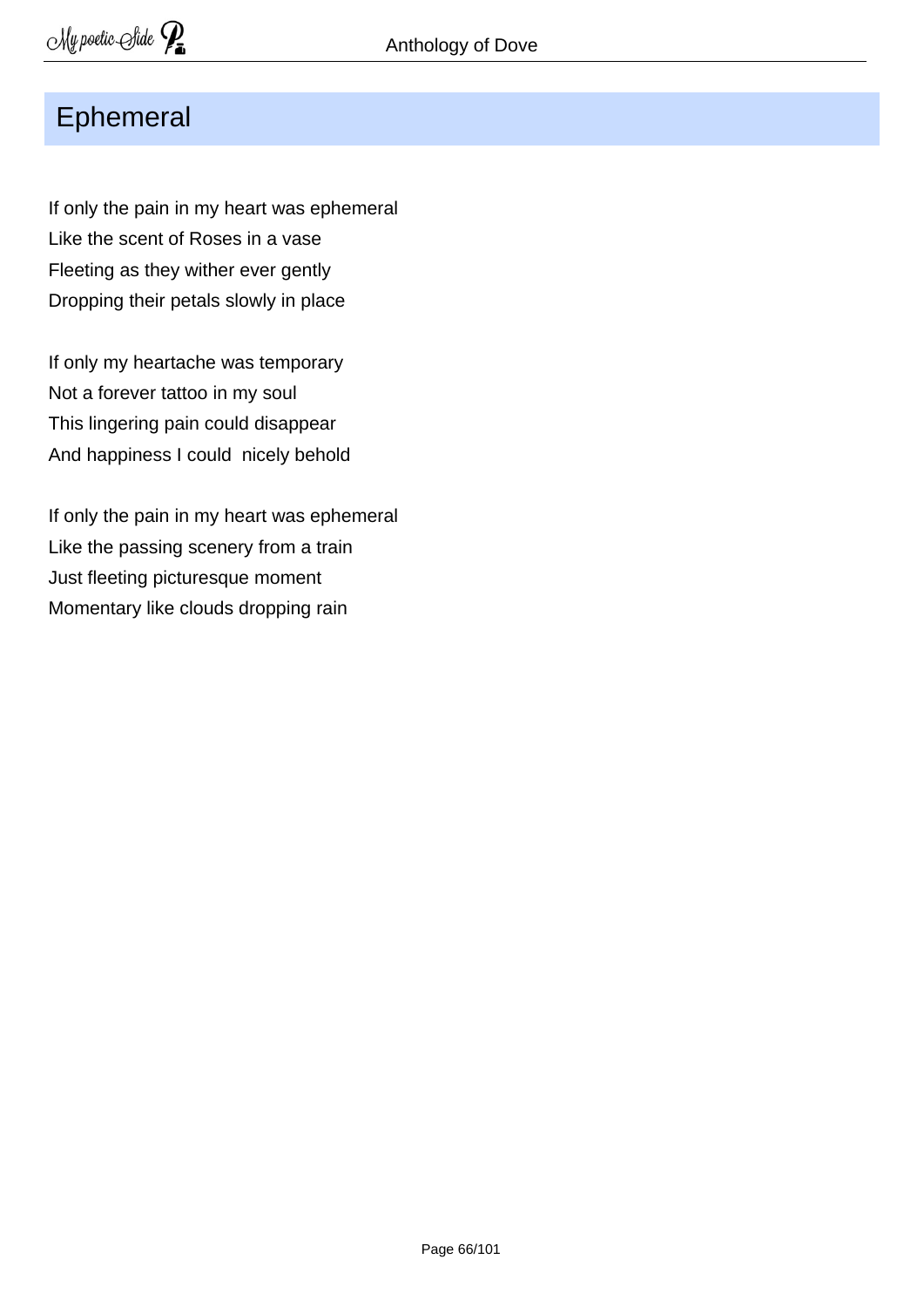# Ephemeral

If only the pain in my heart was ephemeral  
Like the scent of Roses in a vase  
Fleeting as they wither ever gently  
Dropping their petals slowly in place

If only my heartache was temporary  
Not a forever tattoo in my soul  
This lingering pain could disappear  
And happiness I could  nicely behold

If only the pain in my heart was ephemeral  
Like the passing scenery from a train  
Just fleeting picturesque moment  
Momentary like clouds dropping rain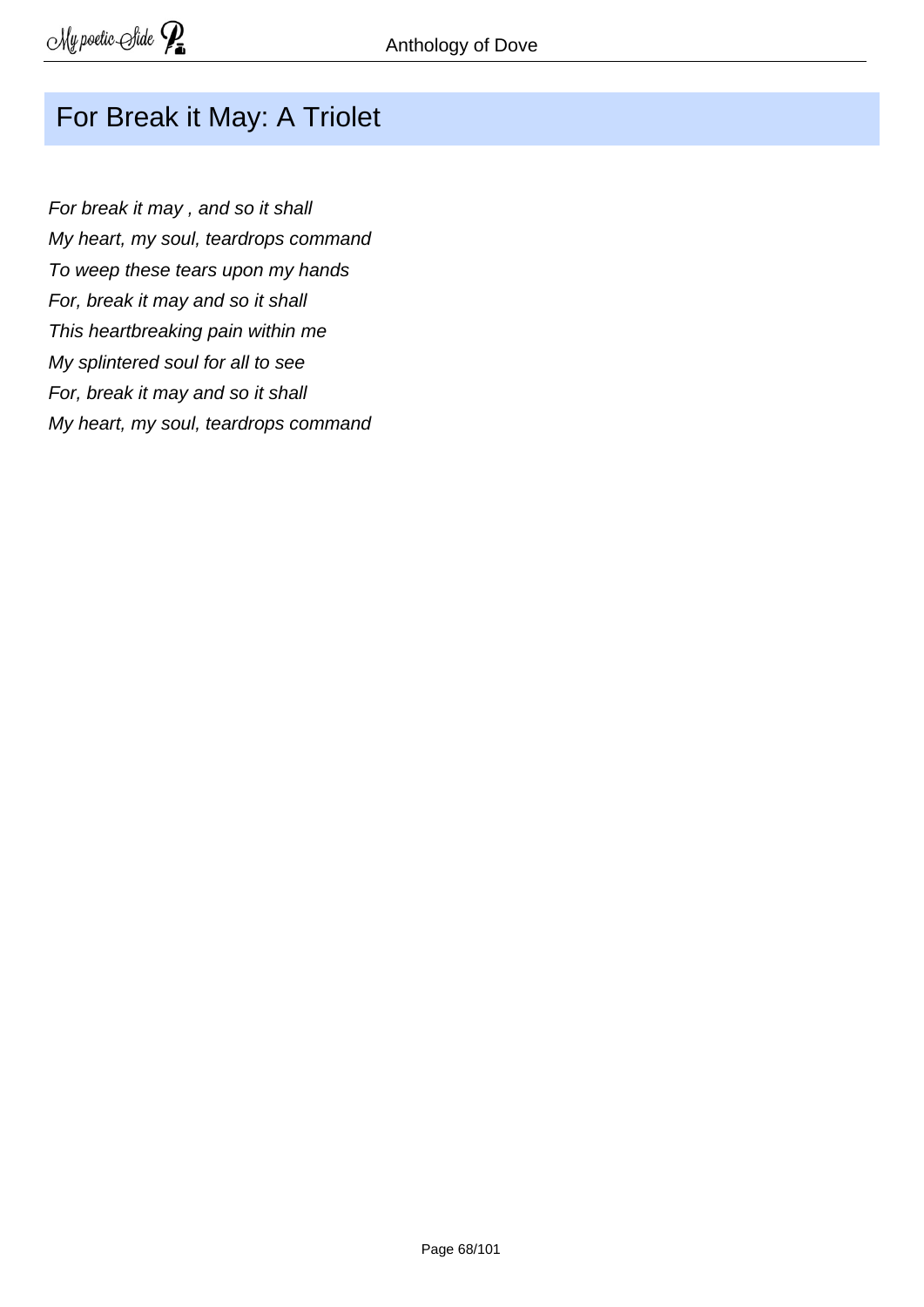## For Break it May: A Triolet

*For break it may , and so it shall*
*My heart, my soul, teardrops command*
*To weep these tears upon my hands*
*For, break it may and so it shall*
*This heartbreaking pain within me*
*My splintered soul for all to see*
*For, break it may and so it shall*
*My heart, my soul, teardrops command*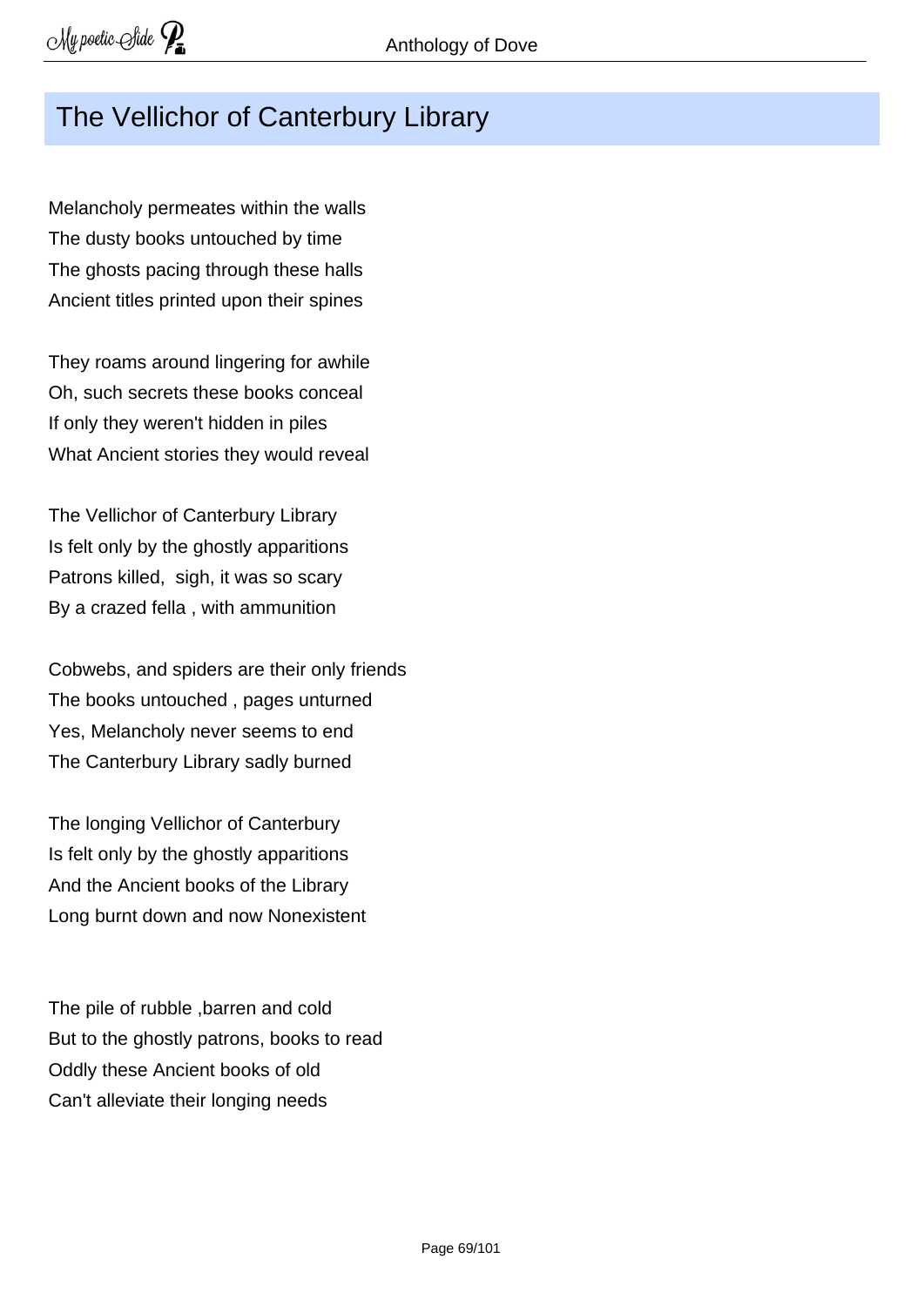## The Vellichor of Canterbury Library

Melancholy permeates within the walls
The dusty books untouched by time
The ghosts pacing through these halls
Ancient titles printed upon their spines

They roams around lingering for awhile
Oh, such secrets these books conceal
If only they weren't hidden in piles
What Ancient stories they would reveal

The Vellichor of Canterbury Library
Is felt only by the ghostly apparitions
Patrons killed,  sigh, it was so scary
By a crazed fella , with ammunition

Cobwebs, and spiders are their only friends
The books untouched , pages unturned
Yes, Melancholy never seems to end
The Canterbury Library sadly burned

The longing Vellichor of Canterbury
Is felt only by the ghostly apparitions
And the Ancient books of the Library
Long burnt down and now Nonexistent

The pile of rubble ,barren and cold
But to the ghostly patrons, books to read
Oddly these Ancient books of old
Can't alleviate their longing needs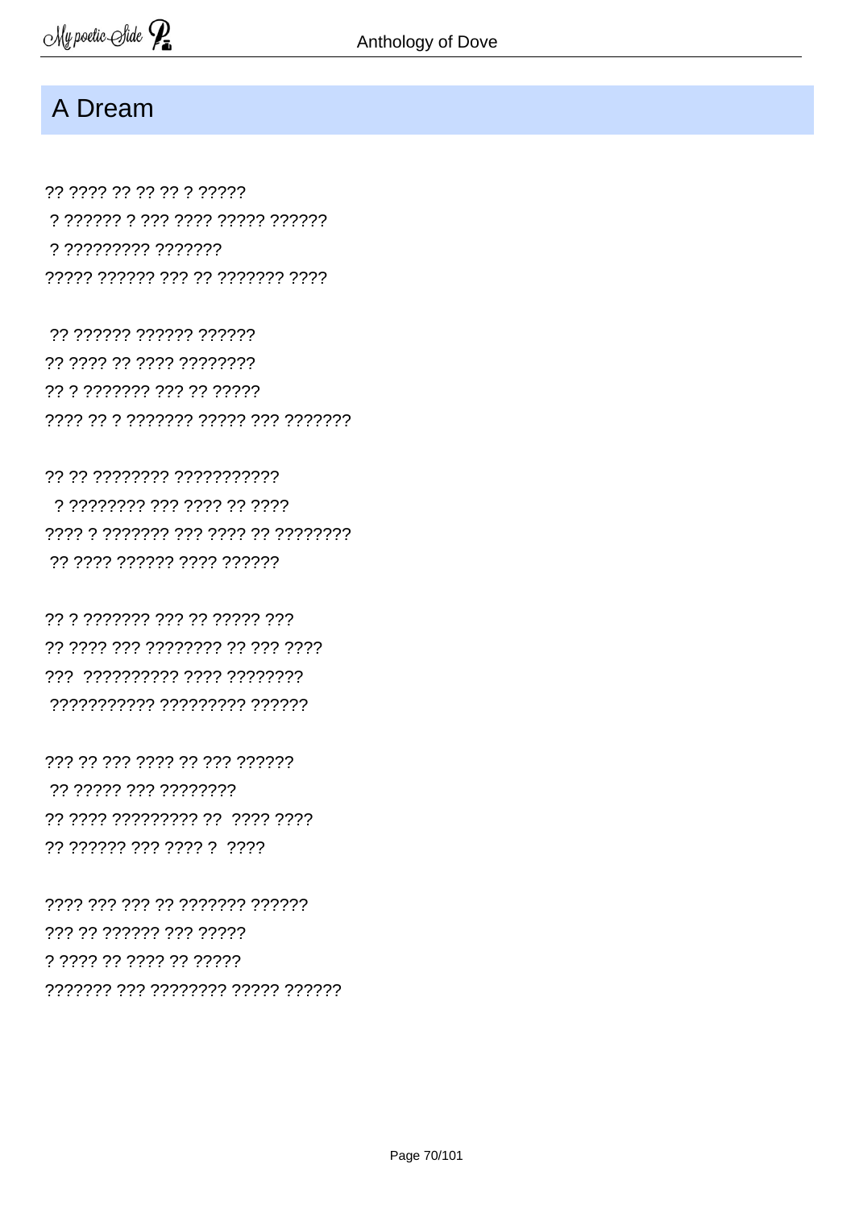## A Dream

?? ???? ?? ?? ?? ? ?????
? ?????? ? ??? ???? ????? ??????
? ????????? ???????
????? ?????? ??? ?? ??????? ????

?? ?????? ?????? ??????
?? ???? ?? ???? ????????
?? ? ??????? ??? ?? ?????
???? ?? ? ??????? ????? ??? ???????

?? ?? ???????? ???????????
? ???????? ??? ???? ?? ????
???? ? ??????? ??? ???? ?? ????????
?? ???? ?????? ???? ??????

?? ? ??????? ??? ?? ????? ???
?? ???? ??? ???????? ?? ??? ????
??? ?????????? ???? ????????
??????????? ????????? ??????

??? ?? ??? ???? ?? ??? ??????
?? ????? ??? ????????
?? ???? ????????? ?? ???? ????
?? ?????? ??? ???? ? ????

???? ??? ??? ?? ??????? ??????
??? ?? ?????? ??? ?????
? ???? ?? ???? ?? ?????
??????? ??? ???????? ????? ??????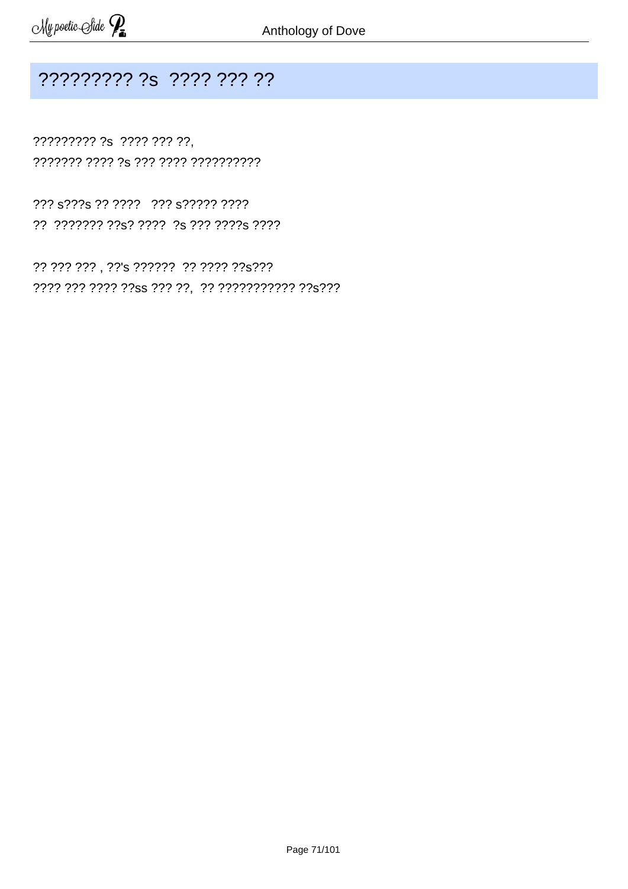## ????????? ?s ???? ??? ??

????????? ?s ???? ??? ??,
??????? ???? ?s ??? ???? ??????????

??? s???s ?? ???? ??? s????? ????
?? ??????? ??s? ???? ?s ??? ????s ????

?? ??? ??? , ??'s ?????? ?? ???? ??s???
???? ??? ???? ??ss ??? ??, ?? ??????????? ??s???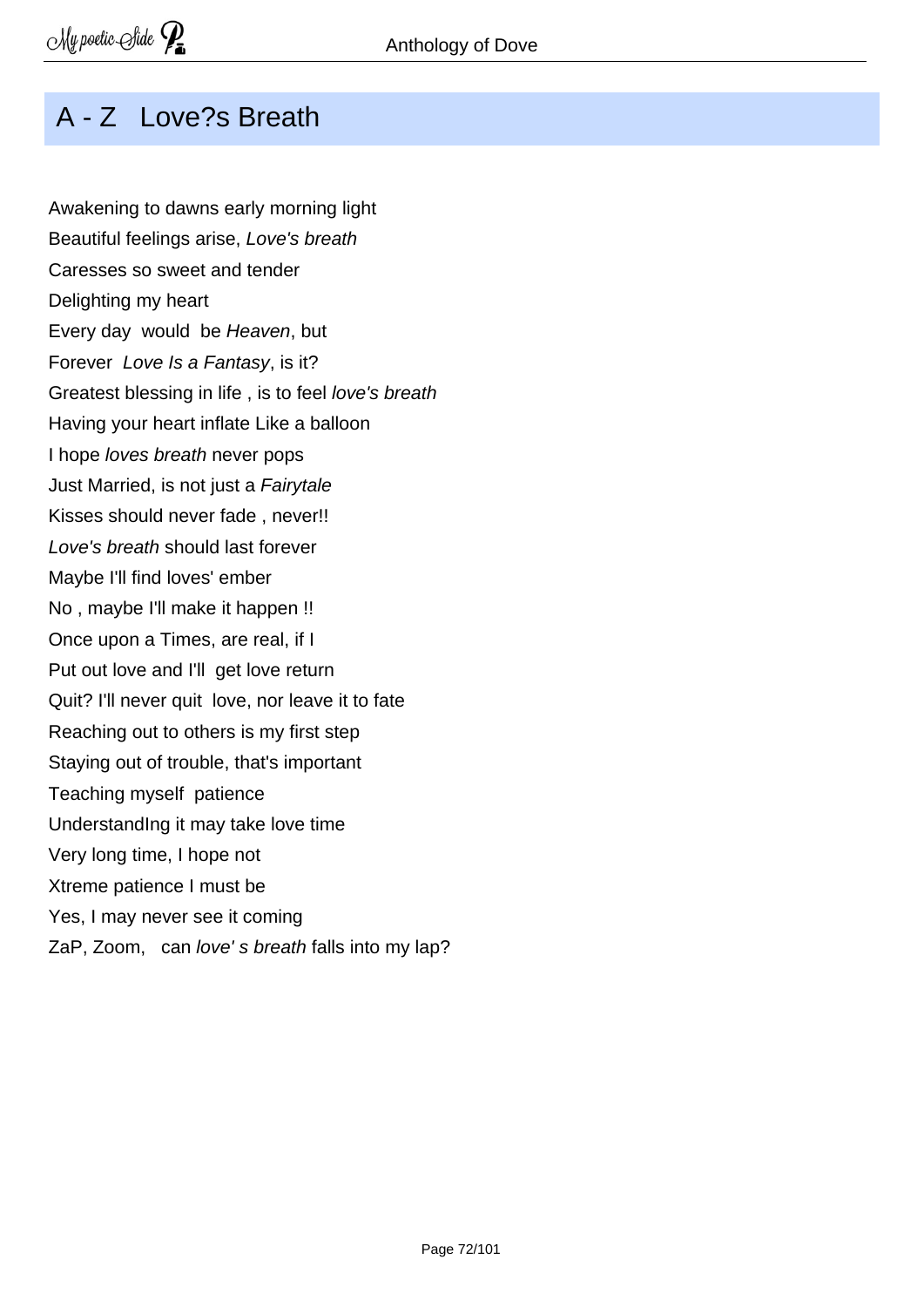# A - Z Love?s Breath

Awakening to dawns early morning light  
Beautiful feelings arise, *Love's breath*  
Caresses so sweet and tender  
Delighting my heart  
Every day would be *Heaven*, but  
Forever *Love Is a Fantasy*, is it?  
Greatest blessing in life , is to feel *love's breath*  
Having your heart inflate Like a balloon  
I hope *loves breath* never pops  
Just Married, is not just a *Fairytale*  
Kisses should never fade , never!!  
*Love's breath* should last forever  
Maybe I'll find loves' ember  
No , maybe I'll make it happen !!  
Once upon a Times, are real, if I  
Put out love and I'll get love return  
Quit? I'll never quit love, nor leave it to fate  
Reaching out to others is my first step  
Staying out of trouble, that's important  
Teaching myself patience  
UnderstandIng it may take love time  
Very long time, I hope not  
Xtreme patience I must be  
Yes, I may never see it coming  
ZaP, Zoom, can *love' s breath* falls into my lap?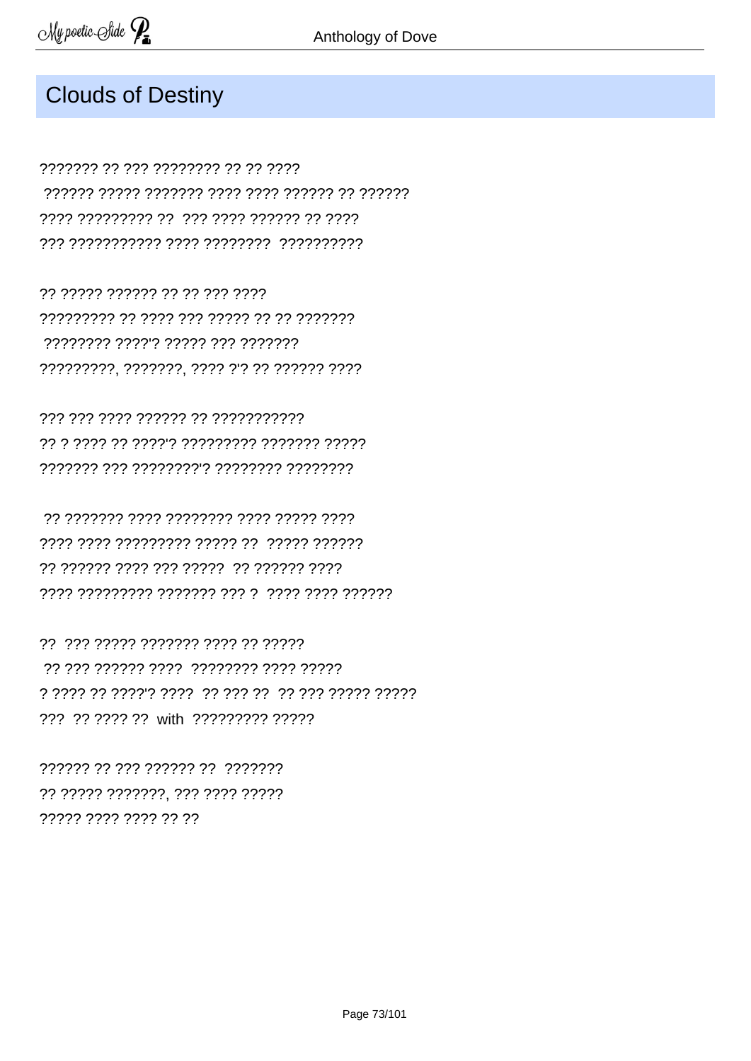## Clouds of Destiny

??????? ?? ??? ???????? ?? ?? ????
 ?????? ????? ??????? ???? ???? ?????? ?? ??????
???? ????????? ??  ??? ???? ?????? ?? ????
??? ??????????? ???? ????????  ??????????

?? ????? ?????? ?? ?? ??? ????
????????? ?? ???? ??? ????? ?? ?? ???????
 ???????? ????'? ????? ??? ???????
?????????, ???????, ???? ?'? ?? ?????? ????

??? ??? ???? ?????? ?? ???????????
?? ? ???? ?? ????'? ????????? ??????? ?????
??????? ??? ????????'? ???????? ????????

 ?? ??????? ???? ???????? ???? ????? ????
???? ???? ????????? ????? ??  ????? ??????
?? ?????? ???? ??? ?????  ?? ?????? ????
???? ????????? ??????? ??? ?  ???? ???? ??????

??  ??? ????? ??????? ???? ?? ?????
 ?? ??? ?????? ????  ???????? ???? ?????
? ???? ?? ????'? ????  ?? ??? ??  ?? ??? ????? ?????
???  ?? ???? ??  with  ????????? ?????

?????? ?? ??? ?????? ??  ???????
?? ????? ???????, ??? ???? ?????
????? ???? ???? ?? ??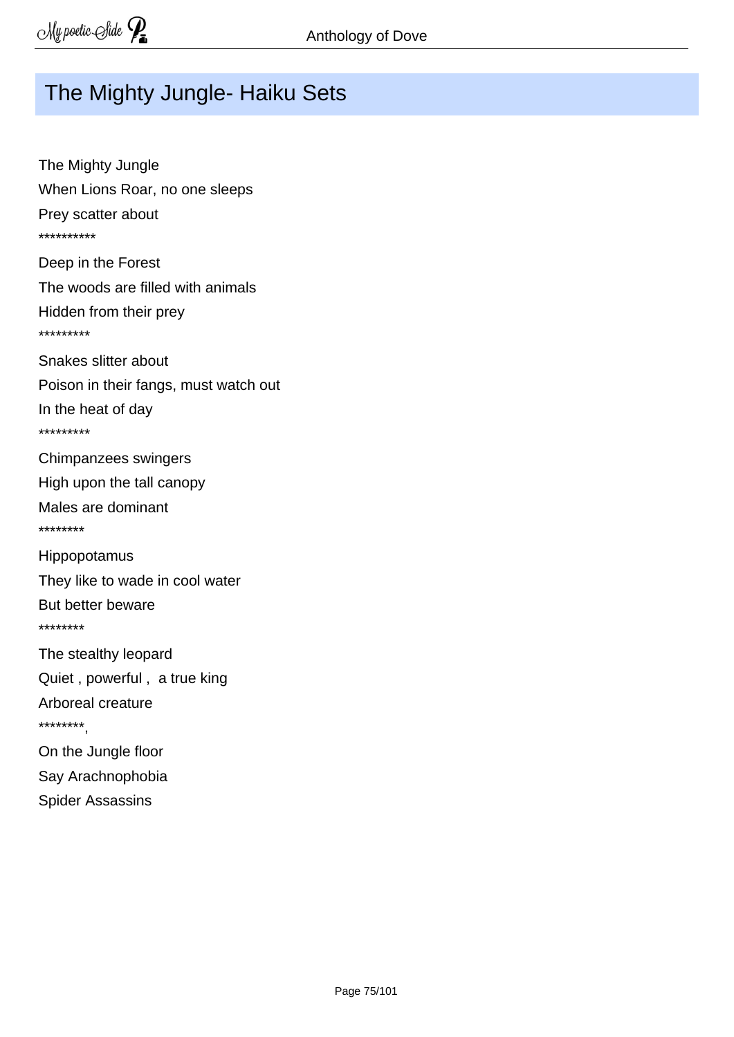# The Mighty Jungle- Haiku Sets

The Mighty Jungle
When Lions Roar, no one sleeps
Prey scatter about
**********
Deep in the Forest
The woods are filled with animals
Hidden from their prey
*********
Snakes slitter about
Poison in their fangs, must watch out
In the heat of day
*********
Chimpanzees swingers
High upon the tall canopy
Males are dominant
********
Hippopotamus
They like to wade in cool water
But better beware
********
The stealthy leopard
Quiet , powerful , a true king
Arboreal creature
********,
On the Jungle floor
Say Arachnophobia
Spider Assassins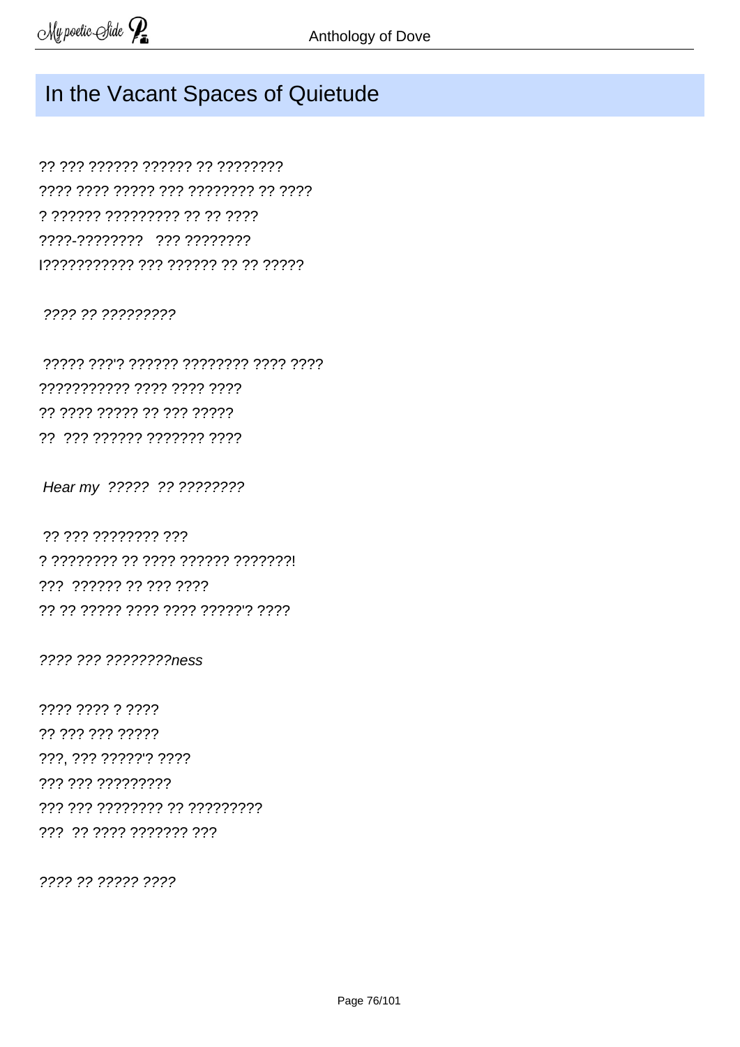# In the Vacant Spaces of Quietude

?? ??? ?????? ?????? ?? ????????
???? ???? ????? ??? ???????? ?? ????
? ?????? ????????? ?? ?? ????
????-????????   ??? ????????
I??????????? ??? ?????? ?? ?? ?????

*???? ?? ?????????*

?????? ???'? ?????? ???????? ???? ????
??????????? ???? ???? ????
?? ???? ????? ?? ??? ?????
??  ??? ?????? ??????? ????

*Hear my  ?????  ?? ????????*

?? ??? ???????? ???
? ???????? ?? ???? ?????? ???????!
???  ?????? ?? ??? ????
?? ?? ????? ???? ???? ?????'? ????

*???? ??? ????????ness*

???? ???? ? ????
?? ??? ??? ?????
???, ??? ?????'? ????
??? ??? ?????????
??? ??? ???????? ?? ?????????
???  ?? ???? ??????? ???

*???? ?? ????? ????*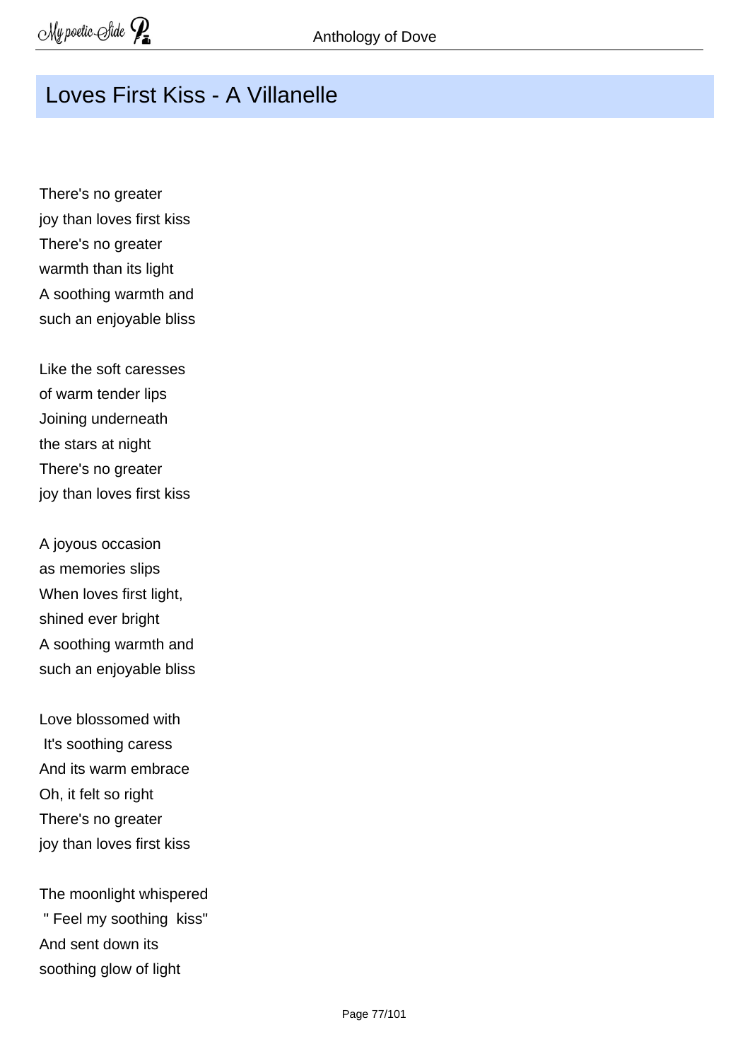# Loves First Kiss - A Villanelle

There's no greater  
joy than loves first kiss  
There's no greater  
warmth than its light  
A soothing warmth and  
such an enjoyable bliss

Like the soft caresses  
of warm tender lips  
Joining underneath  
the stars at night  
There's no greater  
joy than loves first kiss

A joyous occasion  
as memories slips  
When loves first light,  
shined ever bright  
A soothing warmth and  
such an enjoyable bliss

Love blossomed with  
It's soothing caress  
And its warm embrace  
Oh, it felt so right  
There's no greater  
joy than loves first kiss

The moonlight whispered  
" Feel my soothing kiss"  
And sent down its  
soothing glow of light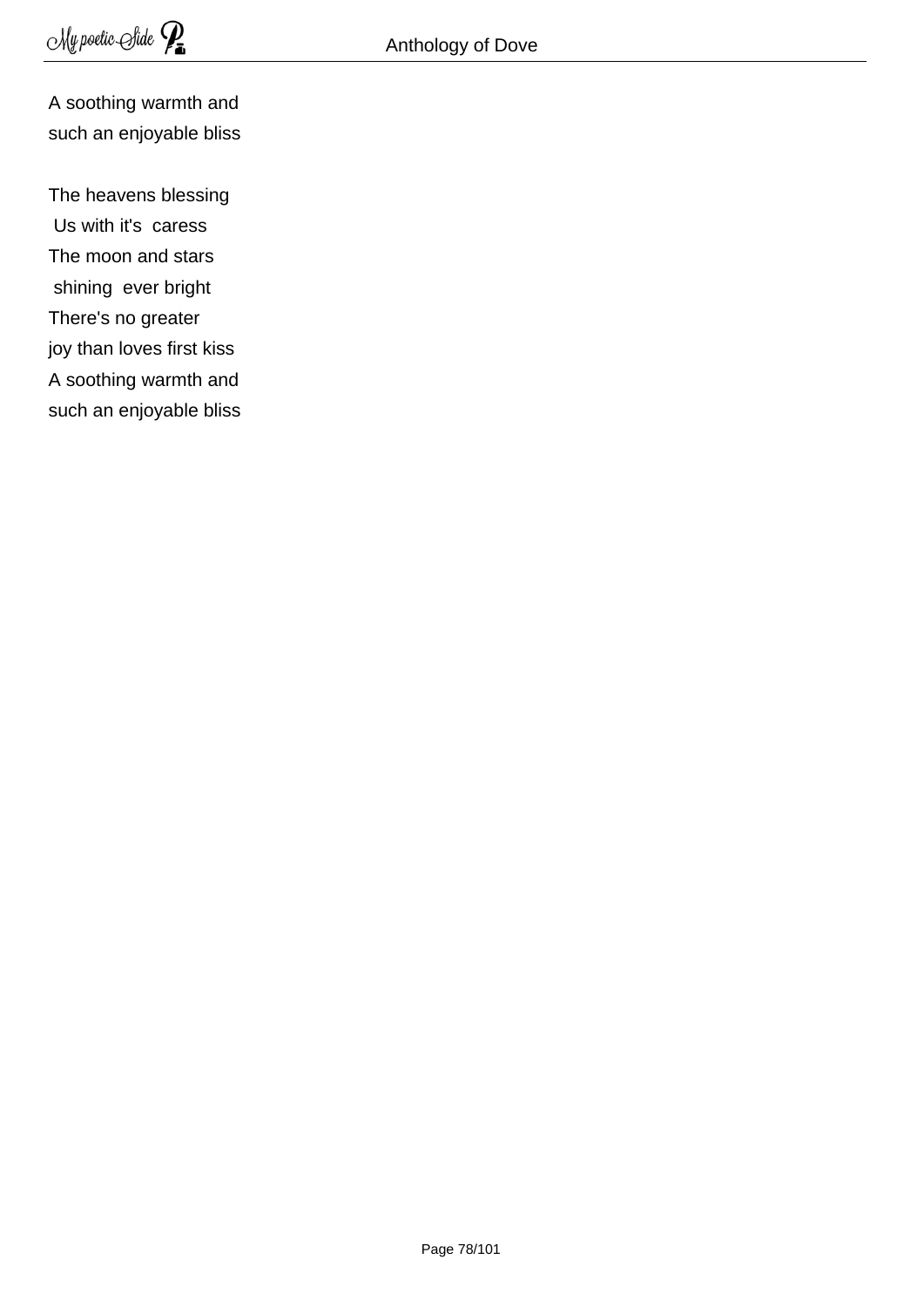A soothing warmth and
such an enjoyable bliss

The heavens blessing
Us with it's caress
The moon and stars
shining ever bright
There's no greater
joy than loves first kiss
A soothing warmth and
such an enjoyable bliss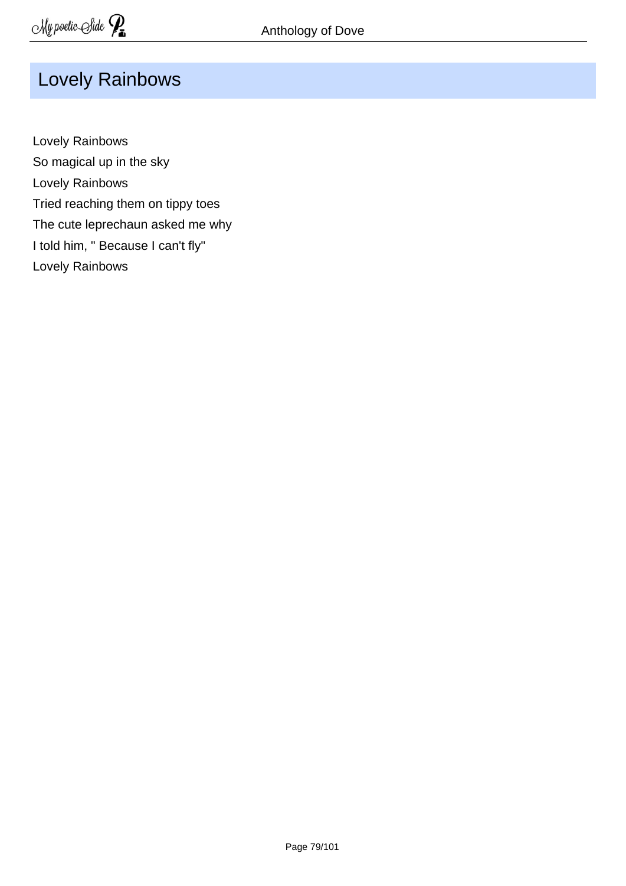# Lovely Rainbows

Lovely Rainbows  
So magical up in the sky  
Lovely Rainbows  
Tried reaching them on tippy toes  
The cute leprechaun asked me why  
I told him, " Because I can't fly"  
Lovely Rainbows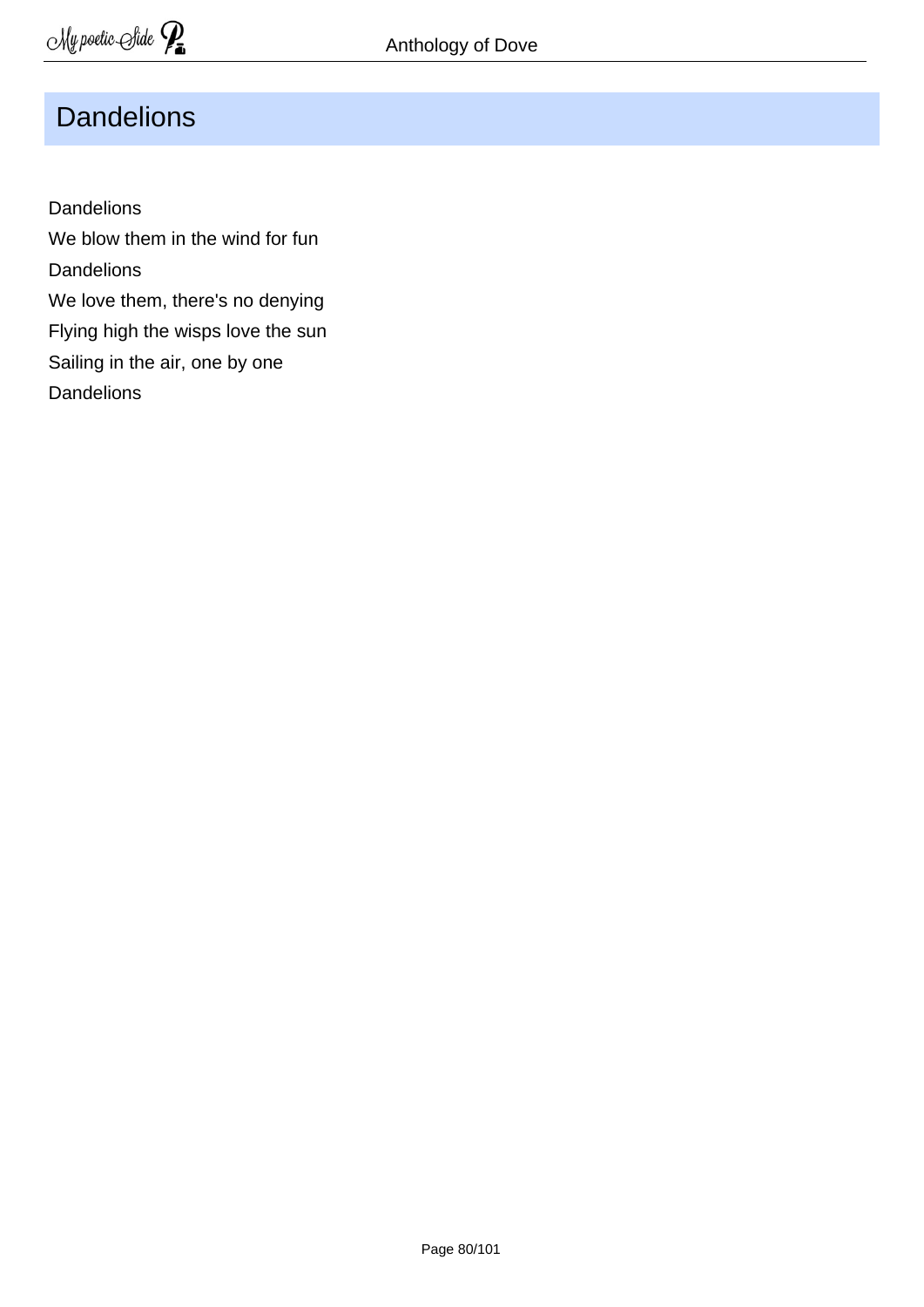## Dandelions

Dandelions
We blow them in the wind for fun
Dandelions
We love them, there's no denying
Flying high the wisps love the sun
Sailing in the air, one by one
Dandelions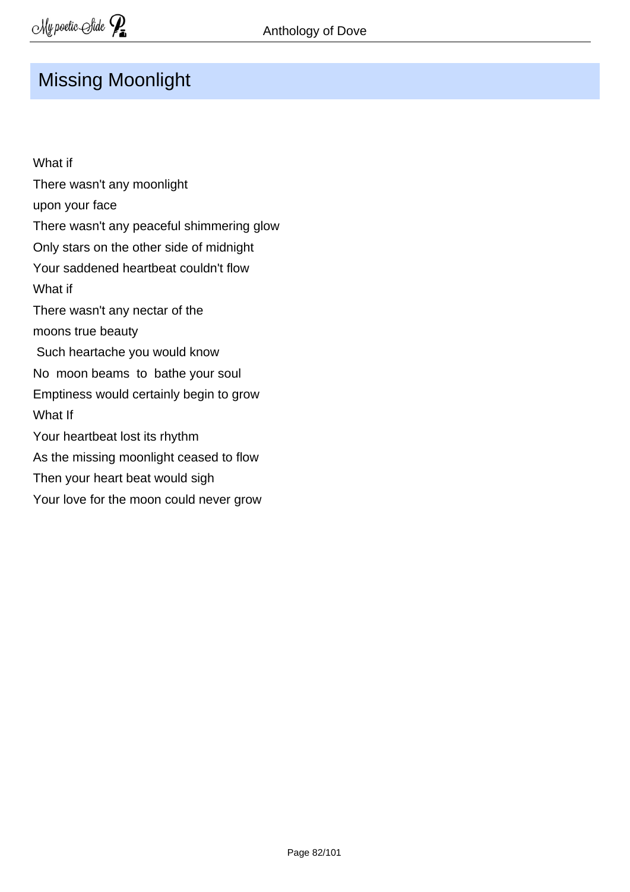# Missing Moonlight

What if  
There wasn't any moonlight  
upon your face  
There wasn't any peaceful shimmering glow  
Only stars on the other side of midnight  
Your saddened heartbeat couldn't flow  
What if  
There wasn't any nectar of the  
moons true beauty  
Such heartache you would know  
No moon beams to bathe your soul  
Emptiness would certainly begin to grow  
What If  
Your heartbeat lost its rhythm  
As the missing moonlight ceased to flow  
Then your heart beat would sigh  
Your love for the moon could never grow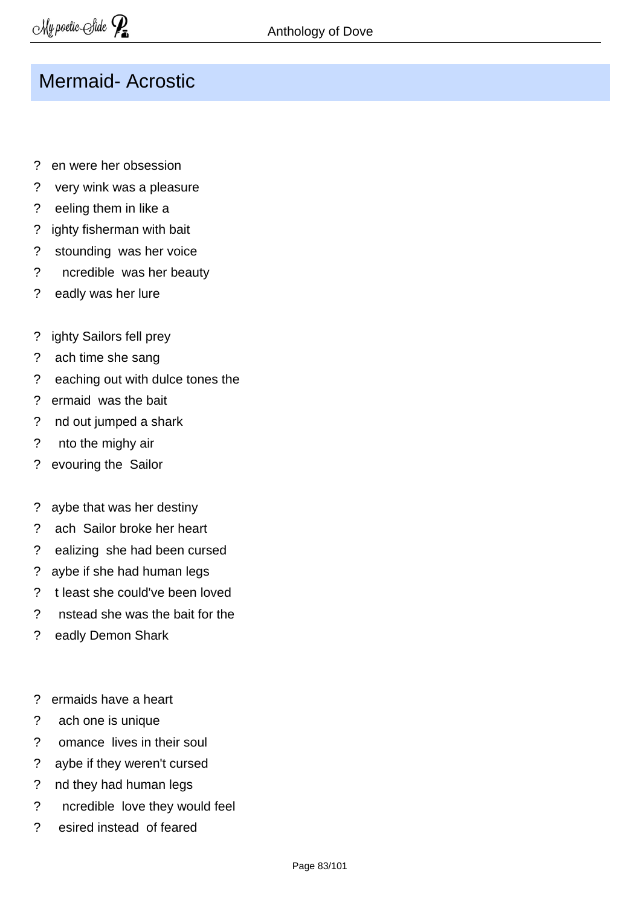# Mermaid- Acrostic

? en were her obsession  
? very wink was a pleasure  
? eeling them in like a  
? ighty fisherman with bait  
? stounding was her voice  
? ncredible was her beauty  
? eadly was her lure

? ighty Sailors fell prey  
? ach time she sang  
? eaching out with dulce tones the  
? ermaid was the bait  
? nd out jumped a shark  
? nto the mighy air  
? evouring the Sailor

? aybe that was her destiny  
? ach Sailor broke her heart  
? ealizing she had been cursed  
? aybe if she had human legs  
? t least she could've been loved  
? nstead she was the bait for the  
? eadly Demon Shark

? ermaids have a heart  
? ach one is unique  
? omance lives in their soul  
? aybe if they weren't cursed  
? nd they had human legs  
? ncredible love they would feel  
? esired instead of feared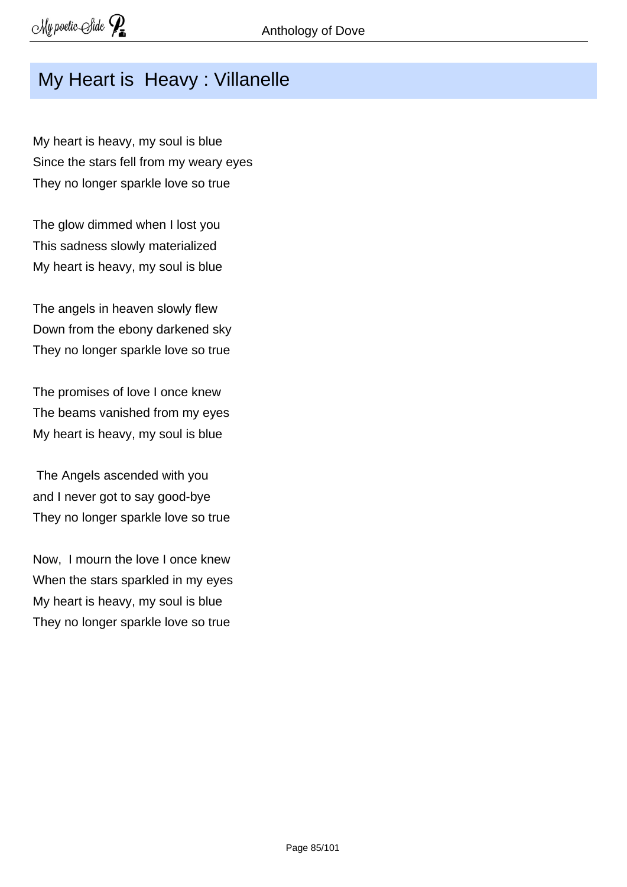## My Heart is Heavy : Villanelle

My heart is heavy, my soul is blue
Since the stars fell from my weary eyes
They no longer sparkle love so true

The glow dimmed when I lost you
This sadness slowly materialized
My heart is heavy, my soul is blue

The angels in heaven slowly flew
Down from the ebony darkened sky
They no longer sparkle love so true

The promises of love I once knew
The beams vanished from my eyes
My heart is heavy, my soul is blue

The Angels ascended with you
and I never got to say good-bye
They no longer sparkle love so true

Now, I mourn the love I once knew
When the stars sparkled in my eyes
My heart is heavy, my soul is blue
They no longer sparkle love so true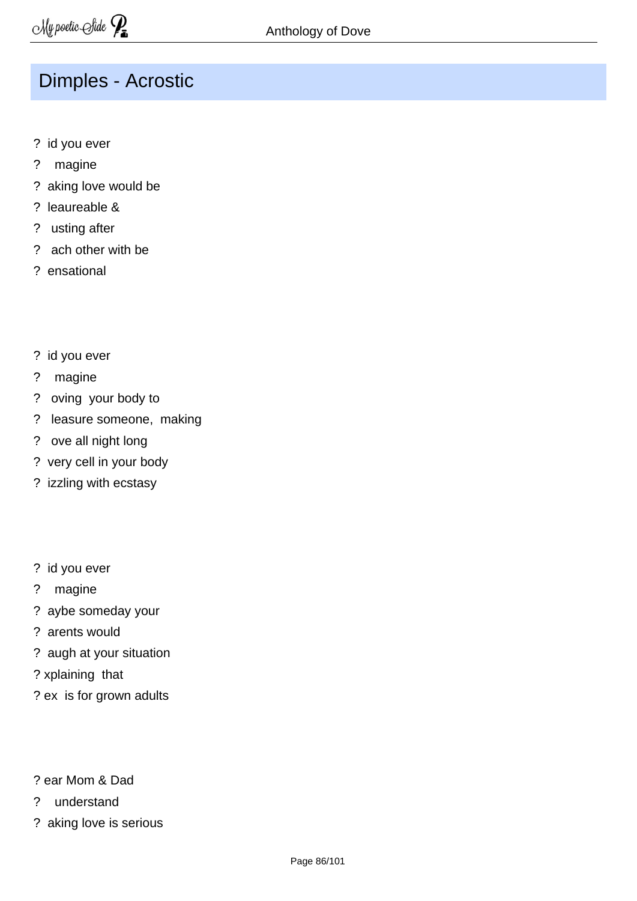## Dimples - Acrostic

? id you ever  
? magine  
? aking love would be  
? leaureable &  
? usting after  
? ach other with be  
? ensational

? id you ever  
? magine  
? oving your body to  
? leasure someone, making  
? ove all night long  
? very cell in your body  
? izzling with ecstasy

? id you ever  
? magine  
? aybe someday your  
? arents would  
? augh at your situation  
? xplaining that  
? ex is for grown adults

? ear Mom & Dad  
? understand  
? aking love is serious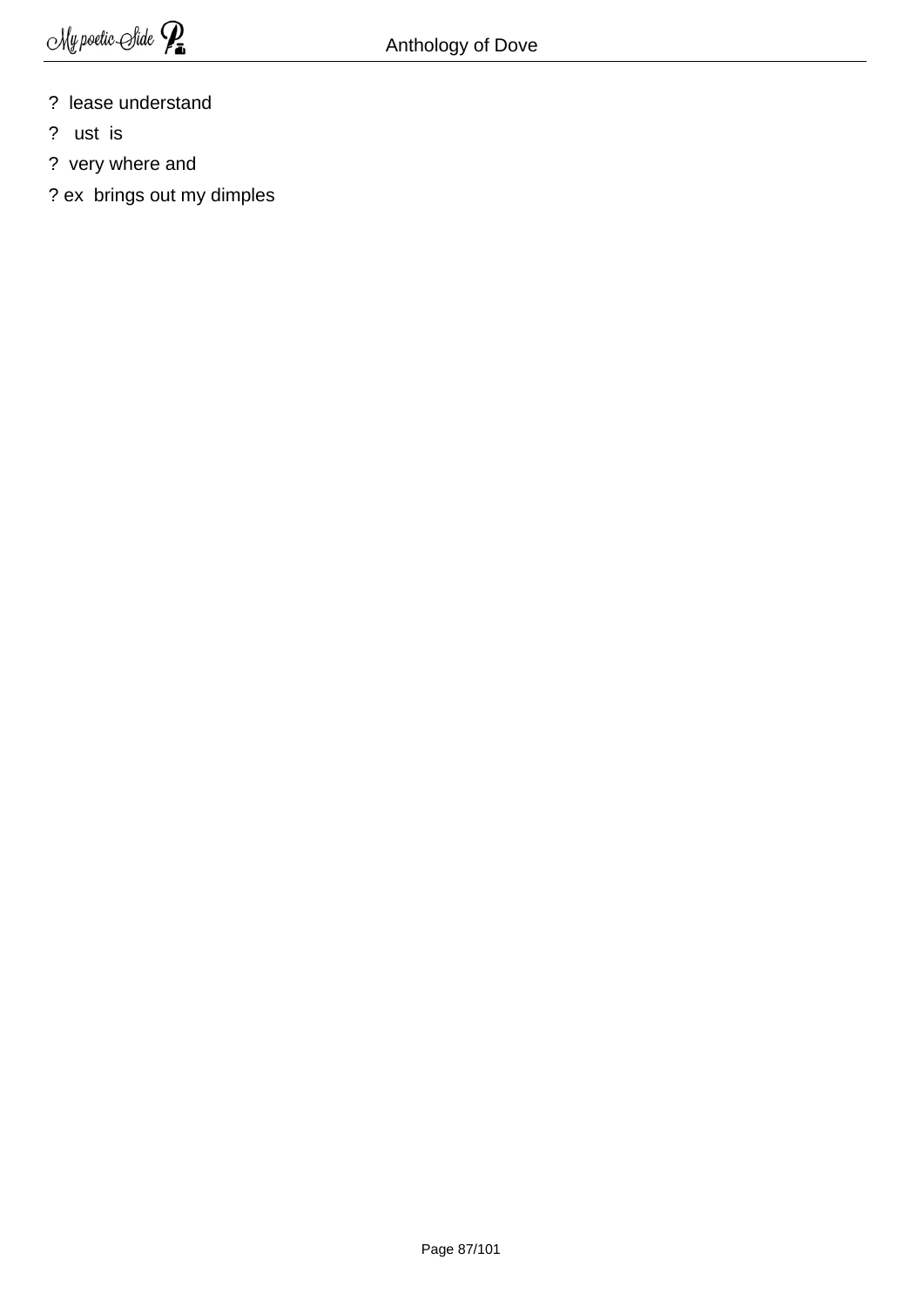?  lease understand

?   ust  is

?  very where and

? ex  brings out my dimples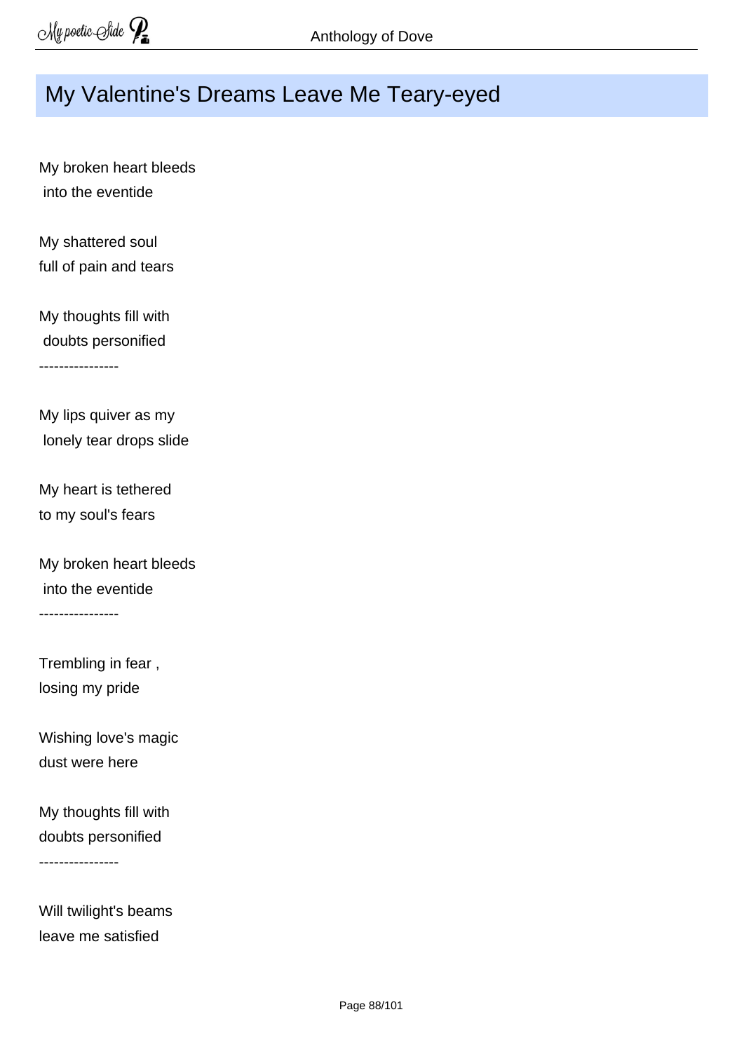# My Valentine's Dreams Leave Me Teary-eyed

My broken heart bleeds
into the eventide

My shattered soul
full of pain and tears

My thoughts fill with
doubts personified
----------------

My lips quiver as my
lonely tear drops slide

My heart is tethered
to my soul's fears

My broken heart bleeds
into the eventide
----------------

Trembling in fear ,
losing my pride

Wishing love's magic
dust were here

My thoughts fill with
doubts personified
----------------

Will twilight's beams
leave me satisfied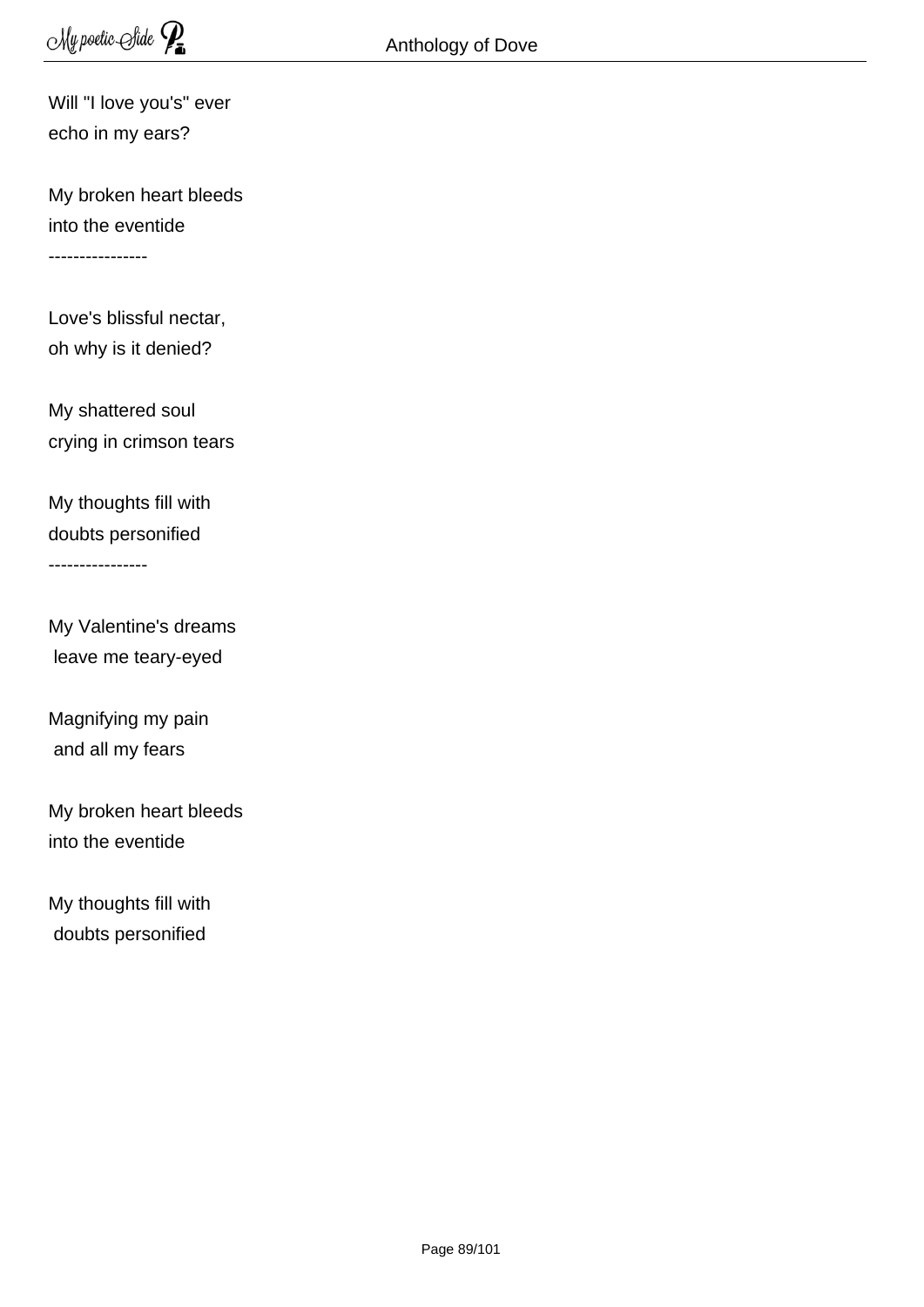Will "I love you's" ever
echo in my ears?

My broken heart bleeds
into the eventide
----------------

Love's blissful nectar,
oh why is it denied?

My shattered soul
crying in crimson tears

My thoughts fill with
doubts personified
----------------

My Valentine's dreams
leave me teary-eyed

Magnifying my pain
and all my fears

My broken heart bleeds
into the eventide

My thoughts fill with
doubts personified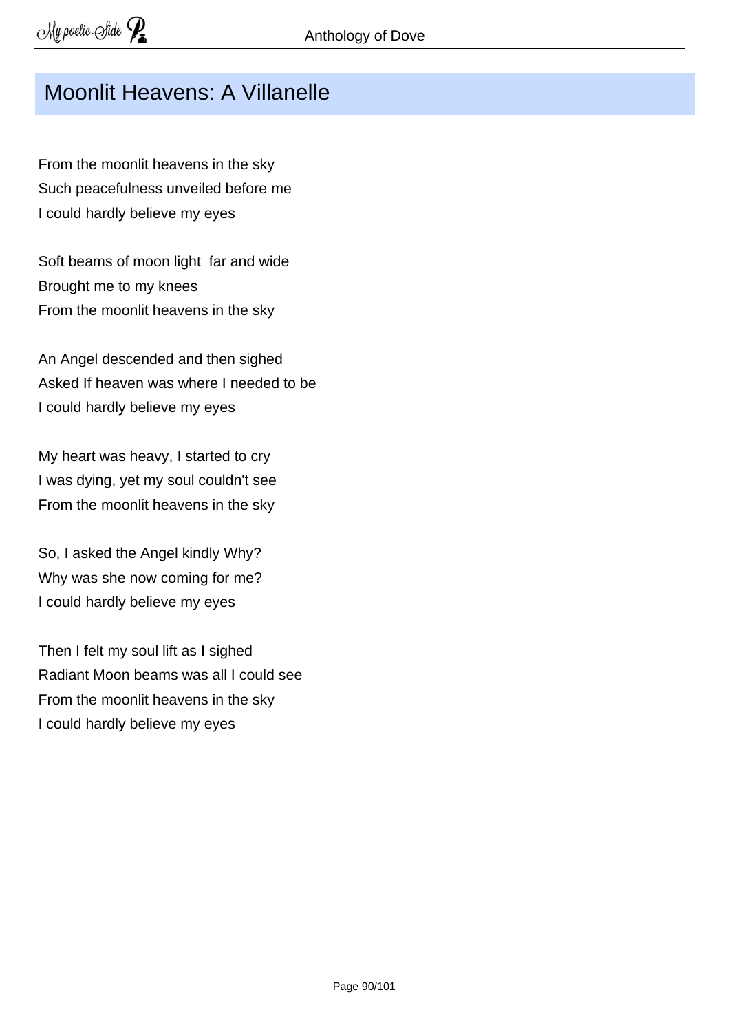# Moonlit Heavens: A Villanelle

From the moonlit heavens in the sky
Such peacefulness unveiled before me
I could hardly believe my eyes

Soft beams of moon light  far and wide
Brought me to my knees
From the moonlit heavens in the sky

An Angel descended and then sighed
Asked If heaven was where I needed to be
I could hardly believe my eyes

My heart was heavy, I started to cry
I was dying, yet my soul couldn't see
From the moonlit heavens in the sky

So, I asked the Angel kindly Why?
Why was she now coming for me?
I could hardly believe my eyes

Then I felt my soul lift as I sighed
Radiant Moon beams was all I could see
From the moonlit heavens in the sky
I could hardly believe my eyes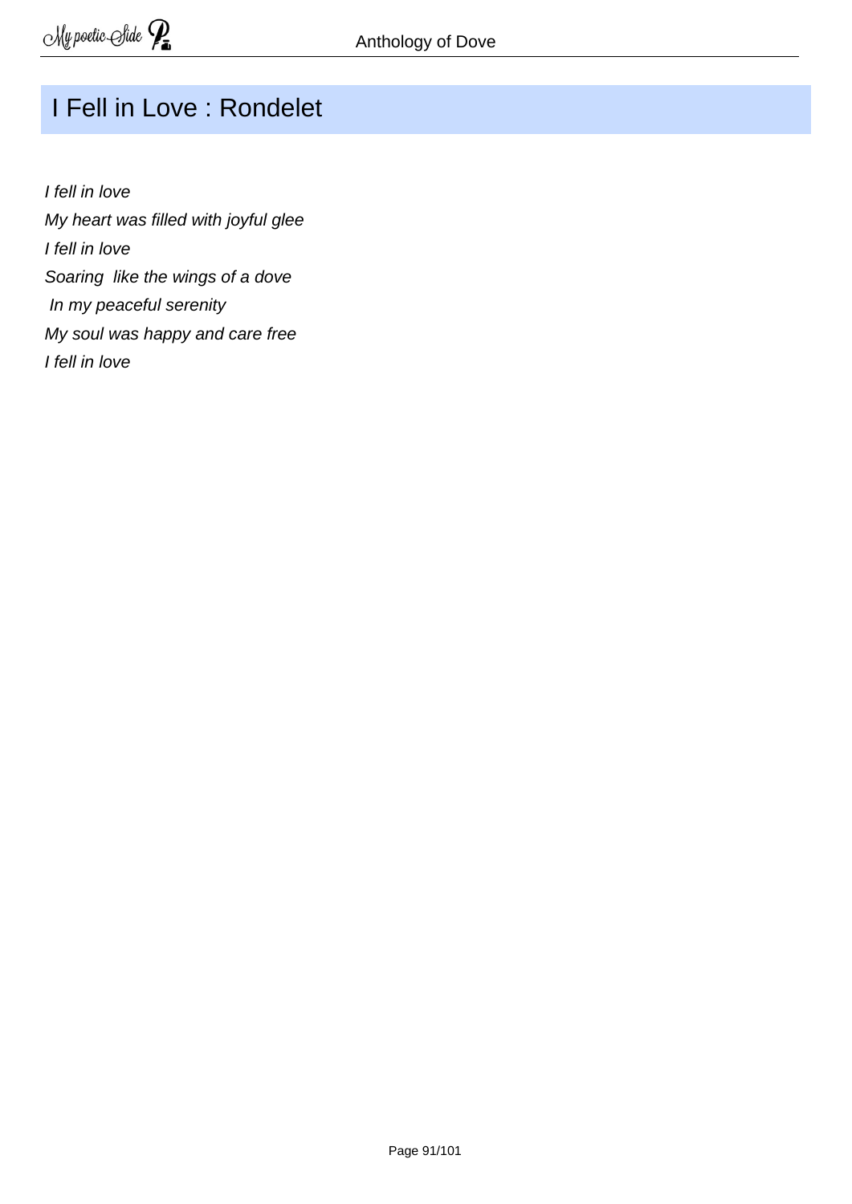# I Fell in Love : Rondelet

*I fell in love*
*My heart was filled with joyful glee*
*I fell in love*
*Soaring like the wings of a dove*
*In my peaceful serenity*
*My soul was happy and care free*
*I fell in love*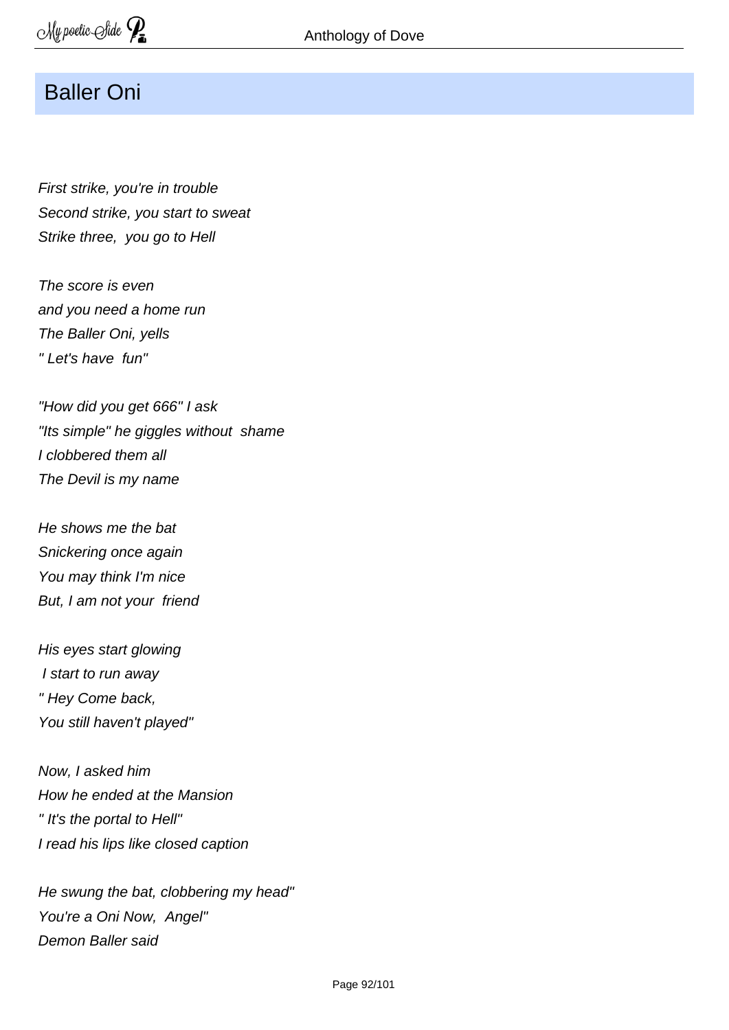## Baller Oni

*First strike, you're in trouble*
*Second strike, you start to sweat*
*Strike three, you go to Hell*

*The score is even*
*and you need a home run*
*The Baller Oni, yells*
*" Let's have fun"*

*"How did you get 666" I ask*
*"Its simple" he giggles without shame*
*I clobbered them all*
*The Devil is my name*

*He shows me the bat*
*Snickering once again*
*You may think I'm nice*
*But, I am not your friend*

*His eyes start glowing*
*I start to run away*
*" Hey Come back,*
*You still haven't played"*

*Now, I asked him*
*How he ended at the Mansion*
*" It's the portal to Hell"*
*I read his lips like closed caption*

*He swung the bat, clobbering my head"*
*You're a Oni Now, Angel"*
*Demon Baller said*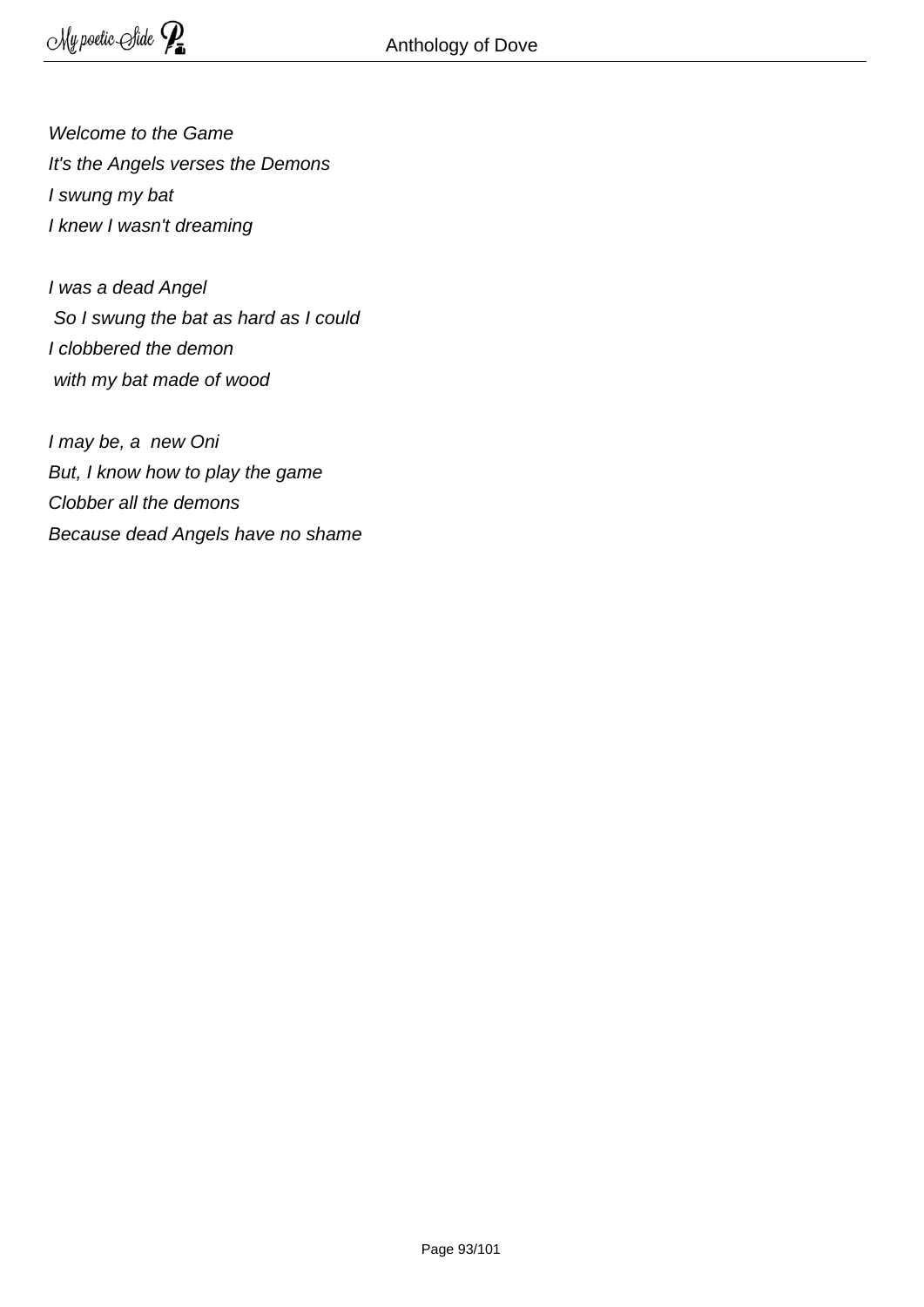*Welcome to the Game*  
*It's the Angels verses the Demons*  
*I swung my bat*  
*I knew I wasn't dreaming*

*I was a dead Angel*  
*So I swung the bat as hard as I could*  
*I clobbered the demon*  
*with my bat made of wood*

*I may be, a new Oni*  
*But, I know how to play the game*  
*Clobber all the demons*  
*Because dead Angels have no shame*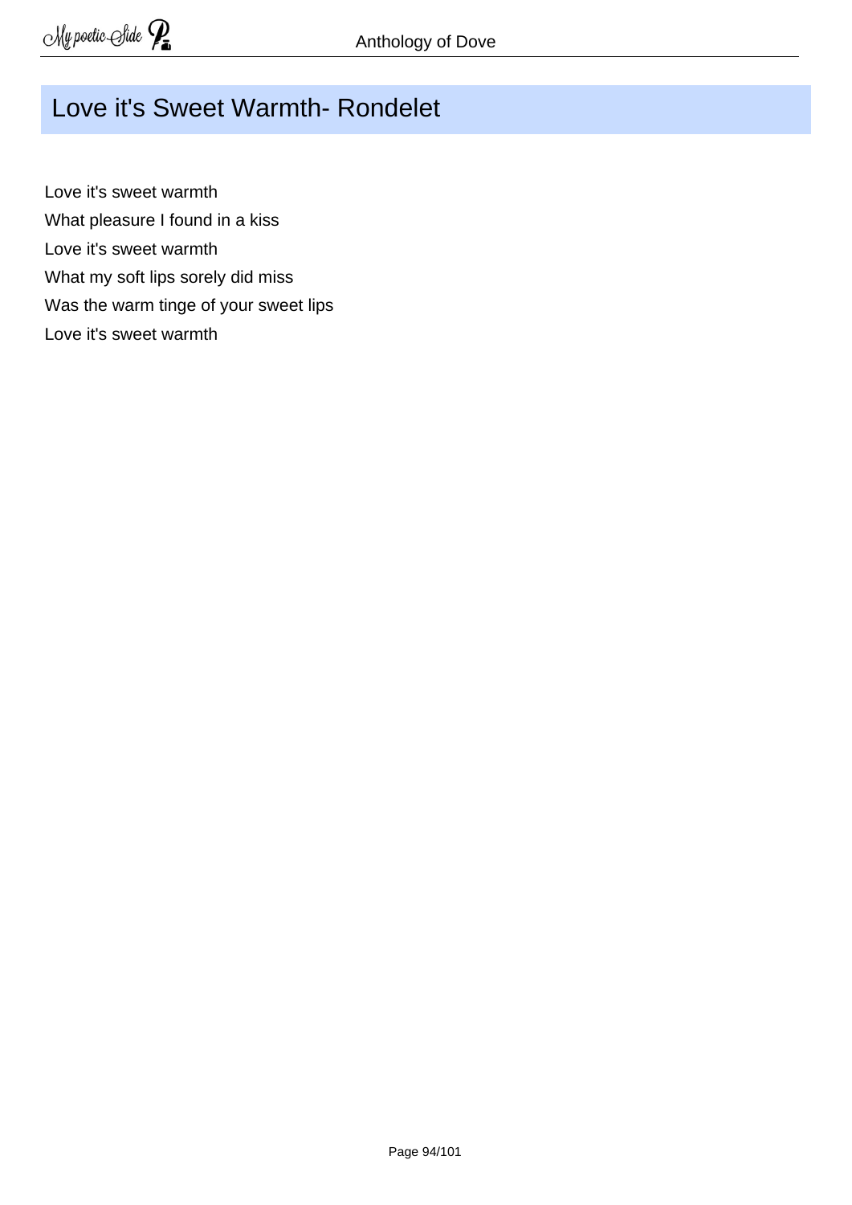## Love it's Sweet Warmth- Rondelet

Love it's sweet warmth  
What pleasure I found in a kiss  
Love it's sweet warmth  
What my soft lips sorely did miss  
Was the warm tinge of your sweet lips  
Love it's sweet warmth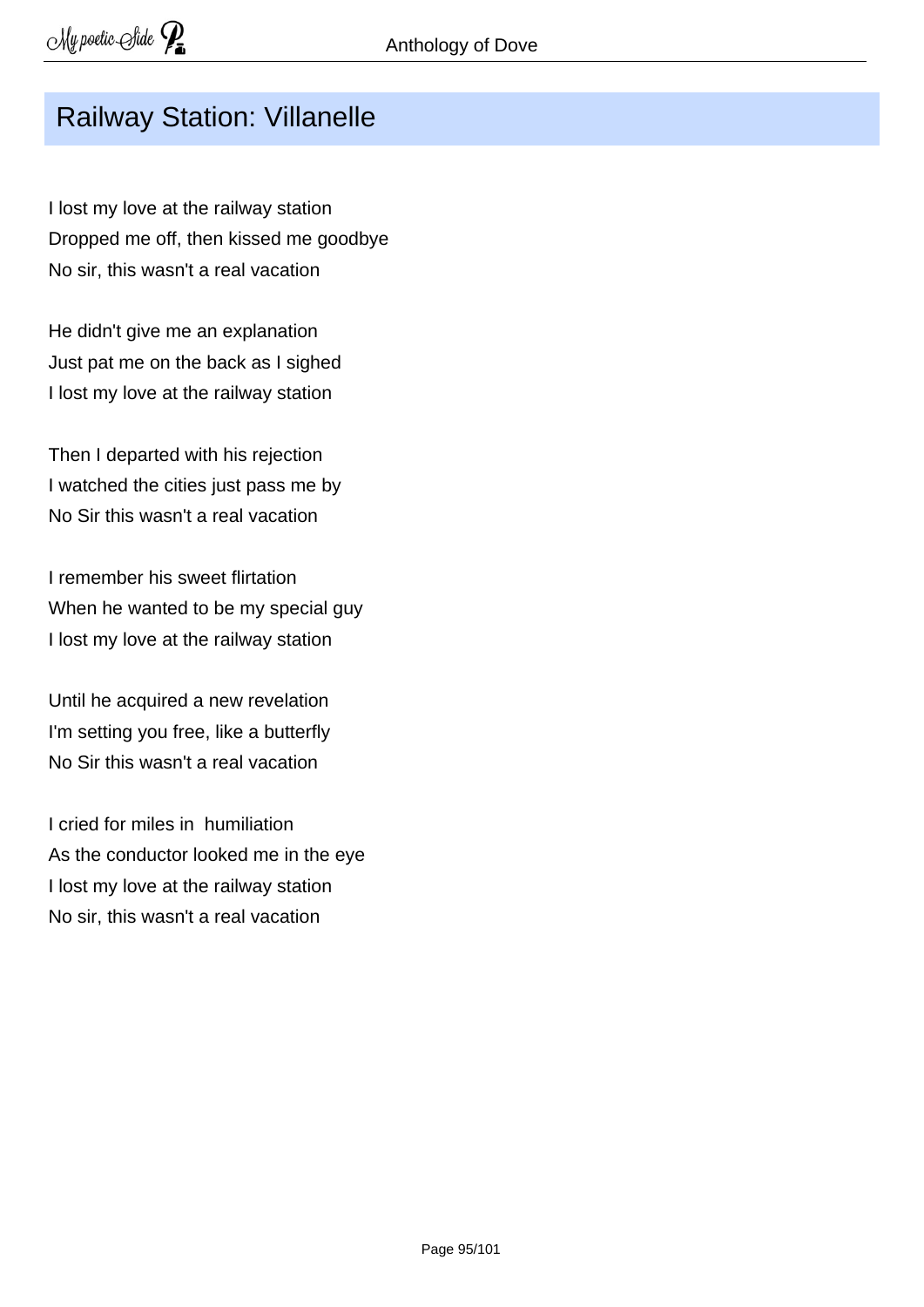# Railway Station: Villanelle

I lost my love at the railway station
Dropped me off, then kissed me goodbye
No sir, this wasn't a real vacation

He didn't give me an explanation
Just pat me on the back as I sighed
I lost my love at the railway station

Then I departed with his rejection
I watched the cities just pass me by
No Sir this wasn't a real vacation

I remember his sweet flirtation
When he wanted to be my special guy
I lost my love at the railway station

Until he acquired a new revelation
I'm setting you free, like a butterfly
No Sir this wasn't a real vacation

I cried for miles in  humiliation
As the conductor looked me in the eye
I lost my love at the railway station
No sir, this wasn't a real vacation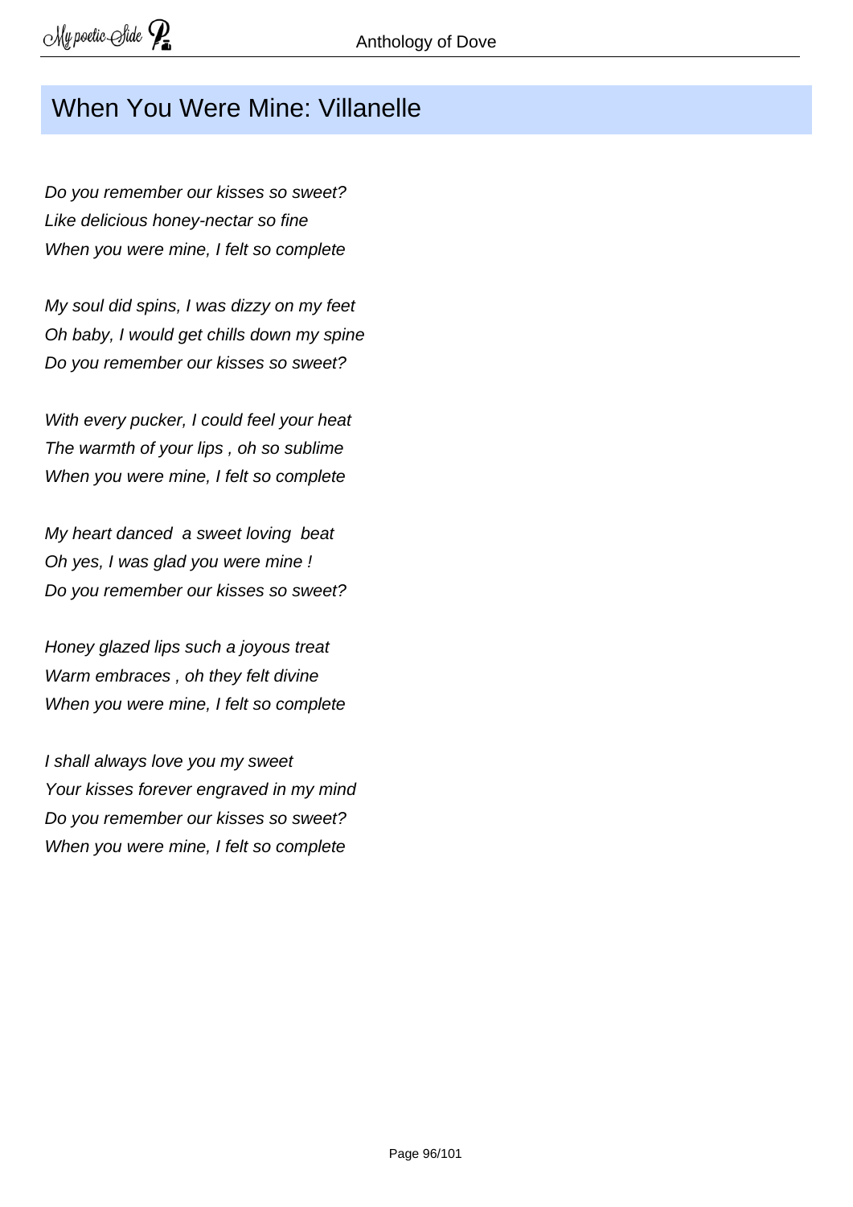## When You Were Mine: Villanelle

*Do you remember our kisses so sweet?*
*Like delicious honey-nectar so fine*
*When you were mine, I felt so complete*

*My soul did spins, I was dizzy on my feet*
*Oh baby, I would get chills down my spine*
*Do you remember our kisses so sweet?*

*With every pucker, I could feel your heat*
*The warmth of your lips , oh so sublime*
*When you were mine, I felt so complete*

*My heart danced  a sweet loving  beat*
*Oh yes, I was glad you were mine !*
*Do you remember our kisses so sweet?*

*Honey glazed lips such a joyous treat*
*Warm embraces , oh they felt divine*
*When you were mine, I felt so complete*

*I shall always love you my sweet*
*Your kisses forever engraved in my mind*
*Do you remember our kisses so sweet?*
*When you were mine, I felt so complete*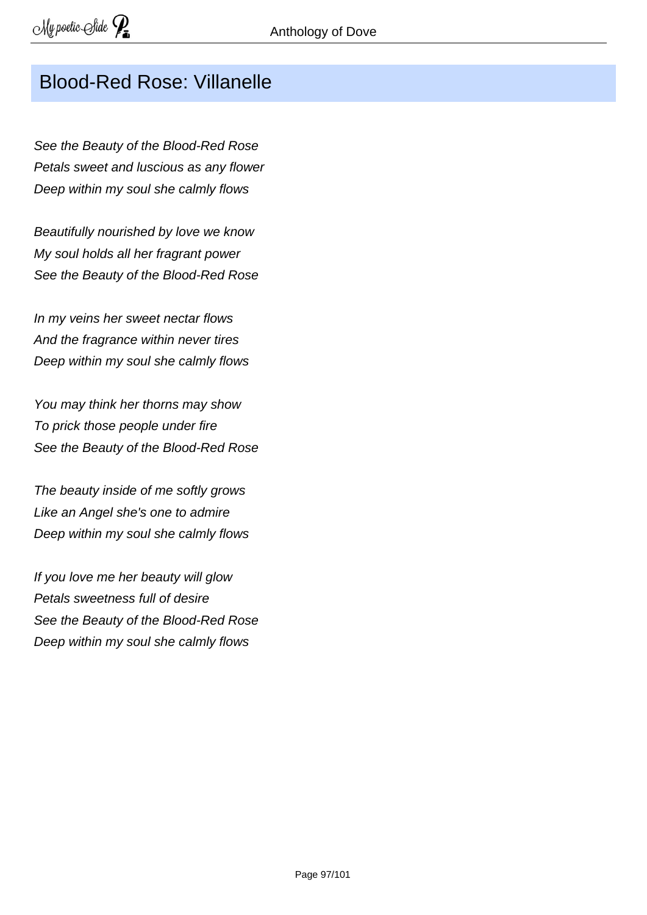## Blood-Red Rose: Villanelle

*See the Beauty of the Blood-Red Rose*
*Petals sweet and luscious as any flower*
*Deep within my soul she calmly flows*

*Beautifully nourished by love we know*
*My soul holds all her fragrant power*
*See the Beauty of the Blood-Red Rose*

*In my veins her sweet nectar flows*
*And the fragrance within never tires*
*Deep within my soul she calmly flows*

*You may think her thorns may show*
*To prick those people under fire*
*See the Beauty of the Blood-Red Rose*

*The beauty inside of me softly grows*
*Like an Angel she's one to admire*
*Deep within my soul she calmly flows*

*If you love me her beauty will glow*
*Petals sweetness full of desire*
*See the Beauty of the Blood-Red Rose*
*Deep within my soul she calmly flows*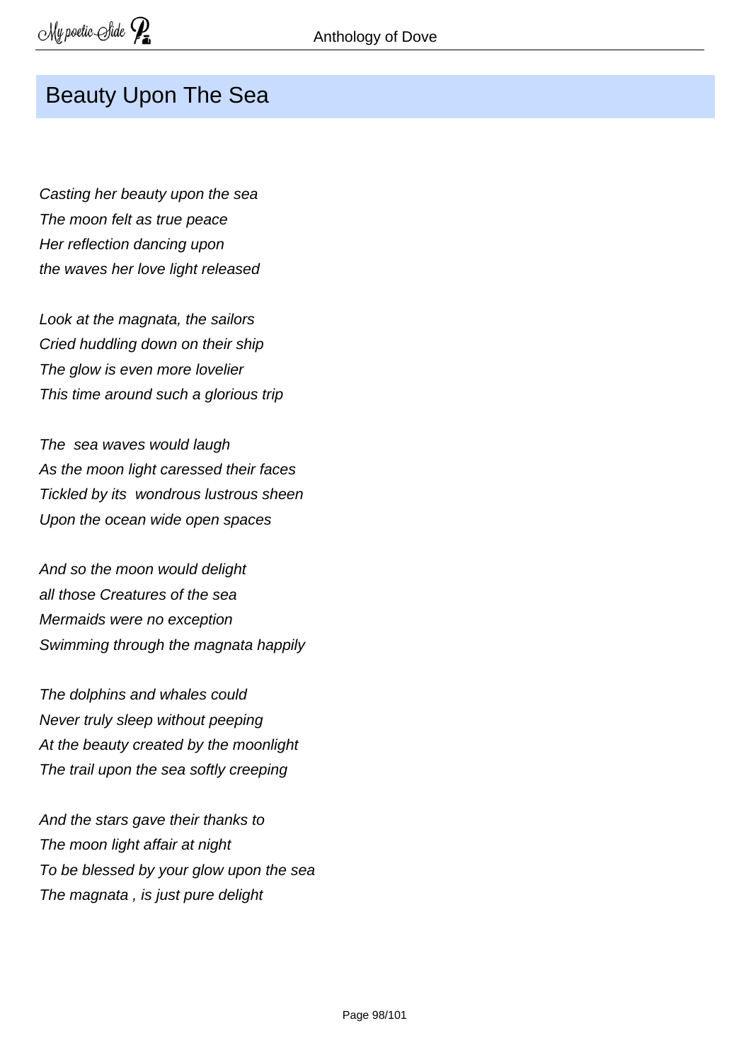## Beauty Upon The Sea

*Casting her beauty upon the sea*
*The moon felt as true peace*
*Her reflection dancing upon*
*the waves her love light released*

*Look at the magnata, the sailors*
*Cried huddling down on their ship*
*The glow is even more lovelier*
*This time around such a glorious trip*

*The  sea waves would laugh*
*As the moon light caressed their faces*
*Tickled by its  wondrous lustrous sheen*
*Upon the ocean wide open spaces*

*And so the moon would delight*
*all those Creatures of the sea*
*Mermaids were no exception*
*Swimming through the magnata happily*

*The dolphins and whales could*
*Never truly sleep without peeping*
*At the beauty created by the moonlight*
*The trail upon the sea softly creeping*

*And the stars gave their thanks to*
*The moon light affair at night*
*To be blessed by your glow upon the sea*
*The magnata , is just pure delight*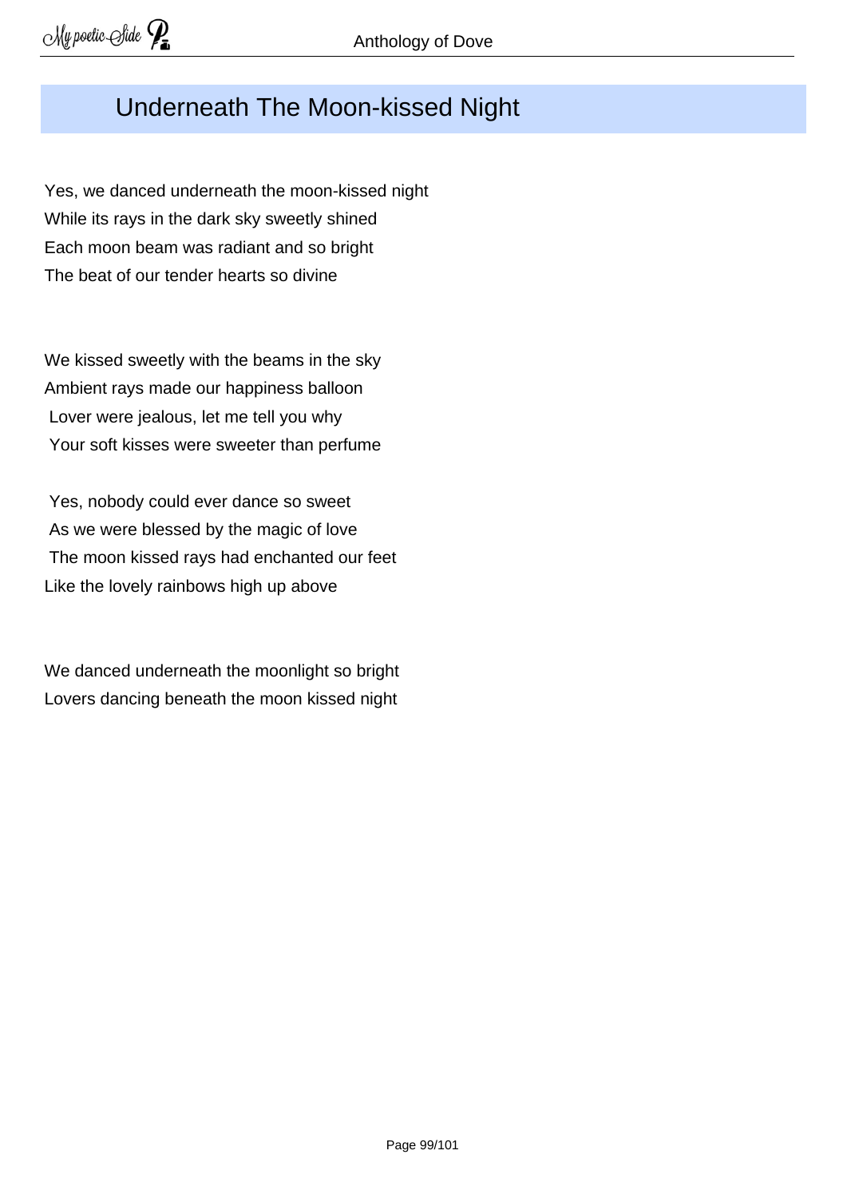# Underneath The Moon-kissed Night

Yes, we danced underneath the moon-kissed night  
While its rays in the dark sky sweetly shined  
Each moon beam was radiant and so bright  
The beat of our tender hearts so divine

We kissed sweetly with the beams in the sky  
Ambient rays made our happiness balloon  
Lover were jealous, let me tell you why  
Your soft kisses were sweeter than perfume

Yes, nobody could ever dance so sweet  
As we were blessed by the magic of love  
The moon kissed rays had enchanted our feet  
Like the lovely rainbows high up above

We danced underneath the moonlight so bright  
Lovers dancing beneath the moon kissed night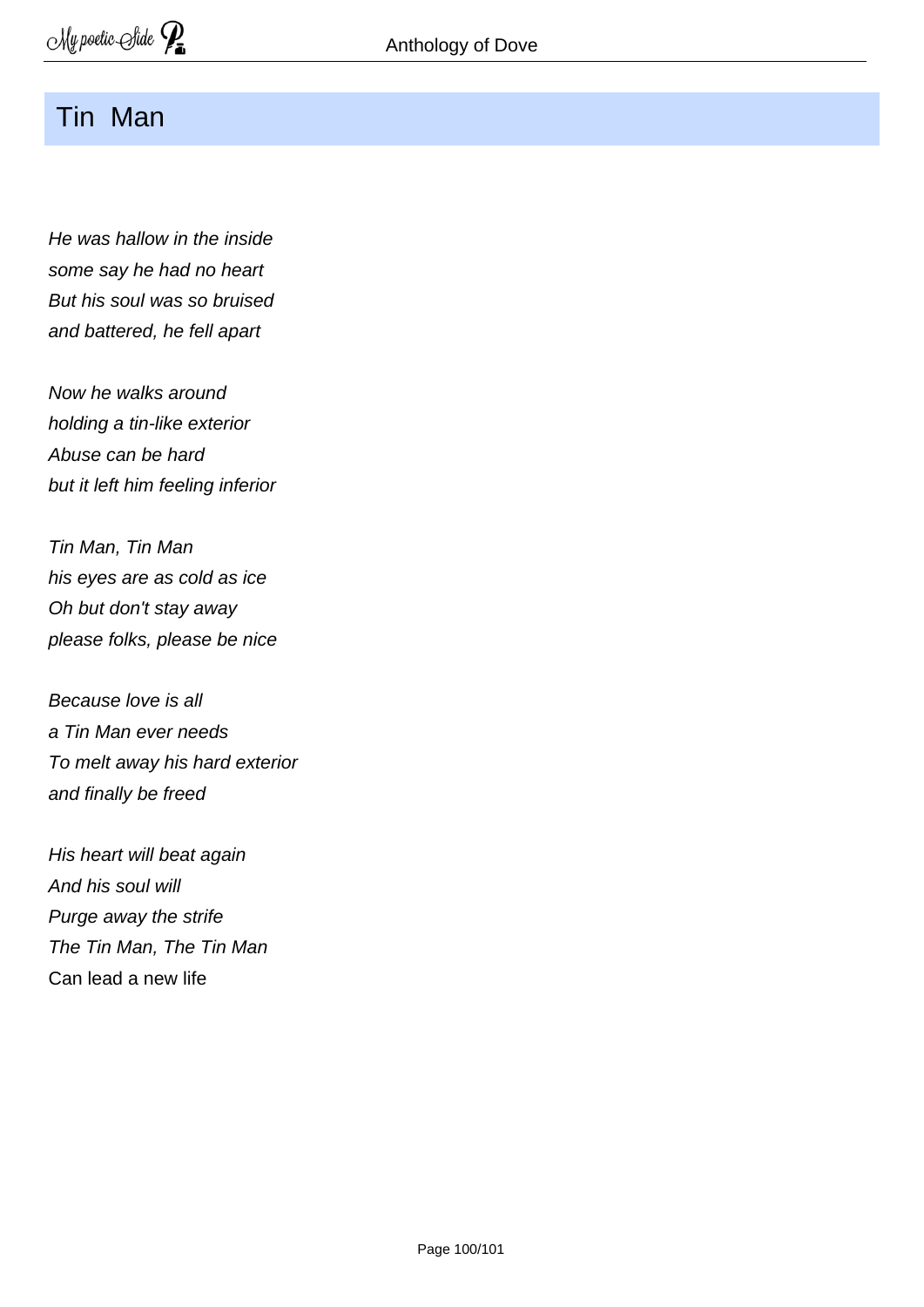## Tin Man

*He was hallow in the inside*  
*some say he had no heart*  
*But his soul was so bruised*  
*and battered, he fell apart*

*Now he walks around*  
*holding a tin-like exterior*  
*Abuse can be hard*  
*but it left him feeling inferior*

*Tin Man, Tin Man*  
*his eyes are as cold as ice*  
*Oh but don't stay away*  
*please folks, please be nice*

*Because love is all*  
*a Tin Man ever needs*  
*To melt away his hard exterior*  
*and finally be freed*

*His heart will beat again*  
*And his soul will*  
*Purge away the strife*  
*The Tin Man, The Tin Man*  
Can lead a new life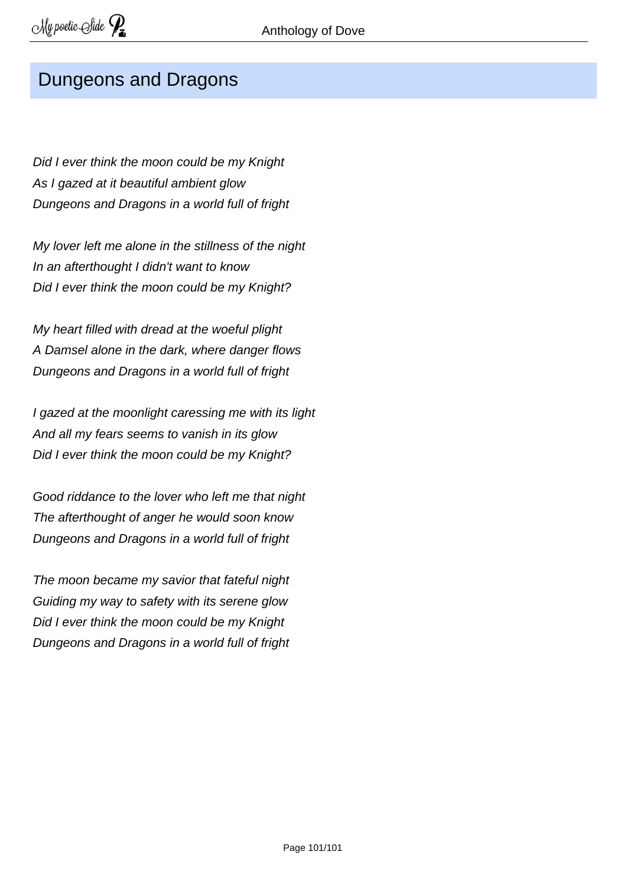## Dungeons and Dragons

*Did I ever think the moon could be my Knight*
*As I gazed at it beautiful ambient glow*
*Dungeons and Dragons in a world full of fright*

*My lover left me alone in the stillness of the night*
*In an afterthought I didn't want to know*
*Did I ever think the moon could be my Knight?*

*My heart filled with dread at the woeful plight*
*A Damsel alone in the dark, where danger flows*
*Dungeons and Dragons in a world full of fright*

*I gazed at the moonlight caressing me with its light*
*And all my fears seems to vanish in its glow*
*Did I ever think the moon could be my Knight?*

*Good riddance to the lover who left me that night*
*The afterthought of anger he would soon know*
*Dungeons and Dragons in a world full of fright*

*The moon became my savior that fateful night*
*Guiding my way to safety with its serene glow*
*Did I ever think the moon could be my Knight*
*Dungeons and Dragons in a world full of fright*